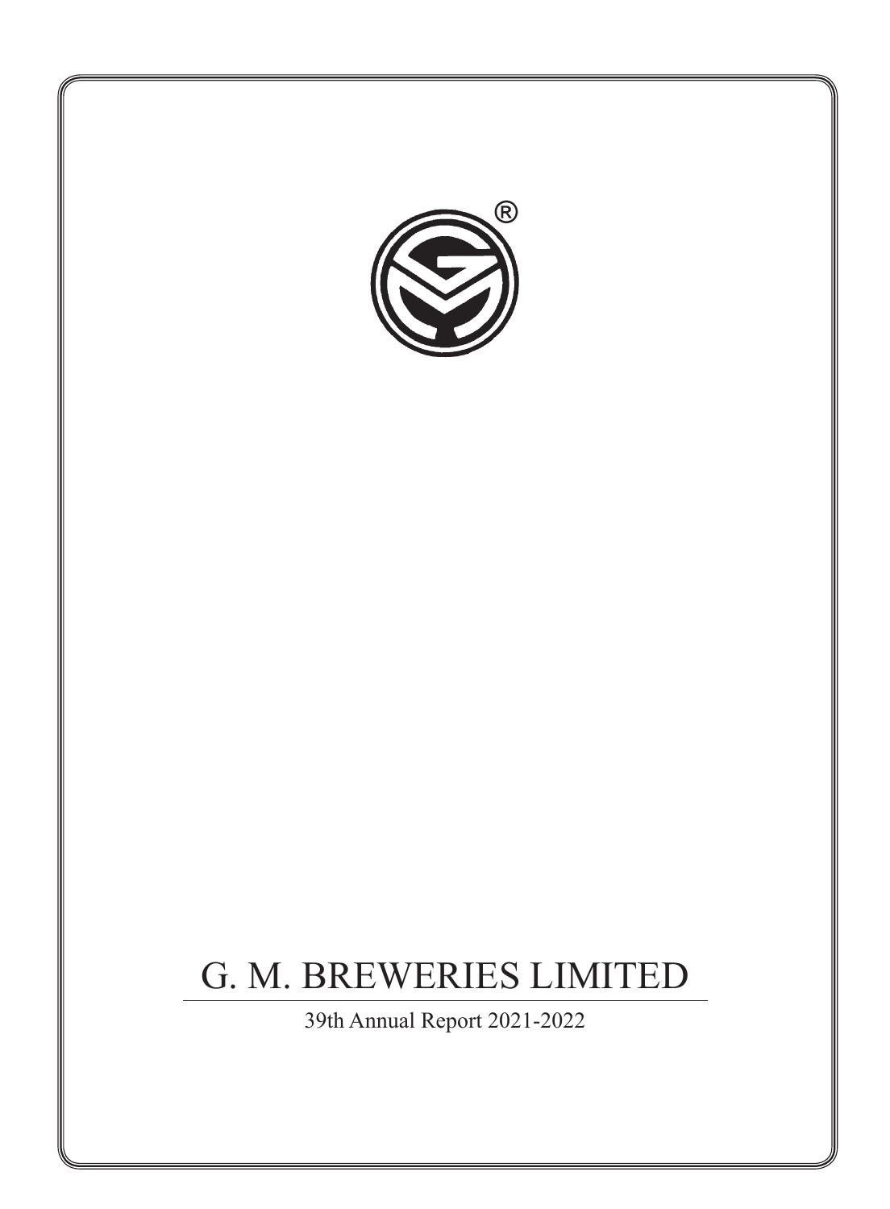# G. M. BREWERIES LIMITED

39th Annual Report 2021-2022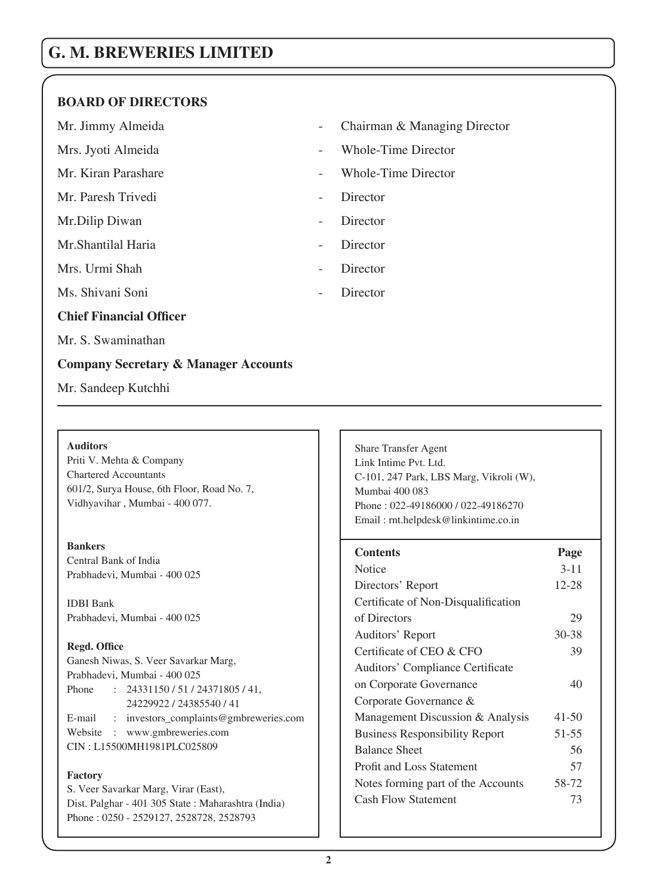# G. M. BREWERIES LIMITED

## BOARD OF DIRECTORS

| | | |
|---|---|---|
| Mr. Jimmy Almeida | - | Chairman & Managing Director |
| Mrs. Jyoti Almeida | - | Whole-Time Director |
| Mr. Kiran Parashare | - | Whole-Time Director |
| Mr. Paresh Trivedi | - | Director |
| Mr.Dilip Diwan | - | Director |
| Mr.Shantilal Haria | - | Director |
| Mrs. Urmi Shah | - | Director |
| Ms. Shivani Soni | - | Director |

**Chief Financial Officer**

Mr. S. Swaminathan

**Company Secretary & Manager Accounts**

Mr. Sandeep Kutchhi

**Auditors**
Priti V. Mehta & Company
Chartered Accountants
601/2, Surya House, 6th Floor, Road No. 7,
Vidhyavihar , Mumbai - 400 077.

**Bankers**
Central Bank of India
Prabhadevi, Mumbai - 400 025

IDBI Bank
Prabhadevi, Mumbai - 400 025

**Regd. Office**
Ganesh Niwas, S. Veer Savarkar Marg,
Prabhadevi, Mumbai - 400 025
Phone : 24331150 / 51 / 24371805 / 41,
24229922 / 24385540 / 41
E-mail : investors_complaints@gmbreweries.com
Website : www.gmbreweries.com
CIN : L15500MH1981PLC025809

**Factory**
S. Veer Savarkar Marg, Virar (East),
Dist. Palghar - 401 305 State : Maharashtra (India)
Phone : 0250 - 2529127, 2528728, 2528793

Share Transfer Agent
Link Intime Pvt. Ltd.
C-101, 247 Park, LBS Marg, Vikroli (W),
Mumbai 400 083
Phone : 022-49186000 / 022-49186270
Email : rnt.helpdesk@linkintime.co.in

| Contents | Page |
|---|---|
| Notice | 3-11 |
| Directors' Report | 12-28 |
| Certificate of Non-Disqualification of Directors | 29 |
| Auditors' Report | 30-38 |
| Certificate of CEO & CFO | 39 |
| Auditors' Compliance Certificate on Corporate Governance | 40 |
| Corporate Governance & Management Discussion & Analysis | 41-50 |
| Business Responsibility Report | 51-55 |
| Balance Sheet | 56 |
| Profit and Loss Statement | 57 |
| Notes forming part of the Accounts | 58-72 |
| Cash Flow Statement | 73 |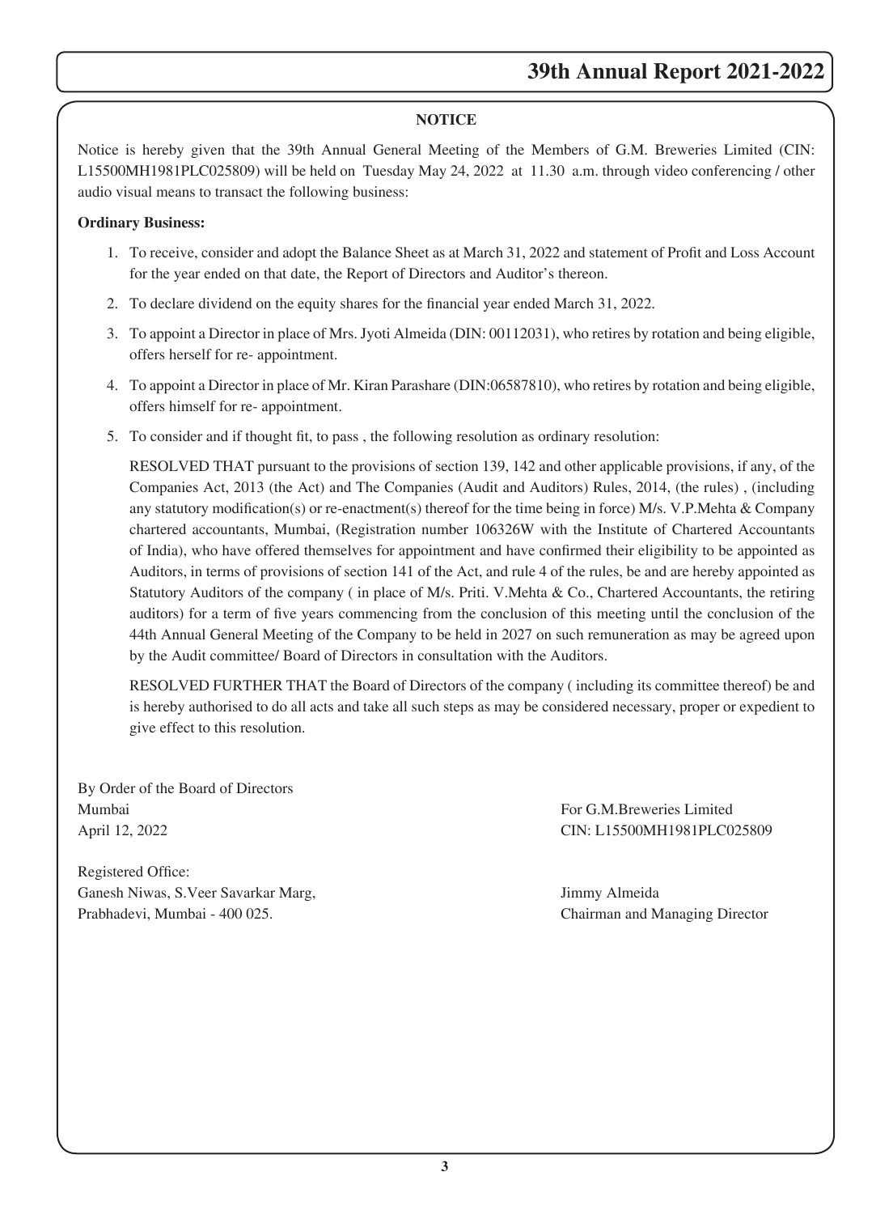## NOTICE

Notice is hereby given that the 39th Annual General Meeting of the Members of G.M. Breweries Limited (CIN: L15500MH1981PLC025809) will be held on Tuesday May 24, 2022 at 11.30 a.m. through video conferencing / other audio visual means to transact the following business:

**Ordinary Business:**

1. To receive, consider and adopt the Balance Sheet as at March 31, 2022 and statement of Profit and Loss Account for the year ended on that date, the Report of Directors and Auditor's thereon.
2. To declare dividend on the equity shares for the financial year ended March 31, 2022.
3. To appoint a Director in place of Mrs. Jyoti Almeida (DIN: 00112031), who retires by rotation and being eligible, offers herself for re- appointment.
4. To appoint a Director in place of Mr. Kiran Parashare (DIN:06587810), who retires by rotation and being eligible, offers himself for re- appointment.
5. To consider and if thought fit, to pass , the following resolution as ordinary resolution:

   RESOLVED THAT pursuant to the provisions of section 139, 142 and other applicable provisions, if any, of the Companies Act, 2013 (the Act) and The Companies (Audit and Auditors) Rules, 2014, (the rules) , (including any statutory modification(s) or re-enactment(s) thereof for the time being in force) M/s. V.P.Mehta & Company chartered accountants, Mumbai, (Registration number 106326W with the Institute of Chartered Accountants of India), who have offered themselves for appointment and have confirmed their eligibility to be appointed as Auditors, in terms of provisions of section 141 of the Act, and rule 4 of the rules, be and are hereby appointed as Statutory Auditors of the company ( in place of M/s. Priti. V.Mehta & Co., Chartered Accountants, the retiring auditors) for a term of five years commencing from the conclusion of this meeting until the conclusion of the 44th Annual General Meeting of the Company to be held in 2027 on such remuneration as may be agreed upon by the Audit committee/ Board of Directors in consultation with the Auditors.

   RESOLVED FURTHER THAT the Board of Directors of the company ( including its committee thereof) be and is hereby authorised to do all acts and take all such steps as may be considered necessary, proper or expedient to give effect to this resolution.

By Order of the Board of Directors
Mumbai
April 12, 2022

For G.M.Breweries Limited
CIN: L15500MH1981PLC025809

Registered Office:
Ganesh Niwas, S.Veer Savarkar Marg,
Prabhadevi, Mumbai - 400 025.

Jimmy Almeida
Chairman and Managing Director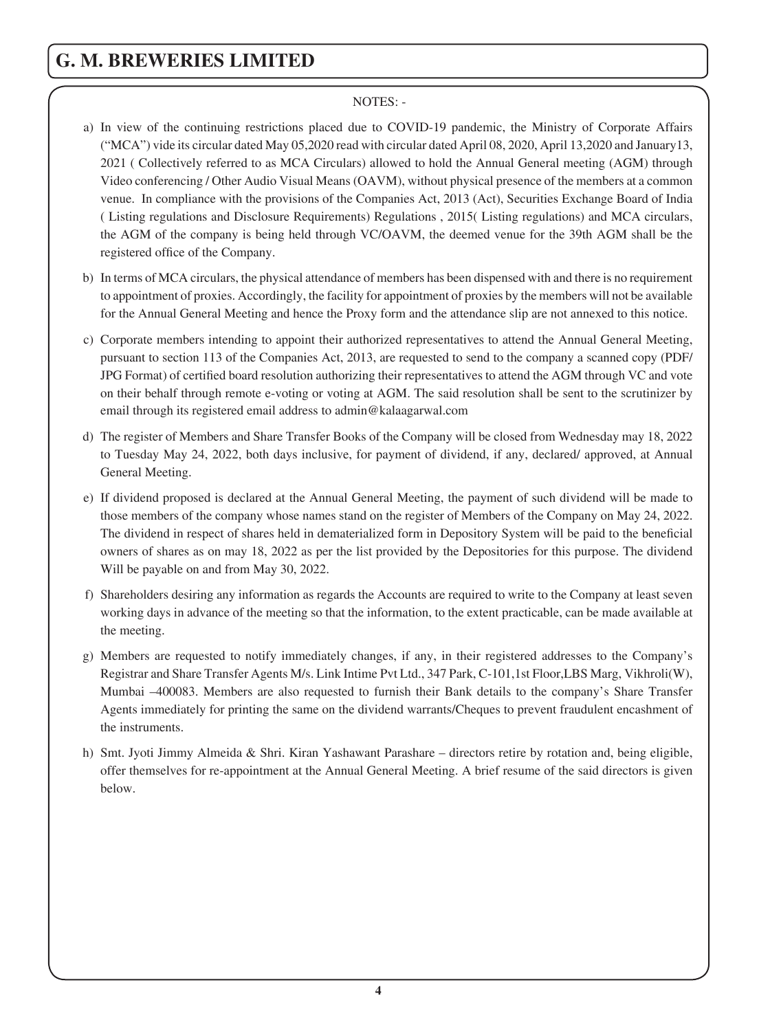NOTES: -

a) In view of the continuing restrictions placed due to COVID-19 pandemic, the Ministry of Corporate Affairs ("MCA") vide its circular dated May 05,2020 read with circular dated April 08, 2020, April 13,2020 and January13, 2021 ( Collectively referred to as MCA Circulars) allowed to hold the Annual General meeting (AGM) through Video conferencing / Other Audio Visual Means (OAVM), without physical presence of the members at a common venue. In compliance with the provisions of the Companies Act, 2013 (Act), Securities Exchange Board of India ( Listing regulations and Disclosure Requirements) Regulations , 2015( Listing regulations) and MCA circulars, the AGM of the company is being held through VC/OAVM, the deemed venue for the 39th AGM shall be the registered office of the Company.

b) In terms of MCA circulars, the physical attendance of members has been dispensed with and there is no requirement to appointment of proxies. Accordingly, the facility for appointment of proxies by the members will not be available for the Annual General Meeting and hence the Proxy form and the attendance slip are not annexed to this notice.

c) Corporate members intending to appoint their authorized representatives to attend the Annual General Meeting, pursuant to section 113 of the Companies Act, 2013, are requested to send to the company a scanned copy (PDF/JPG Format) of certified board resolution authorizing their representatives to attend the AGM through VC and vote on their behalf through remote e-voting or voting at AGM. The said resolution shall be sent to the scrutinizer by email through its registered email address to admin@kalaagarwal.com

d) The register of Members and Share Transfer Books of the Company will be closed from Wednesday may 18, 2022 to Tuesday May 24, 2022, both days inclusive, for payment of dividend, if any, declared/ approved, at Annual General Meeting.

e) If dividend proposed is declared at the Annual General Meeting, the payment of such dividend will be made to those members of the company whose names stand on the register of Members of the Company on May 24, 2022. The dividend in respect of shares held in dematerialized form in Depository System will be paid to the beneficial owners of shares as on may 18, 2022 as per the list provided by the Depositories for this purpose. The dividend Will be payable on and from May 30, 2022.

f) Shareholders desiring any information as regards the Accounts are required to write to the Company at least seven working days in advance of the meeting so that the information, to the extent practicable, can be made available at the meeting.

g) Members are requested to notify immediately changes, if any, in their registered addresses to the Company's Registrar and Share Transfer Agents M/s. Link Intime Pvt Ltd., 347 Park, C-101,1st Floor,LBS Marg, Vikhroli(W), Mumbai –400083. Members are also requested to furnish their Bank details to the company's Share Transfer Agents immediately for printing the same on the dividend warrants/Cheques to prevent fraudulent encashment of the instruments.

h) Smt. Jyoti Jimmy Almeida & Shri. Kiran Yashawant Parashare – directors retire by rotation and, being eligible, offer themselves for re-appointment at the Annual General Meeting. A brief resume of the said directors is given below.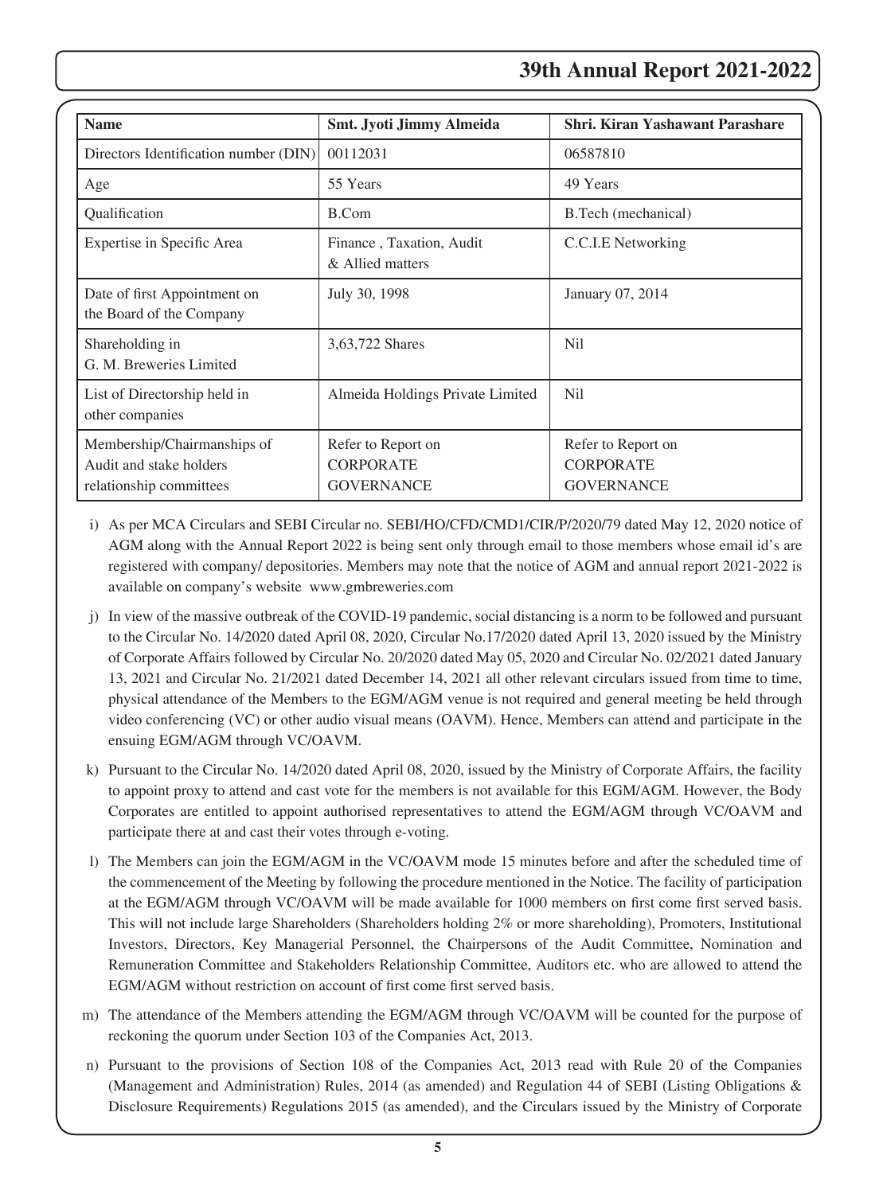| Name | Smt. Jyoti Jimmy Almeida | Shri. Kiran Yashawant Parashare |
|---|---|---|
| Directors Identification number (DIN) | 00112031 | 06587810 |
| Age | 55 Years | 49 Years |
| Qualification | B.Com | B.Tech (mechanical) |
| Expertise in Specific Area | Finance , Taxation, Audit & Allied matters | C.C.I.E Networking |
| Date of first Appointment on the Board of the Company | July 30, 1998 | January 07, 2014 |
| Shareholding in G. M. Breweries Limited | 3,63,722 Shares | Nil |
| List of Directorship held in other companies | Almeida Holdings Private Limited | Nil |
| Membership/Chairmanships of Audit and stake holders relationship committees | Refer to Report on CORPORATE GOVERNANCE | Refer to Report on CORPORATE GOVERNANCE |

i) As per MCA Circulars and SEBI Circular no. SEBI/HO/CFD/CMD1/CIR/P/2020/79 dated May 12, 2020 notice of AGM along with the Annual Report 2022 is being sent only through email to those members whose email id's are registered with company/ depositories. Members may note that the notice of AGM and annual report 2021-2022 is available on company's website www.gmbreweries.com

j) In view of the massive outbreak of the COVID-19 pandemic, social distancing is a norm to be followed and pursuant to the Circular No. 14/2020 dated April 08, 2020, Circular No.17/2020 dated April 13, 2020 issued by the Ministry of Corporate Affairs followed by Circular No. 20/2020 dated May 05, 2020 and Circular No. 02/2021 dated January 13, 2021 and Circular No. 21/2021 dated December 14, 2021 all other relevant circulars issued from time to time, physical attendance of the Members to the EGM/AGM venue is not required and general meeting be held through video conferencing (VC) or other audio visual means (OAVM). Hence, Members can attend and participate in the ensuing EGM/AGM through VC/OAVM.

k) Pursuant to the Circular No. 14/2020 dated April 08, 2020, issued by the Ministry of Corporate Affairs, the facility to appoint proxy to attend and cast vote for the members is not available for this EGM/AGM. However, the Body Corporates are entitled to appoint authorised representatives to attend the EGM/AGM through VC/OAVM and participate there at and cast their votes through e-voting.

l) The Members can join the EGM/AGM in the VC/OAVM mode 15 minutes before and after the scheduled time of the commencement of the Meeting by following the procedure mentioned in the Notice. The facility of participation at the EGM/AGM through VC/OAVM will be made available for 1000 members on first come first served basis. This will not include large Shareholders (Shareholders holding 2% or more shareholding), Promoters, Institutional Investors, Directors, Key Managerial Personnel, the Chairpersons of the Audit Committee, Nomination and Remuneration Committee and Stakeholders Relationship Committee, Auditors etc. who are allowed to attend the EGM/AGM without restriction on account of first come first served basis.

m) The attendance of the Members attending the EGM/AGM through VC/OAVM will be counted for the purpose of reckoning the quorum under Section 103 of the Companies Act, 2013.

n) Pursuant to the provisions of Section 108 of the Companies Act, 2013 read with Rule 20 of the Companies (Management and Administration) Rules, 2014 (as amended) and Regulation 44 of SEBI (Listing Obligations & Disclosure Requirements) Regulations 2015 (as amended), and the Circulars issued by the Ministry of Corporate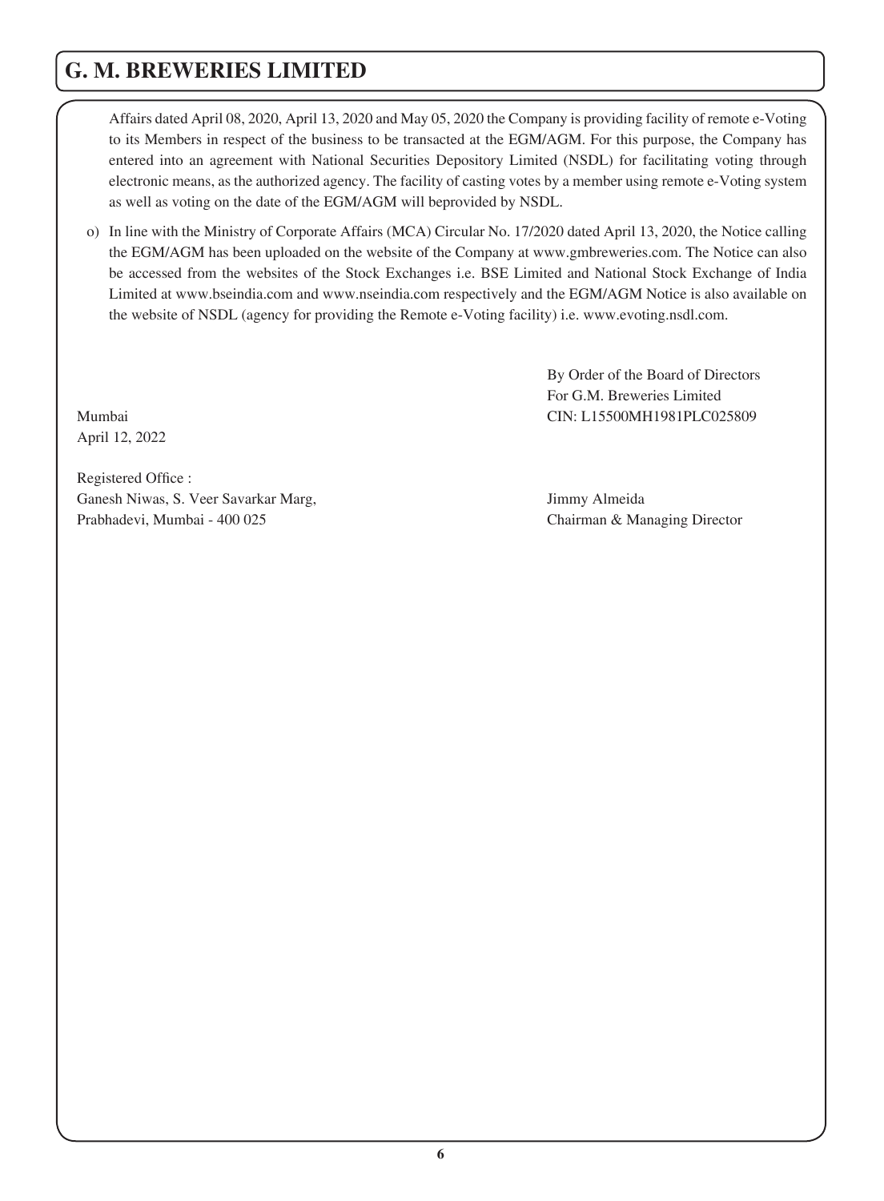Affairs dated April 08, 2020, April 13, 2020 and May 05, 2020 the Company is providing facility of remote e-Voting to its Members in respect of the business to be transacted at the EGM/AGM. For this purpose, the Company has entered into an agreement with National Securities Depository Limited (NSDL) for facilitating voting through electronic means, as the authorized agency. The facility of casting votes by a member using remote e-Voting system as well as voting on the date of the EGM/AGM will beprovided by NSDL.

o) In line with the Ministry of Corporate Affairs (MCA) Circular No. 17/2020 dated April 13, 2020, the Notice calling the EGM/AGM has been uploaded on the website of the Company at www.gmbreweries.com. The Notice can also be accessed from the websites of the Stock Exchanges i.e. BSE Limited and National Stock Exchange of India Limited at www.bseindia.com and www.nseindia.com respectively and the EGM/AGM Notice is also available on the website of NSDL (agency for providing the Remote e-Voting facility) i.e. www.evoting.nsdl.com.

By Order of the Board of Directors
For G.M. Breweries Limited
CIN: L15500MH1981PLC025809

Mumbai
April 12, 2022

Registered Office :
Ganesh Niwas, S. Veer Savarkar Marg,
Prabhadevi, Mumbai - 400 025

Jimmy Almeida
Chairman & Managing Director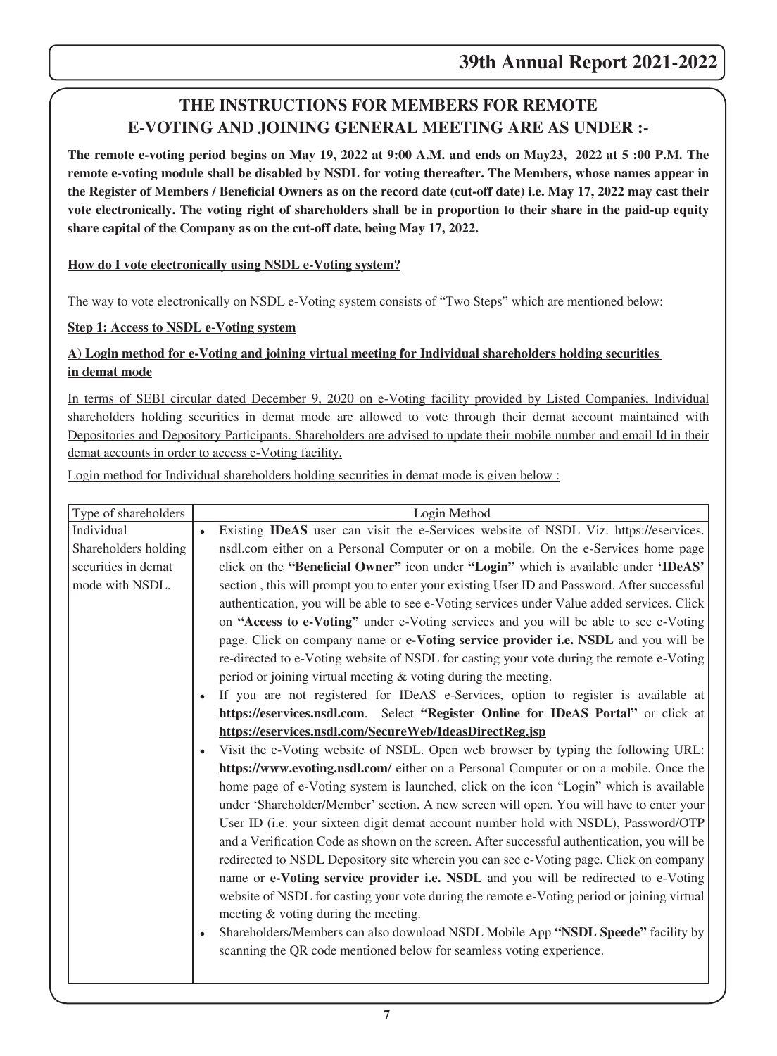## THE INSTRUCTIONS FOR MEMBERS FOR REMOTE E-VOTING AND JOINING GENERAL MEETING ARE AS UNDER :-

**The remote e-voting period begins on May 19, 2022 at 9:00 A.M. and ends on May23, 2022 at 5 :00 P.M. The remote e-voting module shall be disabled by NSDL for voting thereafter. The Members, whose names appear in the Register of Members / Beneficial Owners as on the record date (cut-off date) i.e. May 17, 2022 may cast their vote electronically. The voting right of shareholders shall be in proportion to their share in the paid-up equity share capital of the Company as on the cut-off date, being May 17, 2022.**

**How do I vote electronically using NSDL e-Voting system?**

The way to vote electronically on NSDL e-Voting system consists of "Two Steps" which are mentioned below:

**Step 1: Access to NSDL e-Voting system**

**A) Login method for e-Voting and joining virtual meeting for Individual shareholders holding securities in demat mode**

In terms of SEBI circular dated December 9, 2020 on e-Voting facility provided by Listed Companies, Individual shareholders holding securities in demat mode are allowed to vote through their demat account maintained with Depositories and Depository Participants. Shareholders are advised to update their mobile number and email Id in their demat accounts in order to access e-Voting facility.

Login method for Individual shareholders holding securities in demat mode is given below :

| Type of shareholders | Login Method |
|---|---|
| Individual Shareholders holding securities in demat mode with NSDL. | • Existing **IDeAS** user can visit the e-Services website of NSDL Viz. https://eservices.nsdl.com either on a Personal Computer or on a mobile. On the e-Services home page click on the **"Beneficial Owner"** icon under **"Login"** which is available under **'IDeAS'** section , this will prompt you to enter your existing User ID and Password. After successful authentication, you will be able to see e-Voting services under Value added services. Click on **"Access to e-Voting"** under e-Voting services and you will be able to see e-Voting page. Click on company name or **e-Voting service provider i.e. NSDL** and you will be re-directed to e-Voting website of NSDL for casting your vote during the remote e-Voting period or joining virtual meeting & voting during the meeting.<br>• If you are not registered for IDeAS e-Services, option to register is available at **https://eservices.nsdl.com**. Select **"Register Online for IDeAS Portal"** or click at **https://eservices.nsdl.com/SecureWeb/IdeasDirectReg.jsp**<br>• Visit the e-Voting website of NSDL. Open web browser by typing the following URL: **https://www.evoting.nsdl.com/** either on a Personal Computer or on a mobile. Once the home page of e-Voting system is launched, click on the icon "Login" which is available under 'Shareholder/Member' section. A new screen will open. You will have to enter your User ID (i.e. your sixteen digit demat account number hold with NSDL), Password/OTP and a Verification Code as shown on the screen. After successful authentication, you will be redirected to NSDL Depository site wherein you can see e-Voting page. Click on company name or **e-Voting service provider i.e. NSDL** and you will be redirected to e-Voting website of NSDL for casting your vote during the remote e-Voting period or joining virtual meeting & voting during the meeting.<br>• Shareholders/Members can also download NSDL Mobile App **"NSDL Speede"** facility by scanning the QR code mentioned below for seamless voting experience. |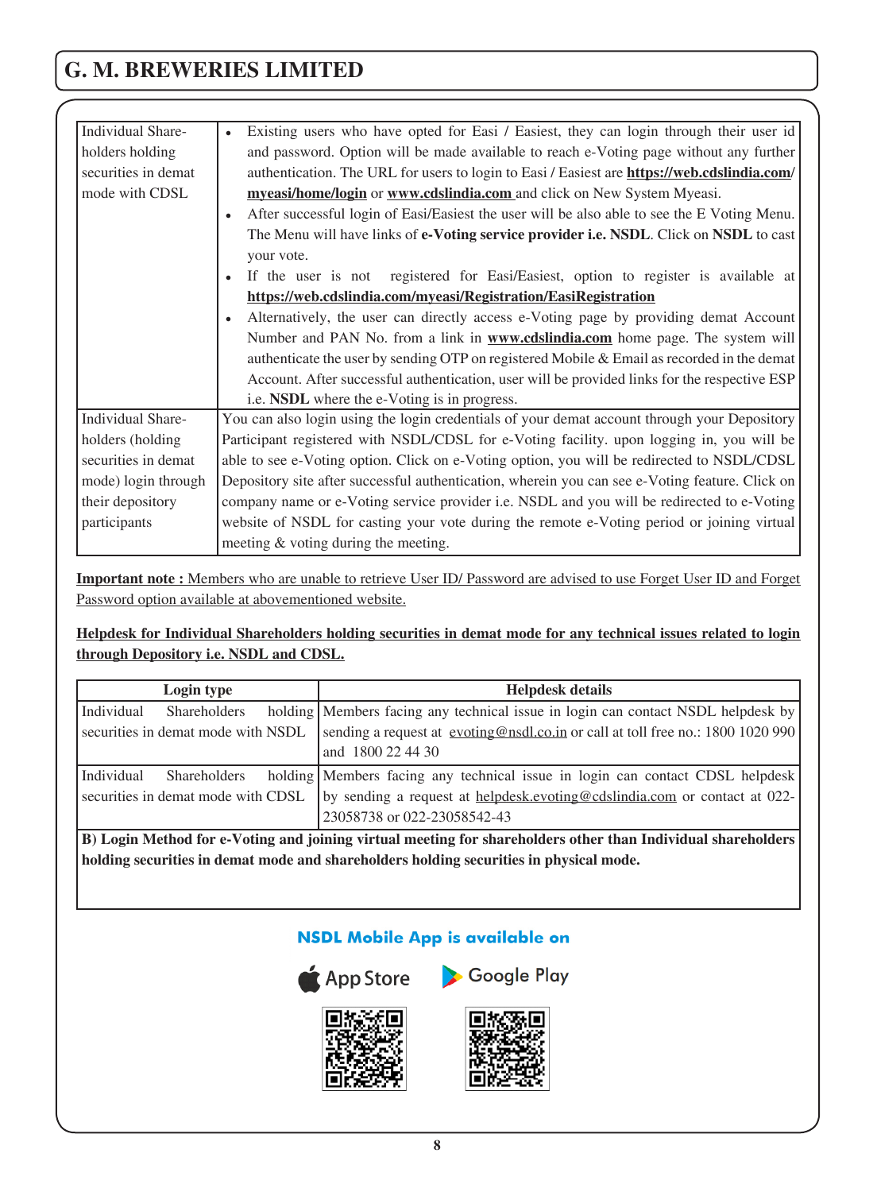| | |
|---|---|
| Individual Shareholders holding securities in demat mode with CDSL | • Existing users who have opted for Easi / Easiest, they can login through their user id and password. Option will be made available to reach e-Voting page without any further authentication. The URL for users to login to Easi / Easiest are **https://web.cdslindia.com/myeasi/home/login** or **www.cdslindia.com** and click on New System Myeasi.<br>• After successful login of Easi/Easiest the user will be also able to see the E Voting Menu. The Menu will have links of **e-Voting service provider i.e. NSDL**. Click on **NSDL** to cast your vote.<br>• If the user is not registered for Easi/Easiest, option to register is available at **https://web.cdslindia.com/myeasi/Registration/EasiRegistration**<br>• Alternatively, the user can directly access e-Voting page by providing demat Account Number and PAN No. from a link in **www.cdslindia.com** home page. The system will authenticate the user by sending OTP on registered Mobile & Email as recorded in the demat Account. After successful authentication, user will be provided links for the respective ESP i.e. **NSDL** where the e-Voting is in progress. |
| Individual Shareholders (holding securities in demat mode) login through their depository participants | You can also login using the login credentials of your demat account through your Depository Participant registered with NSDL/CDSL for e-Voting facility. upon logging in, you will be able to see e-Voting option. Click on e-Voting option, you will be redirected to NSDL/CDSL Depository site after successful authentication, wherein you can see e-Voting feature. Click on company name or e-Voting service provider i.e. NSDL and you will be redirected to e-Voting website of NSDL for casting your vote during the remote e-Voting period or joining virtual meeting & voting during the meeting. |

**Important note :** Members who are unable to retrieve User ID/ Password are advised to use Forget User ID and Forget Password option available at abovementioned website.

**Helpdesk for Individual Shareholders holding securities in demat mode for any technical issues related to login through Depository i.e. NSDL and CDSL.**

| Login type | Helpdesk details |
|---|---|
| Individual Shareholders holding securities in demat mode with NSDL | Members facing any technical issue in login can contact NSDL helpdesk by sending a request at evoting@nsdl.co.in or call at toll free no.: 1800 1020 990 and 1800 22 44 30 |
| Individual Shareholders holding securities in demat mode with CDSL | Members facing any technical issue in login can contact CDSL helpdesk by sending a request at helpdesk.evoting@cdslindia.com or contact at 022-23058738 or 022-23058542-43 |

**B) Login Method for e-Voting and joining virtual meeting for shareholders other than Individual shareholders holding securities in demat mode and shareholders holding securities in physical mode.**

**NSDL Mobile App is available on**

App Store Google Play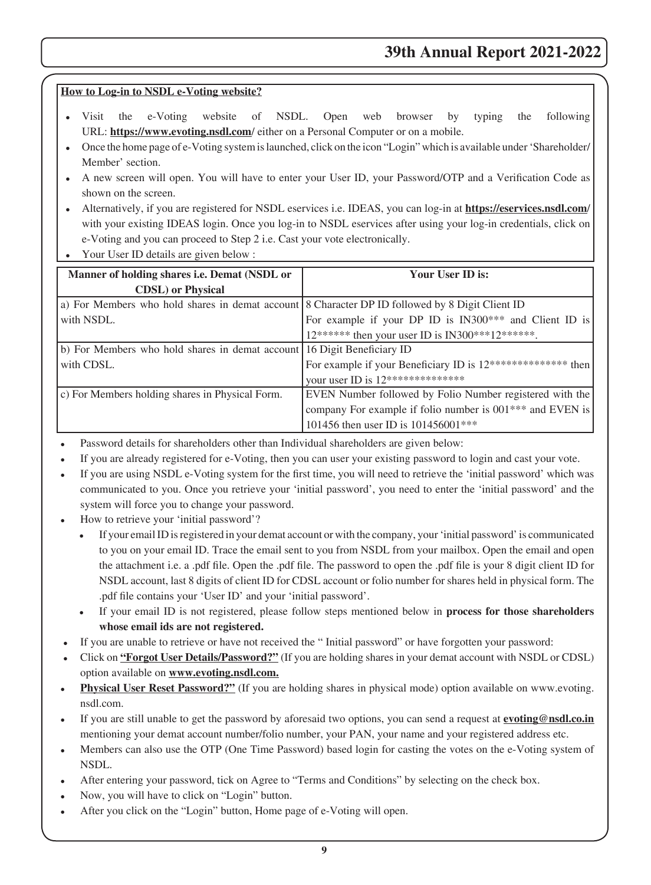**How to Log-in to NSDL e-Voting website?**

- Visit the e-Voting website of NSDL. Open web browser by typing the following URL: **https://www.evoting.nsdl.com/** either on a Personal Computer or on a mobile.
- Once the home page of e-Voting system is launched, click on the icon "Login" which is available under 'Shareholder/ Member' section.
- A new screen will open. You will have to enter your User ID, your Password/OTP and a Verification Code as shown on the screen.
- Alternatively, if you are registered for NSDL eservices i.e. IDEAS, you can log-in at **https://eservices.nsdl.com/** with your existing IDEAS login. Once you log-in to NSDL eservices after using your log-in credentials, click on e-Voting and you can proceed to Step 2 i.e. Cast your vote electronically.
- Your User ID details are given below :

| Manner of holding shares i.e. Demat (NSDL or CDSL) or Physical | Your User ID is: |
|---|---|
| a) For Members who hold shares in demat account with NSDL. | 8 Character DP ID followed by 8 Digit Client ID<br>For example if your DP ID is IN300*** and Client ID is 12****** then your user ID is IN300***12******. |
| b) For Members who hold shares in demat account with CDSL. | 16 Digit Beneficiary ID<br>For example if your Beneficiary ID is 12************** then your user ID is 12************** |
| c) For Members holding shares in Physical Form. | EVEN Number followed by Folio Number registered with the company For example if folio number is 001*** and EVEN is 101456 then user ID is 101456001*** |

- Password details for shareholders other than Individual shareholders are given below:
- If you are already registered for e-Voting, then you can user your existing password to login and cast your vote.
- If you are using NSDL e-Voting system for the first time, you will need to retrieve the 'initial password' which was communicated to you. Once you retrieve your 'initial password', you need to enter the 'initial password' and the system will force you to change your password.
- How to retrieve your 'initial password'?
  - If your email ID is registered in your demat account or with the company, your 'initial password' is communicated to you on your email ID. Trace the email sent to you from NSDL from your mailbox. Open the email and open the attachment i.e. a .pdf file. Open the .pdf file. The password to open the .pdf file is your 8 digit client ID for NSDL account, last 8 digits of client ID for CDSL account or folio number for shares held in physical form. The .pdf file contains your 'User ID' and your 'initial password'.
  - If your email ID is not registered, please follow steps mentioned below in **process for those shareholders whose email ids are not registered.**
- If you are unable to retrieve or have not received the " Initial password" or have forgotten your password:
- Click on **"Forgot User Details/Password?"** (If you are holding shares in your demat account with NSDL or CDSL) option available on **www.evoting.nsdl.com.**
- **Physical User Reset Password?"** (If you are holding shares in physical mode) option available on www.evoting.nsdl.com.
- If you are still unable to get the password by aforesaid two options, you can send a request at **evoting@nsdl.co.in** mentioning your demat account number/folio number, your PAN, your name and your registered address etc.
- Members can also use the OTP (One Time Password) based login for casting the votes on the e-Voting system of NSDL.
- After entering your password, tick on Agree to "Terms and Conditions" by selecting on the check box.
- Now, you will have to click on "Login" button.
- After you click on the "Login" button, Home page of e-Voting will open.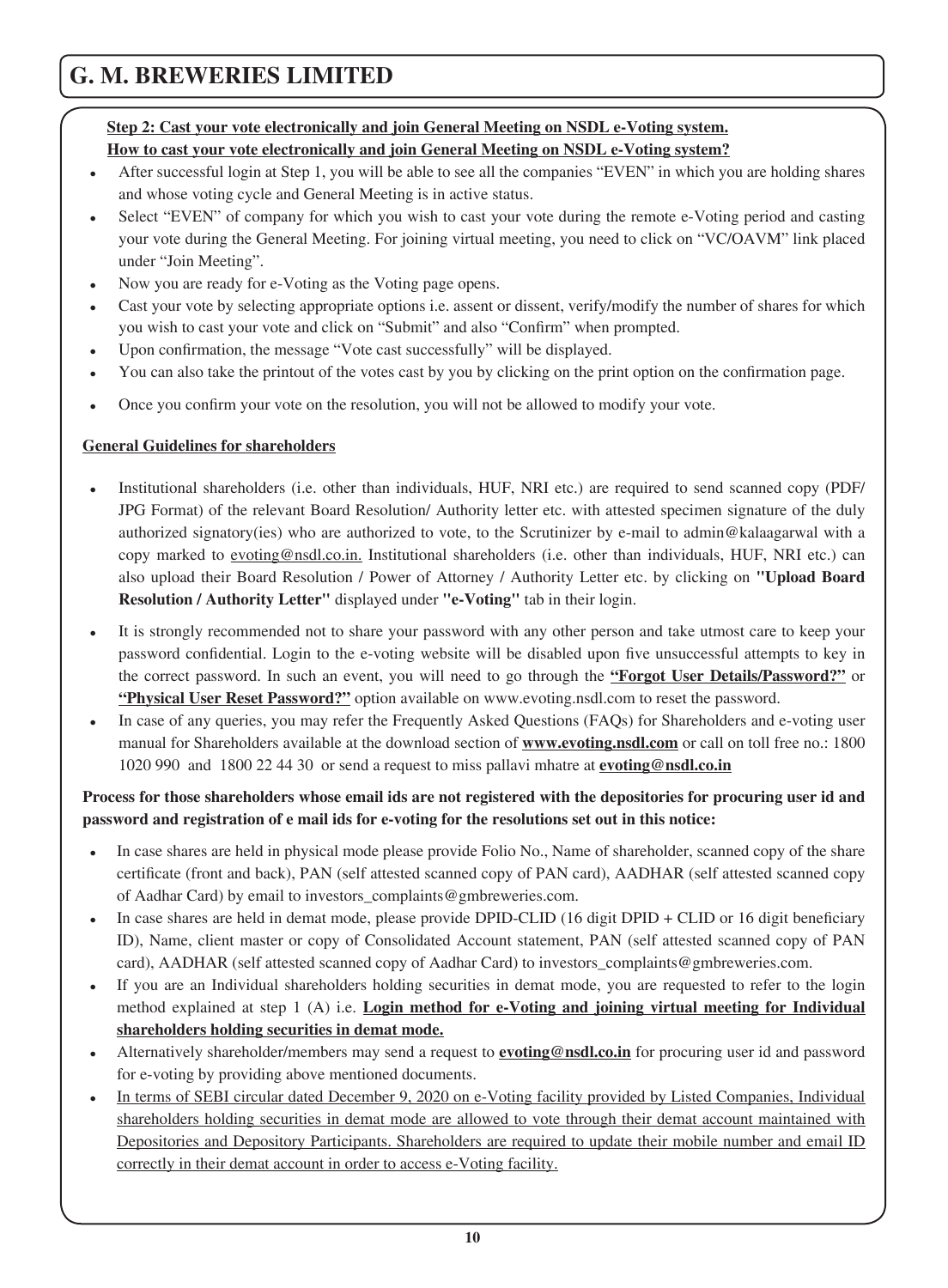**Step 2: Cast your vote electronically and join General Meeting on NSDL e-Voting system.**
**How to cast your vote electronically and join General Meeting on NSDL e-Voting system?**

- After successful login at Step 1, you will be able to see all the companies "EVEN" in which you are holding shares and whose voting cycle and General Meeting is in active status.
- Select "EVEN" of company for which you wish to cast your vote during the remote e-Voting period and casting your vote during the General Meeting. For joining virtual meeting, you need to click on "VC/OAVM" link placed under "Join Meeting".
- Now you are ready for e-Voting as the Voting page opens.
- Cast your vote by selecting appropriate options i.e. assent or dissent, verify/modify the number of shares for which you wish to cast your vote and click on "Submit" and also "Confirm" when prompted.
- Upon confirmation, the message "Vote cast successfully" will be displayed.
- You can also take the printout of the votes cast by you by clicking on the print option on the confirmation page.
- Once you confirm your vote on the resolution, you will not be allowed to modify your vote.

**General Guidelines for shareholders**

- Institutional shareholders (i.e. other than individuals, HUF, NRI etc.) are required to send scanned copy (PDF/JPG Format) of the relevant Board Resolution/ Authority letter etc. with attested specimen signature of the duly authorized signatory(ies) who are authorized to vote, to the Scrutinizer by e-mail to admin@kalaagarwal with a copy marked to evoting@nsdl.co.in. Institutional shareholders (i.e. other than individuals, HUF, NRI etc.) can also upload their Board Resolution / Power of Attorney / Authority Letter etc. by clicking on **"Upload Board Resolution / Authority Letter"** displayed under **"e-Voting"** tab in their login.
- It is strongly recommended not to share your password with any other person and take utmost care to keep your password confidential. Login to the e-voting website will be disabled upon five unsuccessful attempts to key in the correct password. In such an event, you will need to go through the **"Forgot User Details/Password?"** or **"Physical User Reset Password?"** option available on www.evoting.nsdl.com to reset the password.
- In case of any queries, you may refer the Frequently Asked Questions (FAQs) for Shareholders and e-voting user manual for Shareholders available at the download section of **www.evoting.nsdl.com** or call on toll free no.: 1800 1020 990 and 1800 22 44 30 or send a request to miss pallavi mhatre at **evoting@nsdl.co.in**

**Process for those shareholders whose email ids are not registered with the depositories for procuring user id and password and registration of e mail ids for e-voting for the resolutions set out in this notice:**

- In case shares are held in physical mode please provide Folio No., Name of shareholder, scanned copy of the share certificate (front and back), PAN (self attested scanned copy of PAN card), AADHAR (self attested scanned copy of Aadhar Card) by email to investors_complaints@gmbreweries.com.
- In case shares are held in demat mode, please provide DPID-CLID (16 digit DPID + CLID or 16 digit beneficiary ID), Name, client master or copy of Consolidated Account statement, PAN (self attested scanned copy of PAN card), AADHAR (self attested scanned copy of Aadhar Card) to investors_complaints@gmbreweries.com.
- If you are an Individual shareholders holding securities in demat mode, you are requested to refer to the login method explained at step 1 (A) i.e. **Login method for e-Voting and joining virtual meeting for Individual shareholders holding securities in demat mode.**
- Alternatively shareholder/members may send a request to **evoting@nsdl.co.in** for procuring user id and password for e-voting by providing above mentioned documents.
- In terms of SEBI circular dated December 9, 2020 on e-Voting facility provided by Listed Companies, Individual shareholders holding securities in demat mode are allowed to vote through their demat account maintained with Depositories and Depository Participants. Shareholders are required to update their mobile number and email ID correctly in their demat account in order to access e-Voting facility.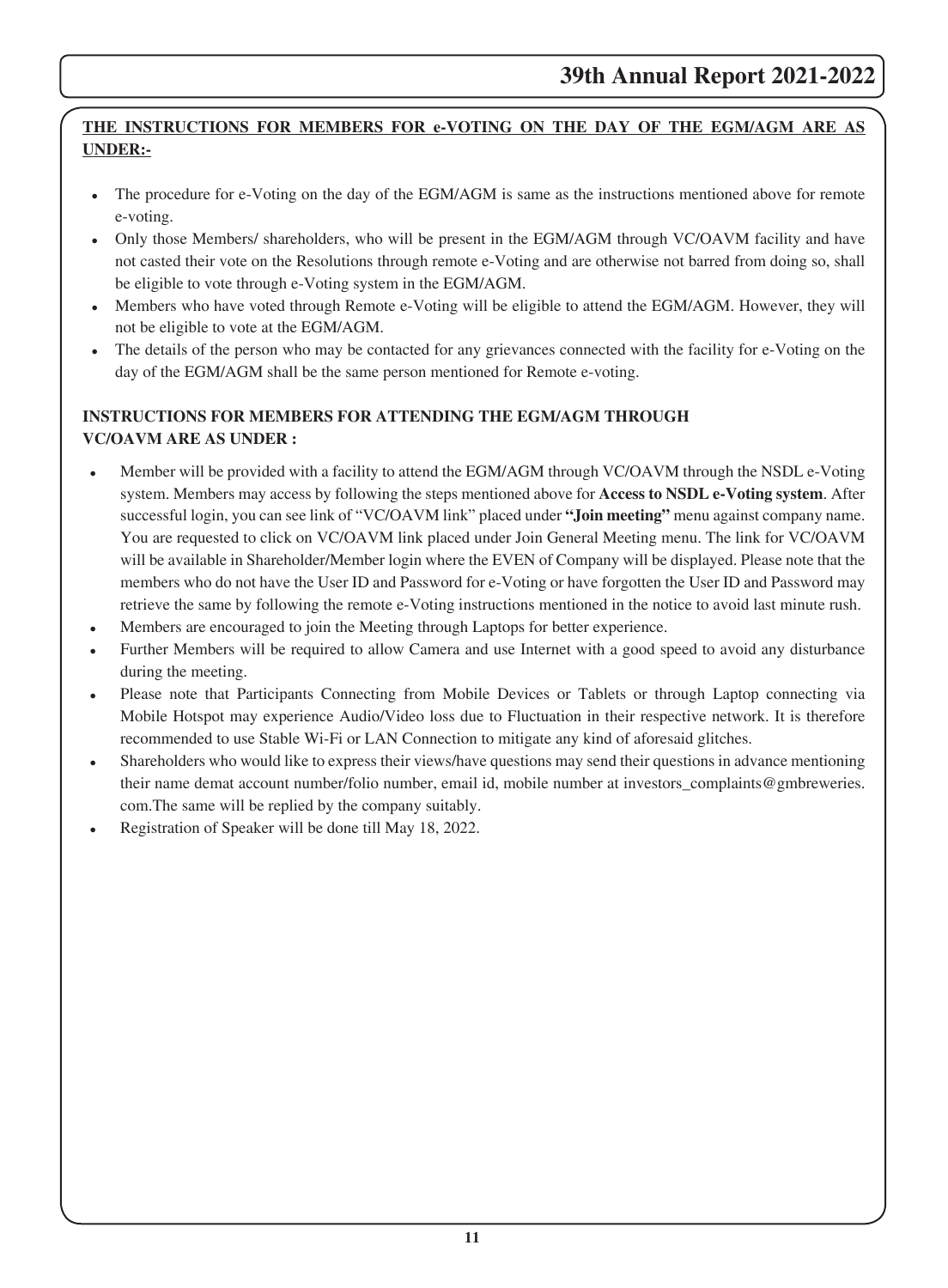**THE INSTRUCTIONS FOR MEMBERS FOR e-VOTING ON THE DAY OF THE EGM/AGM ARE AS UNDER:-**

- The procedure for e-Voting on the day of the EGM/AGM is same as the instructions mentioned above for remote e-voting.
- Only those Members/ shareholders, who will be present in the EGM/AGM through VC/OAVM facility and have not casted their vote on the Resolutions through remote e-Voting and are otherwise not barred from doing so, shall be eligible to vote through e-Voting system in the EGM/AGM.
- Members who have voted through Remote e-Voting will be eligible to attend the EGM/AGM. However, they will not be eligible to vote at the EGM/AGM.
- The details of the person who may be contacted for any grievances connected with the facility for e-Voting on the day of the EGM/AGM shall be the same person mentioned for Remote e-voting.

**INSTRUCTIONS FOR MEMBERS FOR ATTENDING THE EGM/AGM THROUGH VC/OAVM ARE AS UNDER :**

- Member will be provided with a facility to attend the EGM/AGM through VC/OAVM through the NSDL e-Voting system. Members may access by following the steps mentioned above for **Access to NSDL e-Voting system**. After successful login, you can see link of "VC/OAVM link" placed under **"Join meeting"** menu against company name. You are requested to click on VC/OAVM link placed under Join General Meeting menu. The link for VC/OAVM will be available in Shareholder/Member login where the EVEN of Company will be displayed. Please note that the members who do not have the User ID and Password for e-Voting or have forgotten the User ID and Password may retrieve the same by following the remote e-Voting instructions mentioned in the notice to avoid last minute rush.
- Members are encouraged to join the Meeting through Laptops for better experience.
- Further Members will be required to allow Camera and use Internet with a good speed to avoid any disturbance during the meeting.
- Please note that Participants Connecting from Mobile Devices or Tablets or through Laptop connecting via Mobile Hotspot may experience Audio/Video loss due to Fluctuation in their respective network. It is therefore recommended to use Stable Wi-Fi or LAN Connection to mitigate any kind of aforesaid glitches.
- Shareholders who would like to express their views/have questions may send their questions in advance mentioning their name demat account number/folio number, email id, mobile number at investors_complaints@gmbreweries.com.The same will be replied by the company suitably.
- Registration of Speaker will be done till May 18, 2022.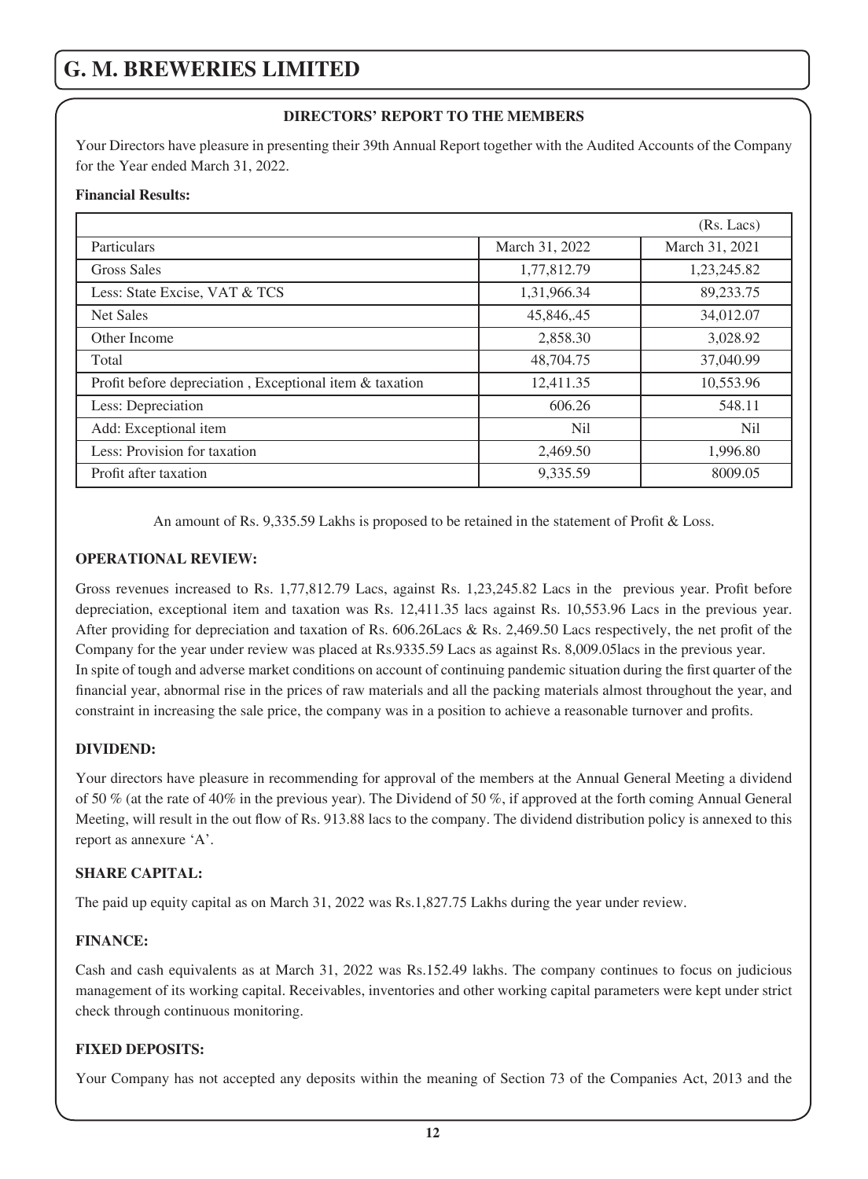# G. M. BREWERIES LIMITED

## DIRECTORS' REPORT TO THE MEMBERS

Your Directors have pleasure in presenting their 39th Annual Report together with the Audited Accounts of the Company for the Year ended March 31, 2022.

**Financial Results:**

| | | (Rs. Lacs) |
|---|---|---|
| Particulars | March 31, 2022 | March 31, 2021 |
| Gross Sales | 1,77,812.79 | 1,23,245.82 |
| Less: State Excise, VAT & TCS | 1,31,966.34 | 89,233.75 |
| Net Sales | 45,846,.45 | 34,012.07 |
| Other Income | 2,858.30 | 3,028.92 |
| Total | 48,704.75 | 37,040.99 |
| Profit before depreciation , Exceptional item & taxation | 12,411.35 | 10,553.96 |
| Less: Depreciation | 606.26 | 548.11 |
| Add: Exceptional item | Nil | Nil |
| Less: Provision for taxation | 2,469.50 | 1,996.80 |
| Profit after taxation | 9,335.59 | 8009.05 |

An amount of Rs. 9,335.59 Lakhs is proposed to be retained in the statement of Profit & Loss.

### OPERATIONAL REVIEW:

Gross revenues increased to Rs. 1,77,812.79 Lacs, against Rs. 1,23,245.82 Lacs in the previous year. Profit before depreciation, exceptional item and taxation was Rs. 12,411.35 lacs against Rs. 10,553.96 Lacs in the previous year. After providing for depreciation and taxation of Rs. 606.26Lacs & Rs. 2,469.50 Lacs respectively, the net profit of the Company for the year under review was placed at Rs.9335.59 Lacs as against Rs. 8,009.05lacs in the previous year.
In spite of tough and adverse market conditions on account of continuing pandemic situation during the first quarter of the financial year, abnormal rise in the prices of raw materials and all the packing materials almost throughout the year, and constraint in increasing the sale price, the company was in a position to achieve a reasonable turnover and profits.

### DIVIDEND:

Your directors have pleasure in recommending for approval of the members at the Annual General Meeting a dividend of 50 % (at the rate of 40% in the previous year). The Dividend of 50 %, if approved at the forth coming Annual General Meeting, will result in the out flow of Rs. 913.88 lacs to the company. The dividend distribution policy is annexed to this report as annexure 'A'.

### SHARE CAPITAL:

The paid up equity capital as on March 31, 2022 was Rs.1,827.75 Lakhs during the year under review.

### FINANCE:

Cash and cash equivalents as at March 31, 2022 was Rs.152.49 lakhs. The company continues to focus on judicious management of its working capital. Receivables, inventories and other working capital parameters were kept under strict check through continuous monitoring.

### FIXED DEPOSITS:

Your Company has not accepted any deposits within the meaning of Section 73 of the Companies Act, 2013 and the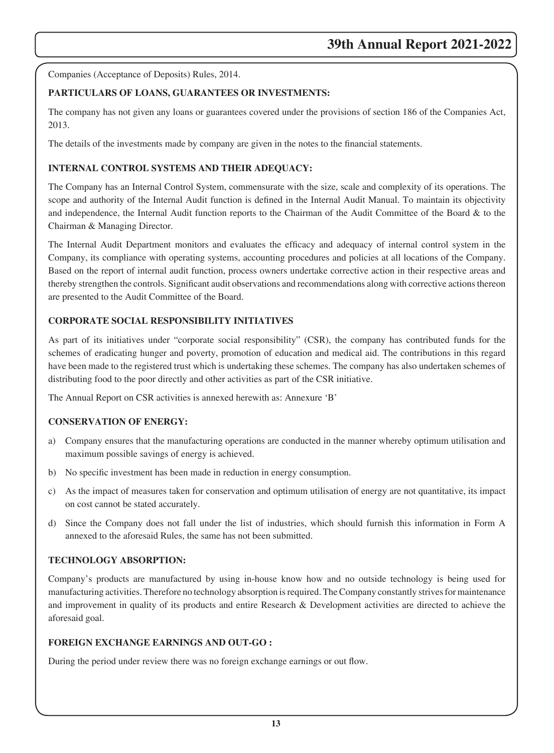Companies (Acceptance of Deposits) Rules, 2014.

## PARTICULARS OF LOANS, GUARANTEES OR INVESTMENTS:

The company has not given any loans or guarantees covered under the provisions of section 186 of the Companies Act, 2013.

The details of the investments made by company are given in the notes to the financial statements.

## INTERNAL CONTROL SYSTEMS AND THEIR ADEQUACY:

The Company has an Internal Control System, commensurate with the size, scale and complexity of its operations. The scope and authority of the Internal Audit function is defined in the Internal Audit Manual. To maintain its objectivity and independence, the Internal Audit function reports to the Chairman of the Audit Committee of the Board & to the Chairman & Managing Director.

The Internal Audit Department monitors and evaluates the efficacy and adequacy of internal control system in the Company, its compliance with operating systems, accounting procedures and policies at all locations of the Company. Based on the report of internal audit function, process owners undertake corrective action in their respective areas and thereby strengthen the controls. Significant audit observations and recommendations along with corrective actions thereon are presented to the Audit Committee of the Board.

## CORPORATE SOCIAL RESPONSIBILITY INITIATIVES

As part of its initiatives under "corporate social responsibility" (CSR), the company has contributed funds for the schemes of eradicating hunger and poverty, promotion of education and medical aid. The contributions in this regard have been made to the registered trust which is undertaking these schemes. The company has also undertaken schemes of distributing food to the poor directly and other activities as part of the CSR initiative.

The Annual Report on CSR activities is annexed herewith as: Annexure 'B'

## CONSERVATION OF ENERGY:

a) Company ensures that the manufacturing operations are conducted in the manner whereby optimum utilisation and maximum possible savings of energy is achieved.

b) No specific investment has been made in reduction in energy consumption.

c) As the impact of measures taken for conservation and optimum utilisation of energy are not quantitative, its impact on cost cannot be stated accurately.

d) Since the Company does not fall under the list of industries, which should furnish this information in Form A annexed to the aforesaid Rules, the same has not been submitted.

## TECHNOLOGY ABSORPTION:

Company's products are manufactured by using in-house know how and no outside technology is being used for manufacturing activities. Therefore no technology absorption is required. The Company constantly strives for maintenance and improvement in quality of its products and entire Research & Development activities are directed to achieve the aforesaid goal.

## FOREIGN EXCHANGE EARNINGS AND OUT-GO :

During the period under review there was no foreign exchange earnings or out flow.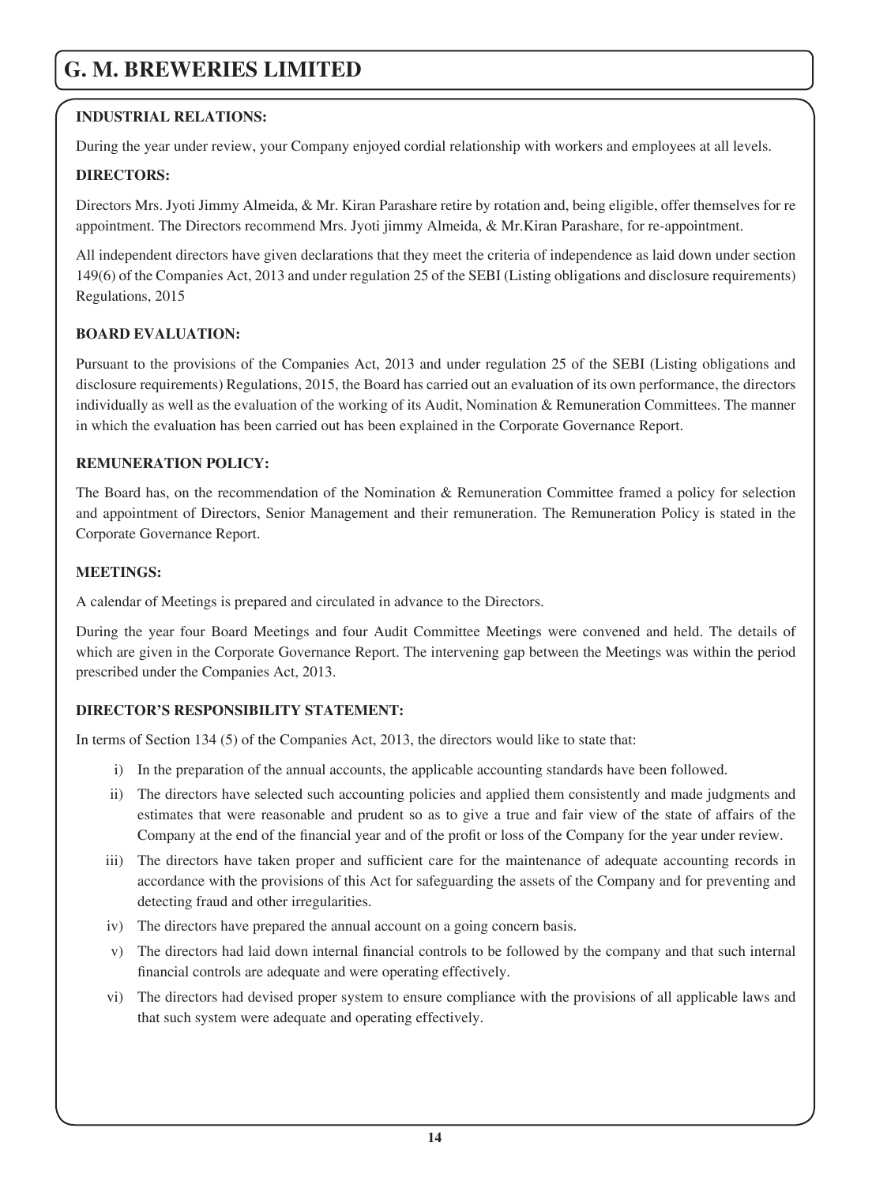**INDUSTRIAL RELATIONS:**

During the year under review, your Company enjoyed cordial relationship with workers and employees at all levels.

**DIRECTORS:**

Directors Mrs. Jyoti Jimmy Almeida, & Mr. Kiran Parashare retire by rotation and, being eligible, offer themselves for re appointment. The Directors recommend Mrs. Jyoti jimmy Almeida, & Mr.Kiran Parashare, for re-appointment.

All independent directors have given declarations that they meet the criteria of independence as laid down under section 149(6) of the Companies Act, 2013 and under regulation 25 of the SEBI (Listing obligations and disclosure requirements) Regulations, 2015

**BOARD EVALUATION:**

Pursuant to the provisions of the Companies Act, 2013 and under regulation 25 of the SEBI (Listing obligations and disclosure requirements) Regulations, 2015, the Board has carried out an evaluation of its own performance, the directors individually as well as the evaluation of the working of its Audit, Nomination & Remuneration Committees. The manner in which the evaluation has been carried out has been explained in the Corporate Governance Report.

**REMUNERATION POLICY:**

The Board has, on the recommendation of the Nomination & Remuneration Committee framed a policy for selection and appointment of Directors, Senior Management and their remuneration. The Remuneration Policy is stated in the Corporate Governance Report.

**MEETINGS:**

A calendar of Meetings is prepared and circulated in advance to the Directors.

During the year four Board Meetings and four Audit Committee Meetings were convened and held. The details of which are given in the Corporate Governance Report. The intervening gap between the Meetings was within the period prescribed under the Companies Act, 2013.

**DIRECTOR'S RESPONSIBILITY STATEMENT:**

In terms of Section 134 (5) of the Companies Act, 2013, the directors would like to state that:

i) In the preparation of the annual accounts, the applicable accounting standards have been followed.

ii) The directors have selected such accounting policies and applied them consistently and made judgments and estimates that were reasonable and prudent so as to give a true and fair view of the state of affairs of the Company at the end of the financial year and of the profit or loss of the Company for the year under review.

iii) The directors have taken proper and sufficient care for the maintenance of adequate accounting records in accordance with the provisions of this Act for safeguarding the assets of the Company and for preventing and detecting fraud and other irregularities.

iv) The directors have prepared the annual account on a going concern basis.

v) The directors had laid down internal financial controls to be followed by the company and that such internal financial controls are adequate and were operating effectively.

vi) The directors had devised proper system to ensure compliance with the provisions of all applicable laws and that such system were adequate and operating effectively.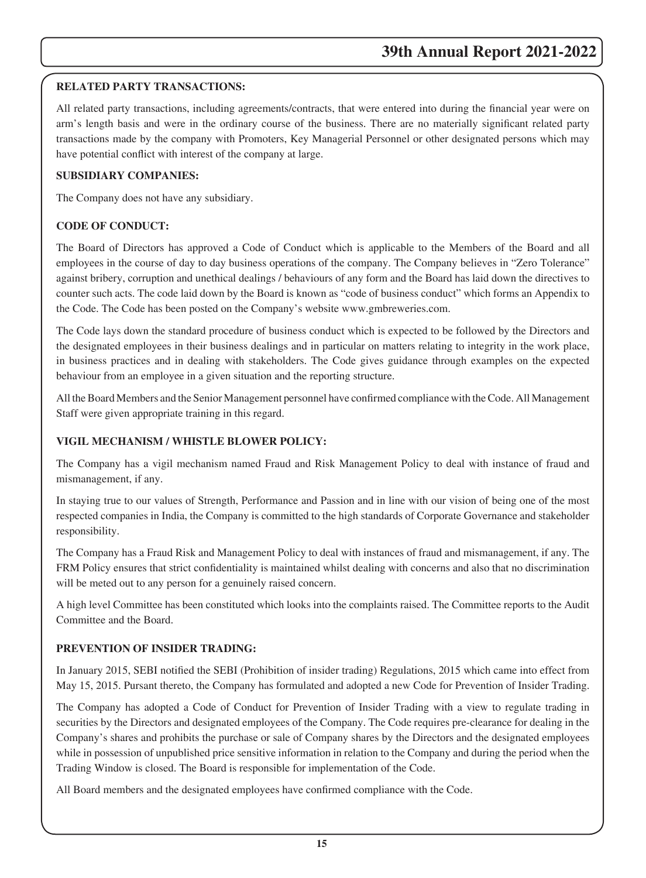## RELATED PARTY TRANSACTIONS:

All related party transactions, including agreements/contracts, that were entered into during the financial year were on arm's length basis and were in the ordinary course of the business. There are no materially significant related party transactions made by the company with Promoters, Key Managerial Personnel or other designated persons which may have potential conflict with interest of the company at large.

## SUBSIDIARY COMPANIES:

The Company does not have any subsidiary.

## CODE OF CONDUCT:

The Board of Directors has approved a Code of Conduct which is applicable to the Members of the Board and all employees in the course of day to day business operations of the company. The Company believes in "Zero Tolerance" against bribery, corruption and unethical dealings / behaviours of any form and the Board has laid down the directives to counter such acts. The code laid down by the Board is known as "code of business conduct" which forms an Appendix to the Code. The Code has been posted on the Company's website www.gmbreweries.com.

The Code lays down the standard procedure of business conduct which is expected to be followed by the Directors and the designated employees in their business dealings and in particular on matters relating to integrity in the work place, in business practices and in dealing with stakeholders. The Code gives guidance through examples on the expected behaviour from an employee in a given situation and the reporting structure.

All the Board Members and the Senior Management personnel have confirmed compliance with the Code. All Management Staff were given appropriate training in this regard.

## VIGIL MECHANISM / WHISTLE BLOWER POLICY:

The Company has a vigil mechanism named Fraud and Risk Management Policy to deal with instance of fraud and mismanagement, if any.

In staying true to our values of Strength, Performance and Passion and in line with our vision of being one of the most respected companies in India, the Company is committed to the high standards of Corporate Governance and stakeholder responsibility.

The Company has a Fraud Risk and Management Policy to deal with instances of fraud and mismanagement, if any. The FRM Policy ensures that strict confidentiality is maintained whilst dealing with concerns and also that no discrimination will be meted out to any person for a genuinely raised concern.

A high level Committee has been constituted which looks into the complaints raised. The Committee reports to the Audit Committee and the Board.

## PREVENTION OF INSIDER TRADING:

In January 2015, SEBI notified the SEBI (Prohibition of insider trading) Regulations, 2015 which came into effect from May 15, 2015. Pursant thereto, the Company has formulated and adopted a new Code for Prevention of Insider Trading.

The Company has adopted a Code of Conduct for Prevention of Insider Trading with a view to regulate trading in securities by the Directors and designated employees of the Company. The Code requires pre-clearance for dealing in the Company's shares and prohibits the purchase or sale of Company shares by the Directors and the designated employees while in possession of unpublished price sensitive information in relation to the Company and during the period when the Trading Window is closed. The Board is responsible for implementation of the Code.

All Board members and the designated employees have confirmed compliance with the Code.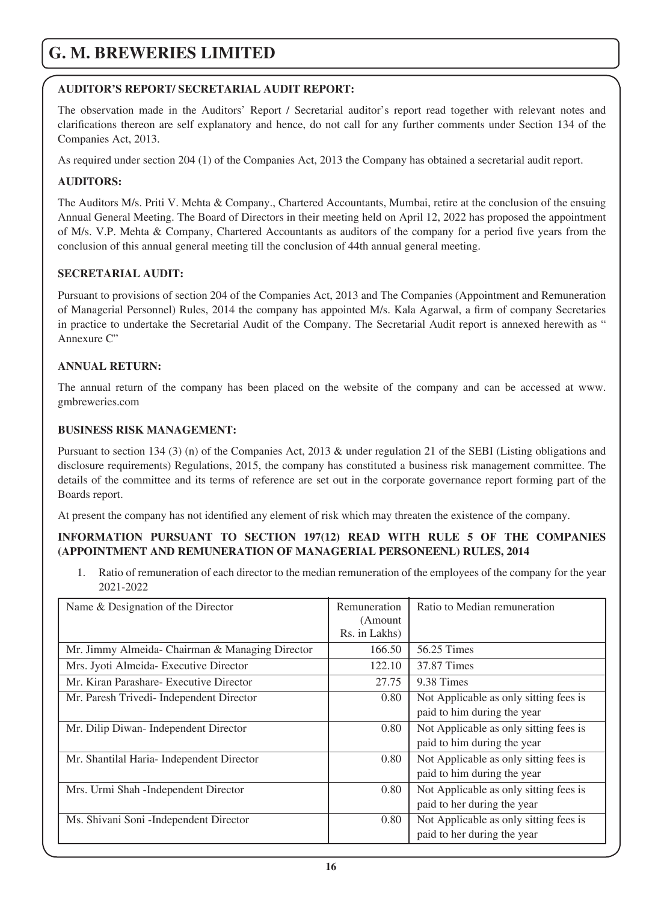**AUDITOR'S REPORT/ SECRETARIAL AUDIT REPORT:**

The observation made in the Auditors' Report / Secretarial auditor's report read together with relevant notes and clarifications thereon are self explanatory and hence, do not call for any further comments under Section 134 of the Companies Act, 2013.

As required under section 204 (1) of the Companies Act, 2013 the Company has obtained a secretarial audit report.

**AUDITORS:**

The Auditors M/s. Priti V. Mehta & Company., Chartered Accountants, Mumbai, retire at the conclusion of the ensuing Annual General Meeting. The Board of Directors in their meeting held on April 12, 2022 has proposed the appointment of M/s. V.P. Mehta & Company, Chartered Accountants as auditors of the company for a period five years from the conclusion of this annual general meeting till the conclusion of 44th annual general meeting.

**SECRETARIAL AUDIT:**

Pursuant to provisions of section 204 of the Companies Act, 2013 and The Companies (Appointment and Remuneration of Managerial Personnel) Rules, 2014 the company has appointed M/s. Kala Agarwal, a firm of company Secretaries in practice to undertake the Secretarial Audit of the Company. The Secretarial Audit report is annexed herewith as " Annexure C"

**ANNUAL RETURN:**

The annual return of the company has been placed on the website of the company and can be accessed at www. gmbreweries.com

**BUSINESS RISK MANAGEMENT:**

Pursuant to section 134 (3) (n) of the Companies Act, 2013 & under regulation 21 of the SEBI (Listing obligations and disclosure requirements) Regulations, 2015, the company has constituted a business risk management committee. The details of the committee and its terms of reference are set out in the corporate governance report forming part of the Boards report.

At present the company has not identified any element of risk which may threaten the existence of the company.

**INFORMATION PURSUANT TO SECTION 197(12) READ WITH RULE 5 OF THE COMPANIES (APPOINTMENT AND REMUNERATION OF MANAGERIAL PERSONEENL) RULES, 2014**

1. Ratio of remuneration of each director to the median remuneration of the employees of the company for the year 2021-2022

| Name & Designation of the Director | Remuneration (Amount Rs. in Lakhs) | Ratio to Median remuneration |
|---|---|---|
| Mr. Jimmy Almeida- Chairman & Managing Director | 166.50 | 56.25 Times |
| Mrs. Jyoti Almeida- Executive Director | 122.10 | 37.87 Times |
| Mr. Kiran Parashare- Executive Director | 27.75 | 9.38 Times |
| Mr. Paresh Trivedi- Independent Director | 0.80 | Not Applicable as only sitting fees is paid to him during the year |
| Mr. Dilip Diwan- Independent Director | 0.80 | Not Applicable as only sitting fees is paid to him during the year |
| Mr. Shantilal Haria- Independent Director | 0.80 | Not Applicable as only sitting fees is paid to him during the year |
| Mrs. Urmi Shah -Independent Director | 0.80 | Not Applicable as only sitting fees is paid to her during the year |
| Ms. Shivani Soni -Independent Director | 0.80 | Not Applicable as only sitting fees is paid to her during the year |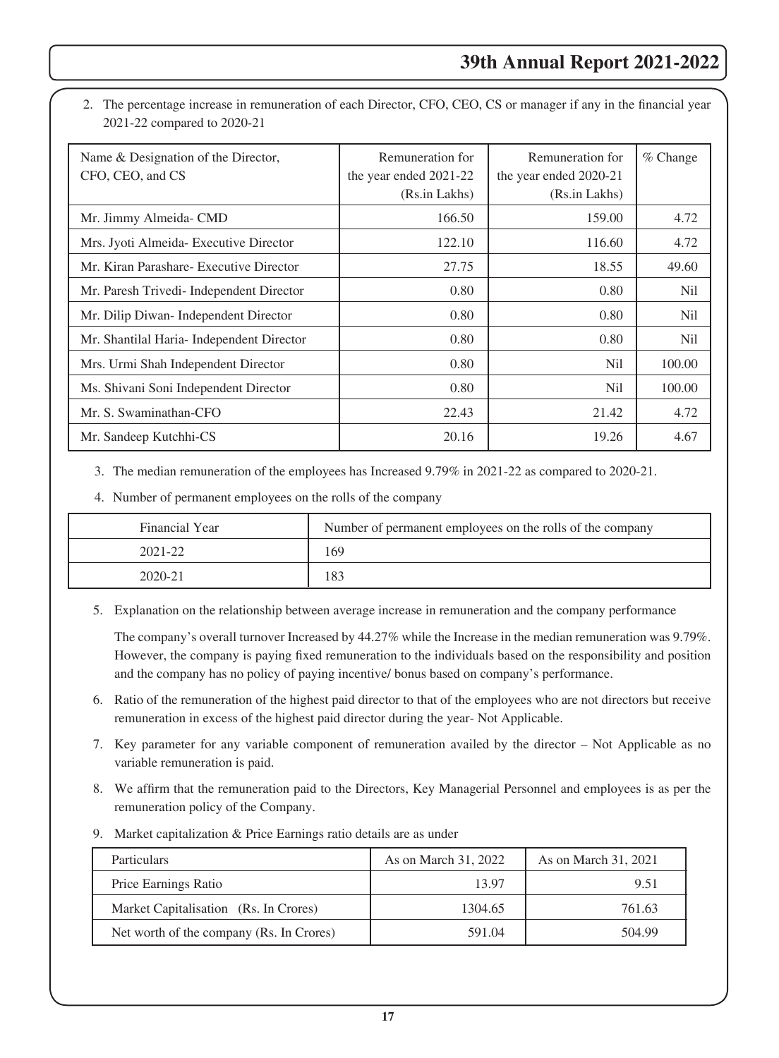2. The percentage increase in remuneration of each Director, CFO, CEO, CS or manager if any in the financial year 2021-22 compared to 2020-21

| Name & Designation of the Director, CFO, CEO, and CS | Remuneration for the year ended 2021-22 (Rs.in Lakhs) | Remuneration for the year ended 2020-21 (Rs.in Lakhs) | % Change |
|---|---|---|---|
| Mr. Jimmy Almeida- CMD | 166.50 | 159.00 | 4.72 |
| Mrs. Jyoti Almeida- Executive Director | 122.10 | 116.60 | 4.72 |
| Mr. Kiran Parashare- Executive Director | 27.75 | 18.55 | 49.60 |
| Mr. Paresh Trivedi- Independent Director | 0.80 | 0.80 | Nil |
| Mr. Dilip Diwan- Independent Director | 0.80 | 0.80 | Nil |
| Mr. Shantilal Haria- Independent Director | 0.80 | 0.80 | Nil |
| Mrs. Urmi Shah Independent Director | 0.80 | Nil | 100.00 |
| Ms. Shivani Soni Independent Director | 0.80 | Nil | 100.00 |
| Mr. S. Swaminathan-CFO | 22.43 | 21.42 | 4.72 |
| Mr. Sandeep Kutchhi-CS | 20.16 | 19.26 | 4.67 |

3. The median remuneration of the employees has Increased 9.79% in 2021-22 as compared to 2020-21.

4. Number of permanent employees on the rolls of the company

| Financial Year | Number of permanent employees on the rolls of the company |
|---|---|
| 2021-22 | 169 |
| 2020-21 | 183 |

5. Explanation on the relationship between average increase in remuneration and the company performance

   The company's overall turnover Increased by 44.27% while the Increase in the median remuneration was 9.79%. However, the company is paying fixed remuneration to the individuals based on the responsibility and position and the company has no policy of paying incentive/ bonus based on company's performance.

6. Ratio of the remuneration of the highest paid director to that of the employees who are not directors but receive remuneration in excess of the highest paid director during the year- Not Applicable.

7. Key parameter for any variable component of remuneration availed by the director – Not Applicable as no variable remuneration is paid.

8. We affirm that the remuneration paid to the Directors, Key Managerial Personnel and employees is as per the remuneration policy of the Company.

9. Market capitalization & Price Earnings ratio details are as under

| Particulars | As on March 31, 2022 | As on March 31, 2021 |
|---|---|---|
| Price Earnings Ratio | 13.97 | 9.51 |
| Market Capitalisation (Rs. In Crores) | 1304.65 | 761.63 |
| Net worth of the company (Rs. In Crores) | 591.04 | 504.99 |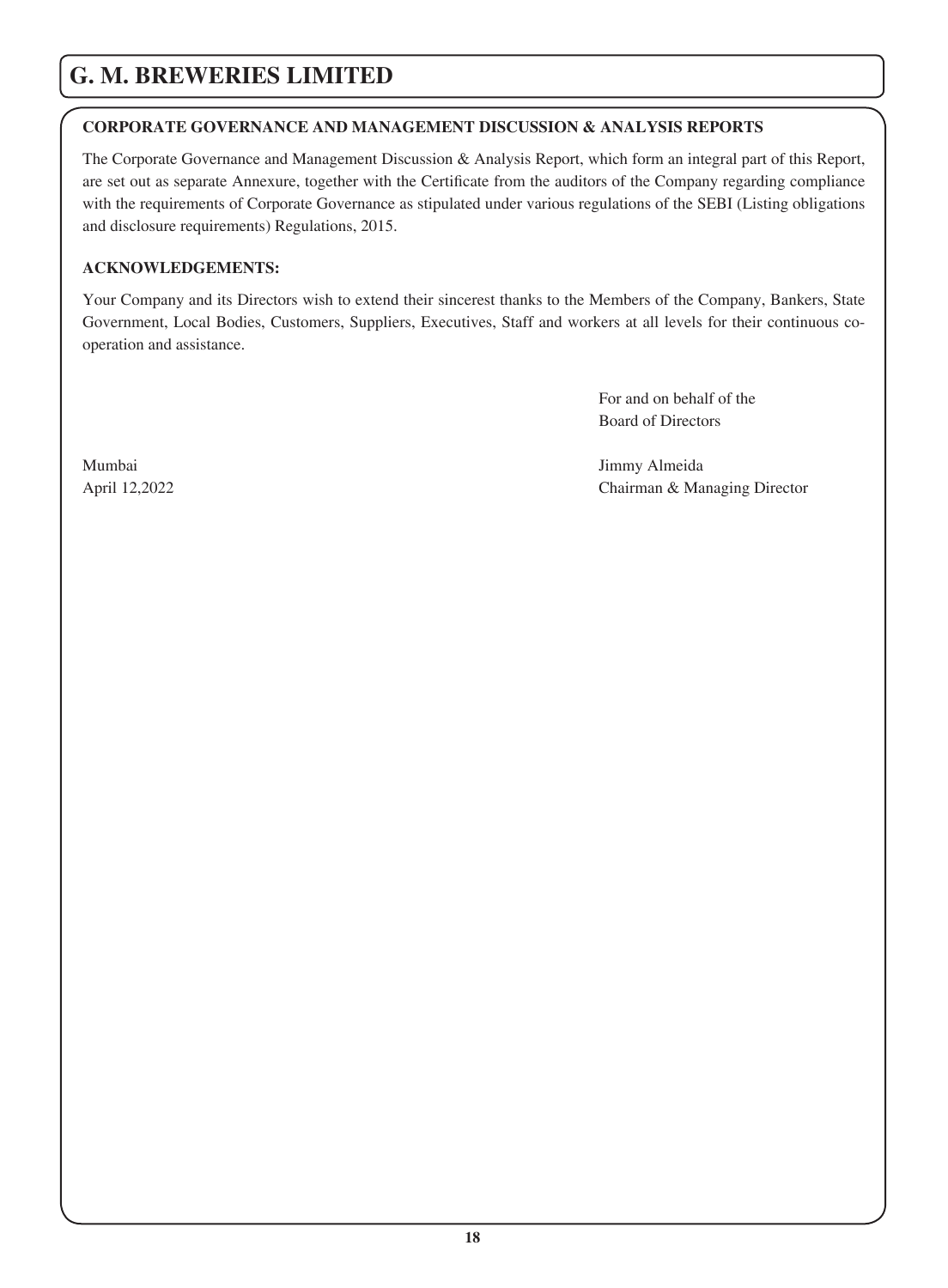## CORPORATE GOVERNANCE AND MANAGEMENT DISCUSSION & ANALYSIS REPORTS

The Corporate Governance and Management Discussion & Analysis Report, which form an integral part of this Report, are set out as separate Annexure, together with the Certificate from the auditors of the Company regarding compliance with the requirements of Corporate Governance as stipulated under various regulations of the SEBI (Listing obligations and disclosure requirements) Regulations, 2015.

## ACKNOWLEDGEMENTS:

Your Company and its Directors wish to extend their sincerest thanks to the Members of the Company, Bankers, State Government, Local Bodies, Customers, Suppliers, Executives, Staff and workers at all levels for their continuous co-operation and assistance.

For and on behalf of the
Board of Directors

Mumbai
April 12,2022

Jimmy Almeida
Chairman & Managing Director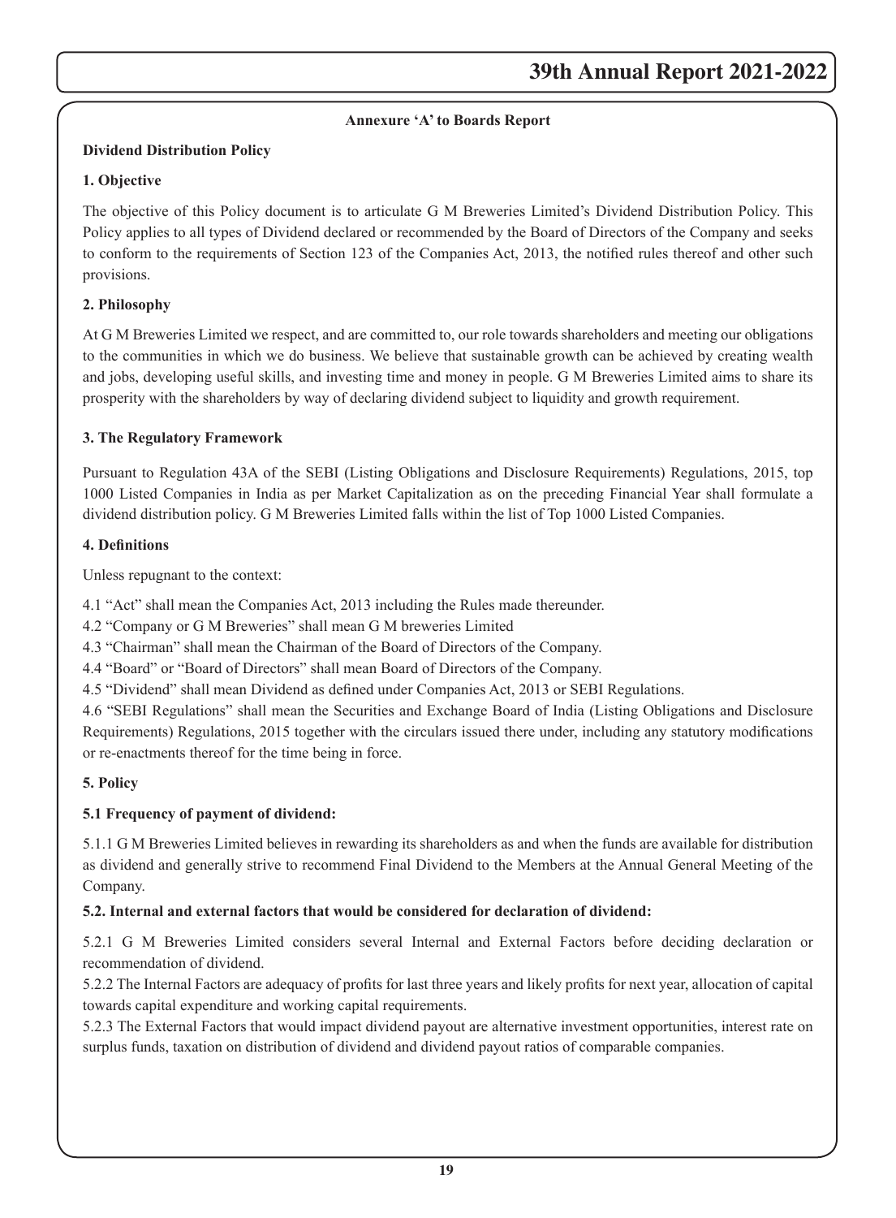**Annexure 'A' to Boards Report**

**Dividend Distribution Policy**

**1. Objective**

The objective of this Policy document is to articulate G M Breweries Limited's Dividend Distribution Policy. This Policy applies to all types of Dividend declared or recommended by the Board of Directors of the Company and seeks to conform to the requirements of Section 123 of the Companies Act, 2013, the notified rules thereof and other such provisions.

**2. Philosophy**

At G M Breweries Limited we respect, and are committed to, our role towards shareholders and meeting our obligations to the communities in which we do business. We believe that sustainable growth can be achieved by creating wealth and jobs, developing useful skills, and investing time and money in people. G M Breweries Limited aims to share its prosperity with the shareholders by way of declaring dividend subject to liquidity and growth requirement.

**3. The Regulatory Framework**

Pursuant to Regulation 43A of the SEBI (Listing Obligations and Disclosure Requirements) Regulations, 2015, top 1000 Listed Companies in India as per Market Capitalization as on the preceding Financial Year shall formulate a dividend distribution policy. G M Breweries Limited falls within the list of Top 1000 Listed Companies.

**4. Definitions**

Unless repugnant to the context:

4.1 "Act" shall mean the Companies Act, 2013 including the Rules made thereunder.

4.2 "Company or G M Breweries" shall mean G M breweries Limited

4.3 "Chairman" shall mean the Chairman of the Board of Directors of the Company.

4.4 "Board" or "Board of Directors" shall mean Board of Directors of the Company.

4.5 "Dividend" shall mean Dividend as defined under Companies Act, 2013 or SEBI Regulations.

4.6 "SEBI Regulations" shall mean the Securities and Exchange Board of India (Listing Obligations and Disclosure Requirements) Regulations, 2015 together with the circulars issued there under, including any statutory modifications or re-enactments thereof for the time being in force.

**5. Policy**

**5.1 Frequency of payment of dividend:**

5.1.1 G M Breweries Limited believes in rewarding its shareholders as and when the funds are available for distribution as dividend and generally strive to recommend Final Dividend to the Members at the Annual General Meeting of the Company.

**5.2. Internal and external factors that would be considered for declaration of dividend:**

5.2.1 G M Breweries Limited considers several Internal and External Factors before deciding declaration or recommendation of dividend.

5.2.2 The Internal Factors are adequacy of profits for last three years and likely profits for next year, allocation of capital towards capital expenditure and working capital requirements.

5.2.3 The External Factors that would impact dividend payout are alternative investment opportunities, interest rate on surplus funds, taxation on distribution of dividend and dividend payout ratios of comparable companies.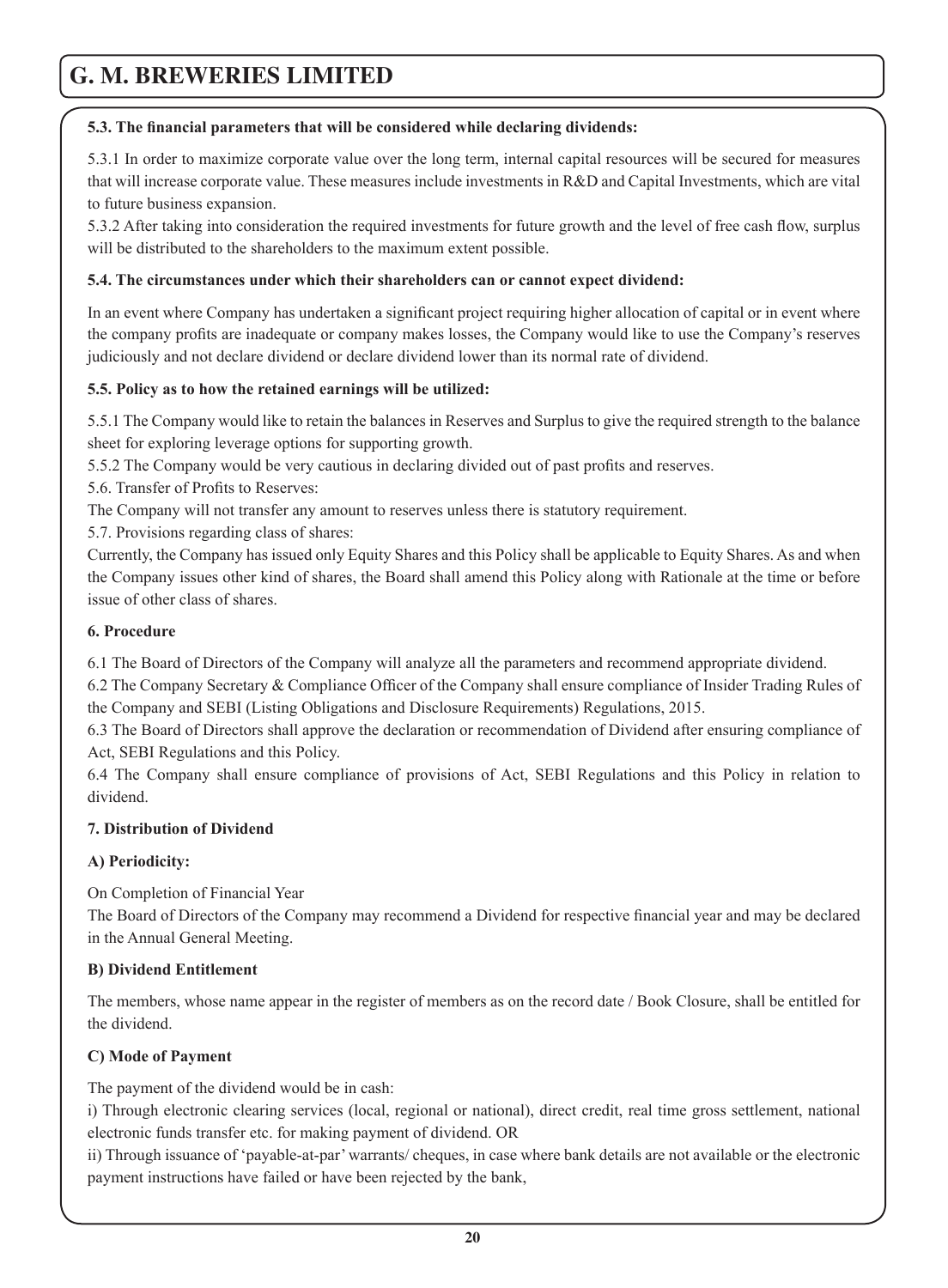**5.3. The financial parameters that will be considered while declaring dividends:**

5.3.1 In order to maximize corporate value over the long term, internal capital resources will be secured for measures that will increase corporate value. These measures include investments in R&D and Capital Investments, which are vital to future business expansion.

5.3.2 After taking into consideration the required investments for future growth and the level of free cash flow, surplus will be distributed to the shareholders to the maximum extent possible.

**5.4. The circumstances under which their shareholders can or cannot expect dividend:**

In an event where Company has undertaken a significant project requiring higher allocation of capital or in event where the company profits are inadequate or company makes losses, the Company would like to use the Company's reserves judiciously and not declare dividend or declare dividend lower than its normal rate of dividend.

**5.5. Policy as to how the retained earnings will be utilized:**

5.5.1 The Company would like to retain the balances in Reserves and Surplus to give the required strength to the balance sheet for exploring leverage options for supporting growth.

5.5.2 The Company would be very cautious in declaring divided out of past profits and reserves.

5.6. Transfer of Profits to Reserves:

The Company will not transfer any amount to reserves unless there is statutory requirement.

5.7. Provisions regarding class of shares:

Currently, the Company has issued only Equity Shares and this Policy shall be applicable to Equity Shares. As and when the Company issues other kind of shares, the Board shall amend this Policy along with Rationale at the time or before issue of other class of shares.

**6. Procedure**

6.1 The Board of Directors of the Company will analyze all the parameters and recommend appropriate dividend.

6.2 The Company Secretary & Compliance Officer of the Company shall ensure compliance of Insider Trading Rules of the Company and SEBI (Listing Obligations and Disclosure Requirements) Regulations, 2015.

6.3 The Board of Directors shall approve the declaration or recommendation of Dividend after ensuring compliance of Act, SEBI Regulations and this Policy.

6.4 The Company shall ensure compliance of provisions of Act, SEBI Regulations and this Policy in relation to dividend.

**7. Distribution of Dividend**

**A) Periodicity:**

On Completion of Financial Year

The Board of Directors of the Company may recommend a Dividend for respective financial year and may be declared in the Annual General Meeting.

**B) Dividend Entitlement**

The members, whose name appear in the register of members as on the record date / Book Closure, shall be entitled for the dividend.

**C) Mode of Payment**

The payment of the dividend would be in cash:

i) Through electronic clearing services (local, regional or national), direct credit, real time gross settlement, national electronic funds transfer etc. for making payment of dividend. OR

ii) Through issuance of 'payable-at-par' warrants/ cheques, in case where bank details are not available or the electronic payment instructions have failed or have been rejected by the bank,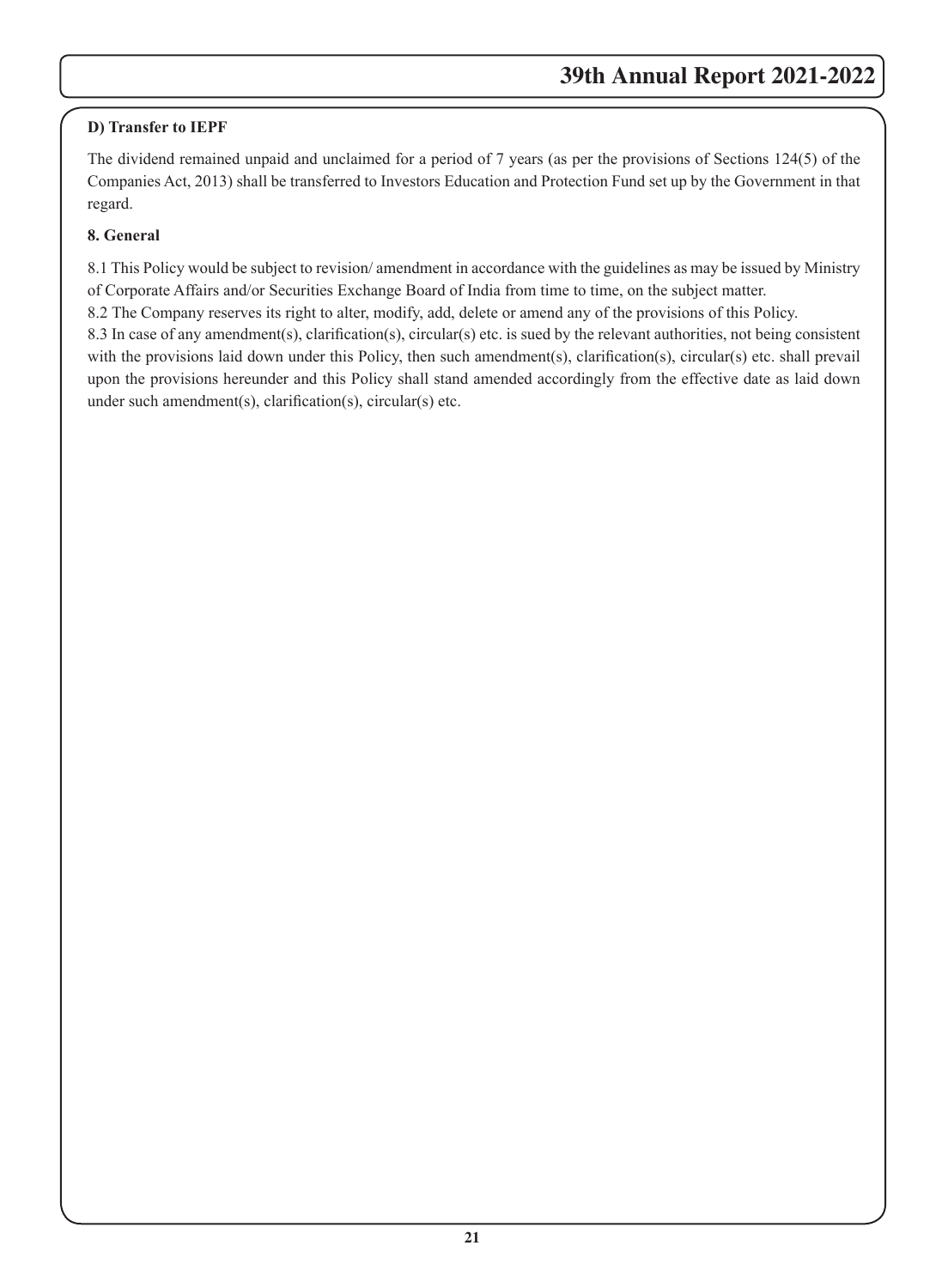**D) Transfer to IEPF**

The dividend remained unpaid and unclaimed for a period of 7 years (as per the provisions of Sections 124(5) of the Companies Act, 2013) shall be transferred to Investors Education and Protection Fund set up by the Government in that regard.

**8. General**

8.1 This Policy would be subject to revision/ amendment in accordance with the guidelines as may be issued by Ministry of Corporate Affairs and/or Securities Exchange Board of India from time to time, on the subject matter.

8.2 The Company reserves its right to alter, modify, add, delete or amend any of the provisions of this Policy.

8.3 In case of any amendment(s), clarification(s), circular(s) etc. is sued by the relevant authorities, not being consistent with the provisions laid down under this Policy, then such amendment(s), clarification(s), circular(s) etc. shall prevail upon the provisions hereunder and this Policy shall stand amended accordingly from the effective date as laid down under such amendment(s), clarification(s), circular(s) etc.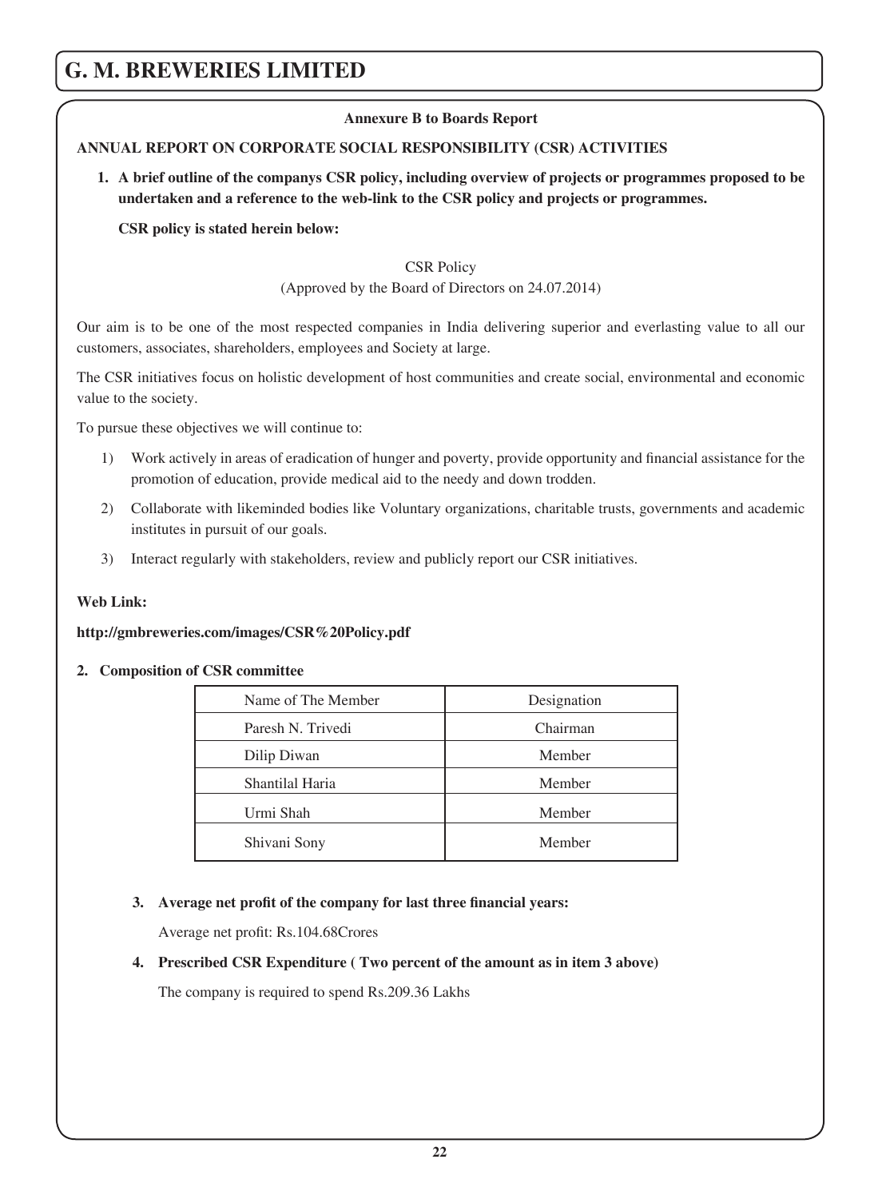**Annexure B to Boards Report**

**ANNUAL REPORT ON CORPORATE SOCIAL RESPONSIBILITY (CSR) ACTIVITIES**

**1. A brief outline of the companys CSR policy, including overview of projects or programmes proposed to be undertaken and a reference to the web-link to the CSR policy and projects or programmes.**

**CSR policy is stated herein below:**

CSR Policy
(Approved by the Board of Directors on 24.07.2014)

Our aim is to be one of the most respected companies in India delivering superior and everlasting value to all our customers, associates, shareholders, employees and Society at large.

The CSR initiatives focus on holistic development of host communities and create social, environmental and economic value to the society.

To pursue these objectives we will continue to:

1) Work actively in areas of eradication of hunger and poverty, provide opportunity and financial assistance for the promotion of education, provide medical aid to the needy and down trodden.
2) Collaborate with likeminded bodies like Voluntary organizations, charitable trusts, governments and academic institutes in pursuit of our goals.
3) Interact regularly with stakeholders, review and publicly report our CSR initiatives.

**Web Link:**

**http://gmbreweries.com/images/CSR%20Policy.pdf**

**2. Composition of CSR committee**

| Name of The Member | Designation |
|---|---|
| Paresh N. Trivedi | Chairman |
| Dilip Diwan | Member |
| Shantilal Haria | Member |
| Urmi Shah | Member |
| Shivani Sony | Member |

**3. Average net profit of the company for last three financial years:**

Average net profit: Rs.104.68Crores

**4. Prescribed CSR Expenditure ( Two percent of the amount as in item 3 above)**

The company is required to spend Rs.209.36 Lakhs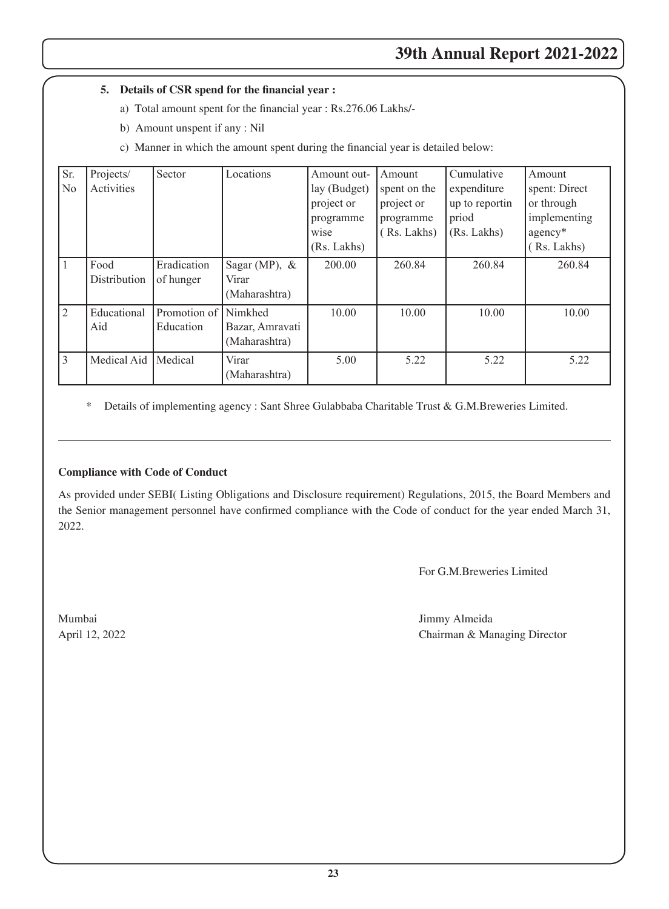**5. Details of CSR spend for the financial year :**

a) Total amount spent for the financial year : Rs.276.06 Lakhs/-

b) Amount unspent if any : Nil

c) Manner in which the amount spent during the financial year is detailed below:

| Sr. No | Projects/ Activities | Sector | Locations | Amount outlay (Budget) project or programme wise (Rs. Lakhs) | Amount spent on the project or programme ( Rs. Lakhs) | Cumulative expenditure up to reportin priod (Rs. Lakhs) | Amount spent: Direct or through implementing agency* ( Rs. Lakhs) |
|---|---|---|---|---|---|---|---|
| 1 | Food Distribution | Eradication of hunger | Sagar (MP), & Virar (Maharashtra) | 200.00 | 260.84 | 260.84 | 260.84 |
| 2 | Educational Aid | Promotion of Education | Nimkhed Bazar, Amravati (Maharashtra) | 10.00 | 10.00 | 10.00 | 10.00 |
| 3 | Medical Aid | Medical | Virar (Maharashtra) | 5.00 | 5.22 | 5.22 | 5.22 |

\* Details of implementing agency : Sant Shree Gulabbaba Charitable Trust & G.M.Breweries Limited.

---

**Compliance with Code of Conduct**

As provided under SEBI( Listing Obligations and Disclosure requirement) Regulations, 2015, the Board Members and the Senior management personnel have confirmed compliance with the Code of conduct for the year ended March 31, 2022.

For G.M.Breweries Limited

Mumbai
April 12, 2022

Jimmy Almeida
Chairman & Managing Director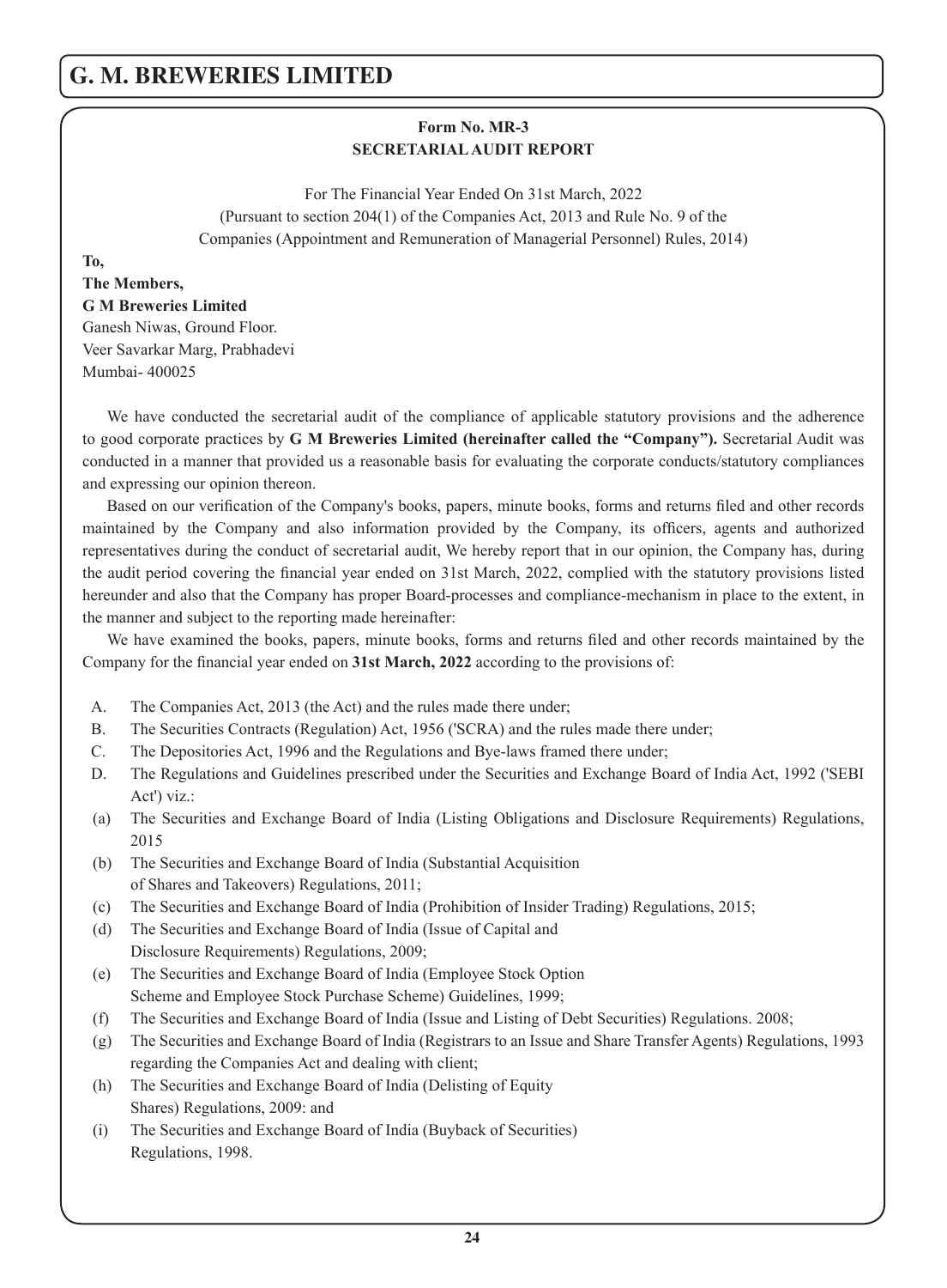## Form No. MR-3
## SECRETARIAL AUDIT REPORT

For The Financial Year Ended On 31st March, 2022
(Pursuant to section 204(1) of the Companies Act, 2013 and Rule No. 9 of the Companies (Appointment and Remuneration of Managerial Personnel) Rules, 2014)

**To,**
**The Members,**
**G M Breweries Limited**
Ganesh Niwas, Ground Floor.
Veer Savarkar Marg, Prabhadevi
Mumbai- 400025

We have conducted the secretarial audit of the compliance of applicable statutory provisions and the adherence to good corporate practices by **G M Breweries Limited (hereinafter called the "Company").** Secretarial Audit was conducted in a manner that provided us a reasonable basis for evaluating the corporate conducts/statutory compliances and expressing our opinion thereon.

Based on our verification of the Company's books, papers, minute books, forms and returns filed and other records maintained by the Company and also information provided by the Company, its officers, agents and authorized representatives during the conduct of secretarial audit, We hereby report that in our opinion, the Company has, during the audit period covering the financial year ended on 31st March, 2022, complied with the statutory provisions listed hereunder and also that the Company has proper Board-processes and compliance-mechanism in place to the extent, in the manner and subject to the reporting made hereinafter:

We have examined the books, papers, minute books, forms and returns filed and other records maintained by the Company for the financial year ended on **31st March, 2022** according to the provisions of:

A. The Companies Act, 2013 (the Act) and the rules made there under;
B. The Securities Contracts (Regulation) Act, 1956 ('SCRA) and the rules made there under;
C. The Depositories Act, 1996 and the Regulations and Bye-laws framed there under;
D. The Regulations and Guidelines prescribed under the Securities and Exchange Board of India Act, 1992 ('SEBI Act') viz.:

(a) The Securities and Exchange Board of India (Listing Obligations and Disclosure Requirements) Regulations, 2015
(b) The Securities and Exchange Board of India (Substantial Acquisition of Shares and Takeovers) Regulations, 2011;
(c) The Securities and Exchange Board of India (Prohibition of Insider Trading) Regulations, 2015;
(d) The Securities and Exchange Board of India (Issue of Capital and Disclosure Requirements) Regulations, 2009;
(e) The Securities and Exchange Board of India (Employee Stock Option Scheme and Employee Stock Purchase Scheme) Guidelines, 1999;
(f) The Securities and Exchange Board of India (Issue and Listing of Debt Securities) Regulations. 2008;
(g) The Securities and Exchange Board of India (Registrars to an Issue and Share Transfer Agents) Regulations, 1993 regarding the Companies Act and dealing with client;
(h) The Securities and Exchange Board of India (Delisting of Equity Shares) Regulations, 2009: and
(i) The Securities and Exchange Board of India (Buyback of Securities) Regulations, 1998.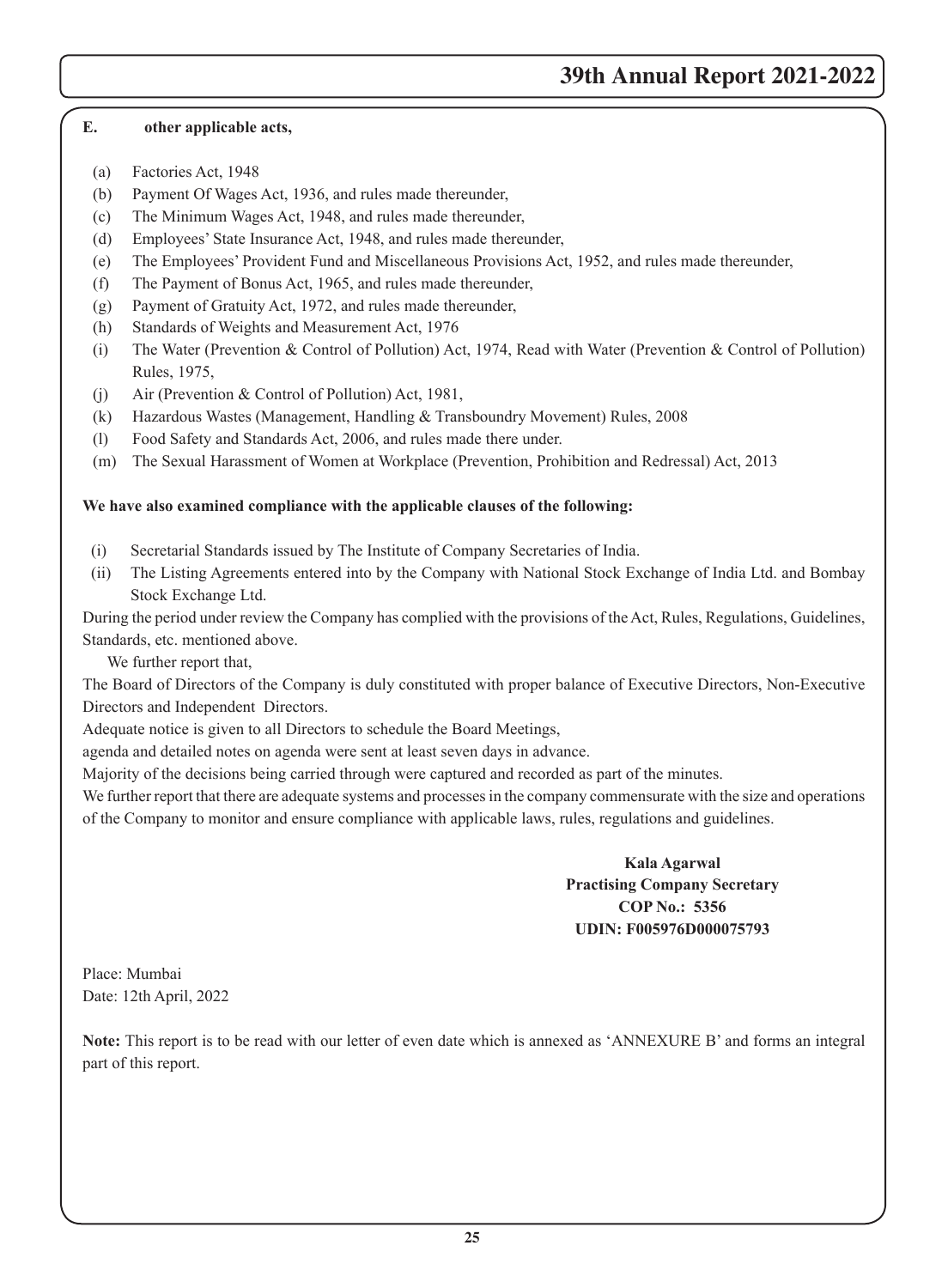**E. other applicable acts,**

(a) Factories Act, 1948
(b) Payment Of Wages Act, 1936, and rules made thereunder,
(c) The Minimum Wages Act, 1948, and rules made thereunder,
(d) Employees' State Insurance Act, 1948, and rules made thereunder,
(e) The Employees' Provident Fund and Miscellaneous Provisions Act, 1952, and rules made thereunder,
(f) The Payment of Bonus Act, 1965, and rules made thereunder,
(g) Payment of Gratuity Act, 1972, and rules made thereunder,
(h) Standards of Weights and Measurement Act, 1976
(i) The Water (Prevention & Control of Pollution) Act, 1974, Read with Water (Prevention & Control of Pollution) Rules, 1975,
(j) Air (Prevention & Control of Pollution) Act, 1981,
(k) Hazardous Wastes (Management, Handling & Transboundry Movement) Rules, 2008
(l) Food Safety and Standards Act, 2006, and rules made there under.
(m) The Sexual Harassment of Women at Workplace (Prevention, Prohibition and Redressal) Act, 2013

**We have also examined compliance with the applicable clauses of the following:**

(i) Secretarial Standards issued by The Institute of Company Secretaries of India.
(ii) The Listing Agreements entered into by the Company with National Stock Exchange of India Ltd. and Bombay Stock Exchange Ltd.

During the period under review the Company has complied with the provisions of the Act, Rules, Regulations, Guidelines, Standards, etc. mentioned above.

We further report that,

The Board of Directors of the Company is duly constituted with proper balance of Executive Directors, Non-Executive Directors and Independent Directors.

Adequate notice is given to all Directors to schedule the Board Meetings,

agenda and detailed notes on agenda were sent at least seven days in advance.

Majority of the decisions being carried through were captured and recorded as part of the minutes.

We further report that there are adequate systems and processes in the company commensurate with the size and operations of the Company to monitor and ensure compliance with applicable laws, rules, regulations and guidelines.

**Kala Agarwal**
**Practising Company Secretary**
**COP No.: 5356**
**UDIN: F005976D000075793**

Place: Mumbai
Date: 12th April, 2022

**Note:** This report is to be read with our letter of even date which is annexed as 'ANNEXURE B' and forms an integral part of this report.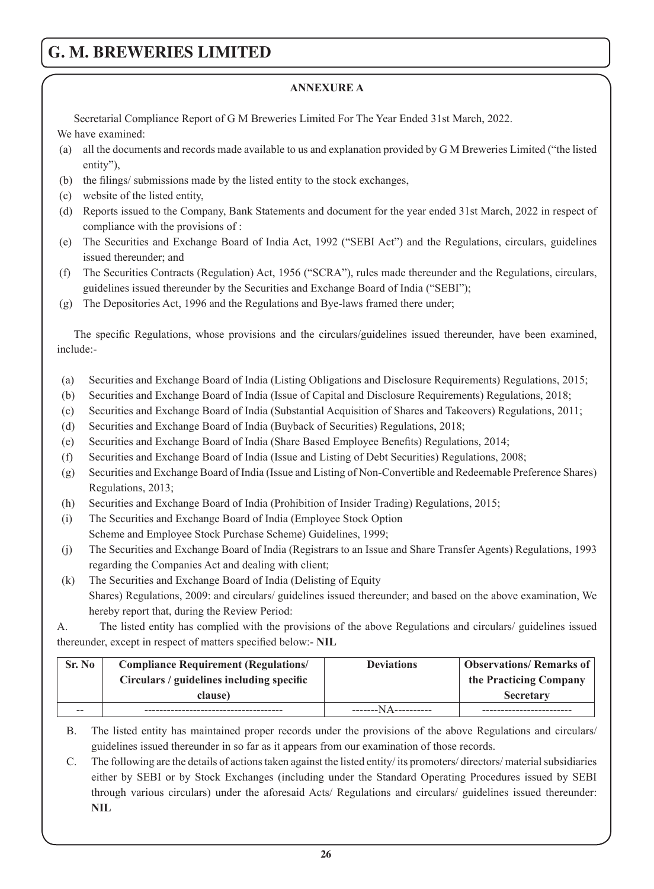## ANNEXURE A

Secretarial Compliance Report of G M Breweries Limited For The Year Ended 31st March, 2022.

We have examined:

(a) all the documents and records made available to us and explanation provided by G M Breweries Limited ("the listed entity"),

(b) the filings/ submissions made by the listed entity to the stock exchanges,

(c) website of the listed entity,

(d) Reports issued to the Company, Bank Statements and document for the year ended 31st March, 2022 in respect of compliance with the provisions of :

(e) The Securities and Exchange Board of India Act, 1992 ("SEBI Act") and the Regulations, circulars, guidelines issued thereunder; and

(f) The Securities Contracts (Regulation) Act, 1956 ("SCRA"), rules made thereunder and the Regulations, circulars, guidelines issued thereunder by the Securities and Exchange Board of India ("SEBI");

(g) The Depositories Act, 1996 and the Regulations and Bye-laws framed there under;

The specific Regulations, whose provisions and the circulars/guidelines issued thereunder, have been examined, include:-

(a) Securities and Exchange Board of India (Listing Obligations and Disclosure Requirements) Regulations, 2015;

(b) Securities and Exchange Board of India (Issue of Capital and Disclosure Requirements) Regulations, 2018;

(c) Securities and Exchange Board of India (Substantial Acquisition of Shares and Takeovers) Regulations, 2011;

(d) Securities and Exchange Board of India (Buyback of Securities) Regulations, 2018;

(e) Securities and Exchange Board of India (Share Based Employee Benefits) Regulations, 2014;

(f) Securities and Exchange Board of India (Issue and Listing of Debt Securities) Regulations, 2008;

(g) Securities and Exchange Board of India (Issue and Listing of Non-Convertible and Redeemable Preference Shares) Regulations, 2013;

(h) Securities and Exchange Board of India (Prohibition of Insider Trading) Regulations, 2015;

(i) The Securities and Exchange Board of India (Employee Stock Option Scheme and Employee Stock Purchase Scheme) Guidelines, 1999;

(j) The Securities and Exchange Board of India (Registrars to an Issue and Share Transfer Agents) Regulations, 1993 regarding the Companies Act and dealing with client;

(k) The Securities and Exchange Board of India (Delisting of Equity Shares) Regulations, 2009: and circulars/ guidelines issued thereunder; and based on the above examination, We hereby report that, during the Review Period:

A. The listed entity has complied with the provisions of the above Regulations and circulars/ guidelines issued thereunder, except in respect of matters specified below:- **NIL**

| Sr. No | Compliance Requirement (Regulations/ Circulars / guidelines including specific clause) | Deviations | Observations/ Remarks of the Practicing Company Secretary |
|---|---|---|---|
| -- | ------------------------------------ | -------NA---------- | ------------------------ |

B. The listed entity has maintained proper records under the provisions of the above Regulations and circulars/ guidelines issued thereunder in so far as it appears from our examination of those records.

C. The following are the details of actions taken against the listed entity/ its promoters/ directors/ material subsidiaries either by SEBI or by Stock Exchanges (including under the Standard Operating Procedures issued by SEBI through various circulars) under the aforesaid Acts/ Regulations and circulars/ guidelines issued thereunder: **NIL**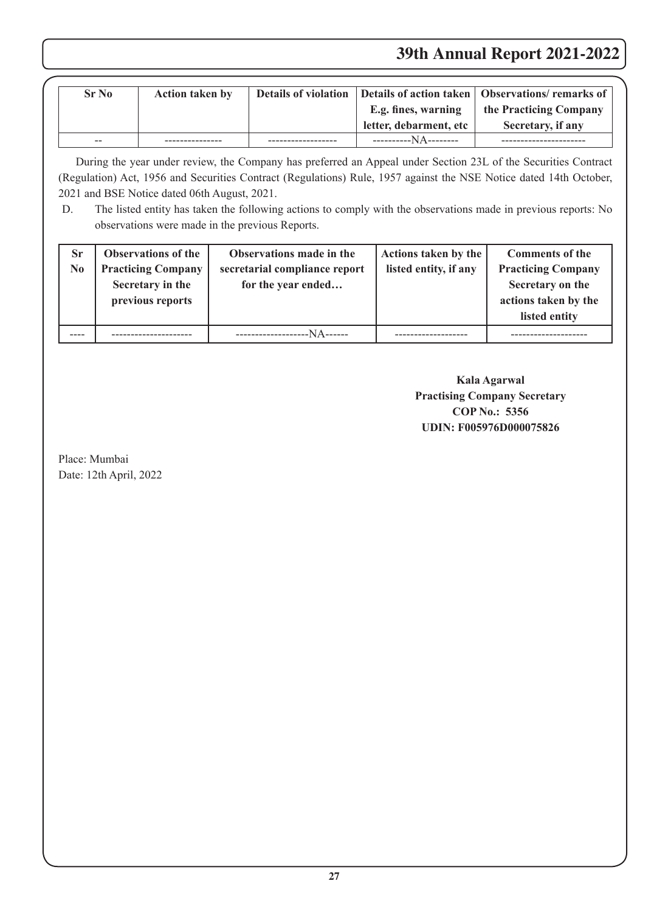| Sr No | Action taken by | Details of violation | Details of action taken E.g. fines, warning letter, debarment, etc | Observations/ remarks of the Practicing Company Secretary, if any |
|---|---|---|---|---|
| -- | --------------- | ------------------ | ----------NA-------- | ---------------------- |

During the year under review, the Company has preferred an Appeal under Section 23L of the Securities Contract (Regulation) Act, 1956 and Securities Contract (Regulations) Rule, 1957 against the NSE Notice dated 14th October, 2021 and BSE Notice dated 06th August, 2021.

D. The listed entity has taken the following actions to comply with the observations made in previous reports: No observations were made in the previous Reports.

| Sr No | Observations of the Practicing Company Secretary in the previous reports | Observations made in the secretarial compliance report for the year ended… | Actions taken by the listed entity, if any | Comments of the Practicing Company Secretary on the actions taken by the listed entity |
|---|---|---|---|---|
| ---- | --------------------- | -------------------NA------ | ------------------- | -------------------- |

**Kala Agarwal**
**Practising Company Secretary**
**COP No.: 5356**
**UDIN: F005976D000075826**

Place: Mumbai
Date: 12th April, 2022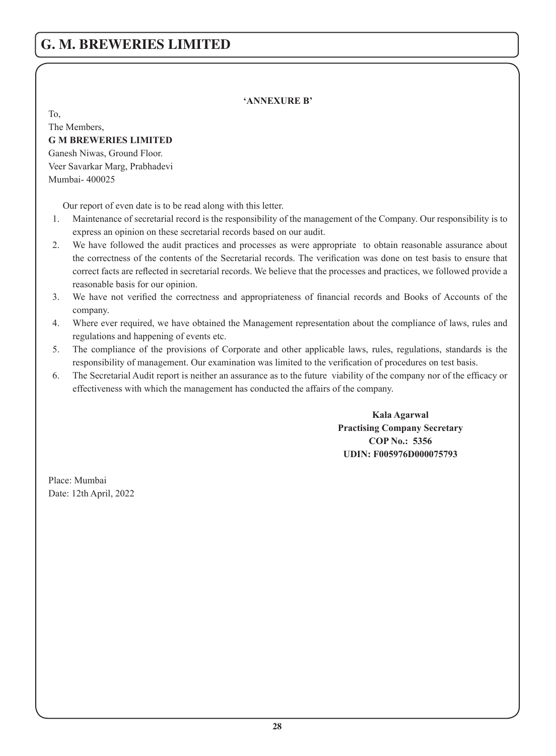**'ANNEXURE B'**

To,
The Members,
**G M BREWERIES LIMITED**
Ganesh Niwas, Ground Floor.
Veer Savarkar Marg, Prabhadevi
Mumbai- 400025

Our report of even date is to be read along with this letter.

1. Maintenance of secretarial record is the responsibility of the management of the Company. Our responsibility is to express an opinion on these secretarial records based on our audit.
2. We have followed the audit practices and processes as were appropriate to obtain reasonable assurance about the correctness of the contents of the Secretarial records. The verification was done on test basis to ensure that correct facts are reflected in secretarial records. We believe that the processes and practices, we followed provide a reasonable basis for our opinion.
3. We have not verified the correctness and appropriateness of financial records and Books of Accounts of the company.
4. Where ever required, we have obtained the Management representation about the compliance of laws, rules and regulations and happening of events etc.
5. The compliance of the provisions of Corporate and other applicable laws, rules, regulations, standards is the responsibility of management. Our examination was limited to the verification of procedures on test basis.
6. The Secretarial Audit report is neither an assurance as to the future viability of the company nor of the efficacy or effectiveness with which the management has conducted the affairs of the company.

**Kala Agarwal**
**Practising Company Secretary**
**COP No.: 5356**
**UDIN: F005976D000075793**

Place: Mumbai
Date: 12th April, 2022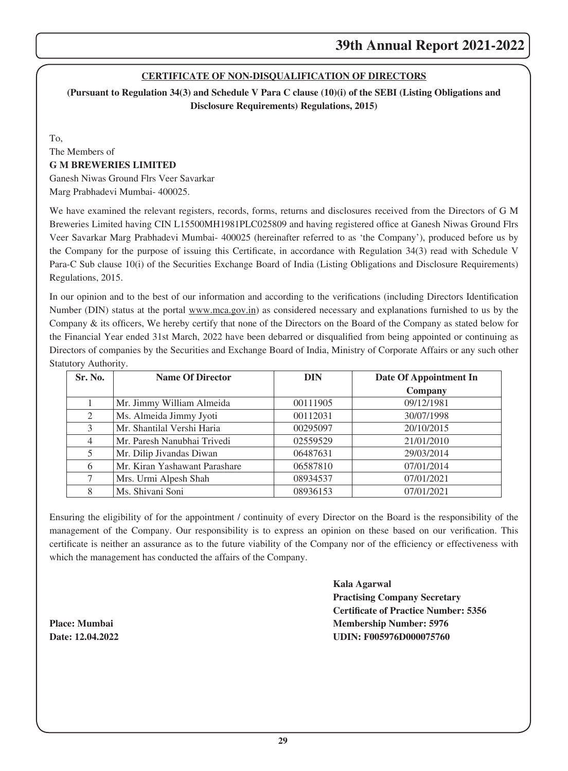## CERTIFICATE OF NON-DISQUALIFICATION OF DIRECTORS

**(Pursuant to Regulation 34(3) and Schedule V Para C clause (10)(i) of the SEBI (Listing Obligations and Disclosure Requirements) Regulations, 2015)**

To,
The Members of
**G M BREWERIES LIMITED**
Ganesh Niwas Ground Flrs Veer Savarkar
Marg Prabhadevi Mumbai- 400025.

We have examined the relevant registers, records, forms, returns and disclosures received from the Directors of G M Breweries Limited having CIN L15500MH1981PLC025809 and having registered office at Ganesh Niwas Ground Flrs Veer Savarkar Marg Prabhadevi Mumbai- 400025 (hereinafter referred to as 'the Company'), produced before us by the Company for the purpose of issuing this Certificate, in accordance with Regulation 34(3) read with Schedule V Para-C Sub clause 10(i) of the Securities Exchange Board of India (Listing Obligations and Disclosure Requirements) Regulations, 2015.

In our opinion and to the best of our information and according to the verifications (including Directors Identification Number (DIN) status at the portal www.mca.gov.in) as considered necessary and explanations furnished to us by the Company & its officers, We hereby certify that none of the Directors on the Board of the Company as stated below for the Financial Year ended 31st March, 2022 have been debarred or disqualified from being appointed or continuing as Directors of companies by the Securities and Exchange Board of India, Ministry of Corporate Affairs or any such other Statutory Authority.

| Sr. No. | Name Of Director | DIN | Date Of Appointment In Company |
|---|---|---|---|
| 1 | Mr. Jimmy William Almeida | 00111905 | 09/12/1981 |
| 2 | Ms. Almeida Jimmy Jyoti | 00112031 | 30/07/1998 |
| 3 | Mr. Shantilal Vershi Haria | 00295097 | 20/10/2015 |
| 4 | Mr. Paresh Nanubhai Trivedi | 02559529 | 21/01/2010 |
| 5 | Mr. Dilip Jivandas Diwan | 06487631 | 29/03/2014 |
| 6 | Mr. Kiran Yashawant Parashare | 06587810 | 07/01/2014 |
| 7 | Mrs. Urmi Alpesh Shah | 08934537 | 07/01/2021 |
| 8 | Ms. Shivani Soni | 08936153 | 07/01/2021 |

Ensuring the eligibility of for the appointment / continuity of every Director on the Board is the responsibility of the management of the Company. Our responsibility is to express an opinion on these based on our verification. This certificate is neither an assurance as to the future viability of the Company nor of the efficiency or effectiveness with which the management has conducted the affairs of the Company.

**Kala Agarwal**
**Practising Company Secretary**
**Certificate of Practice Number: 5356**
**Membership Number: 5976**
**UDIN: F005976D000075760**

**Place: Mumbai**
**Date: 12.04.2022**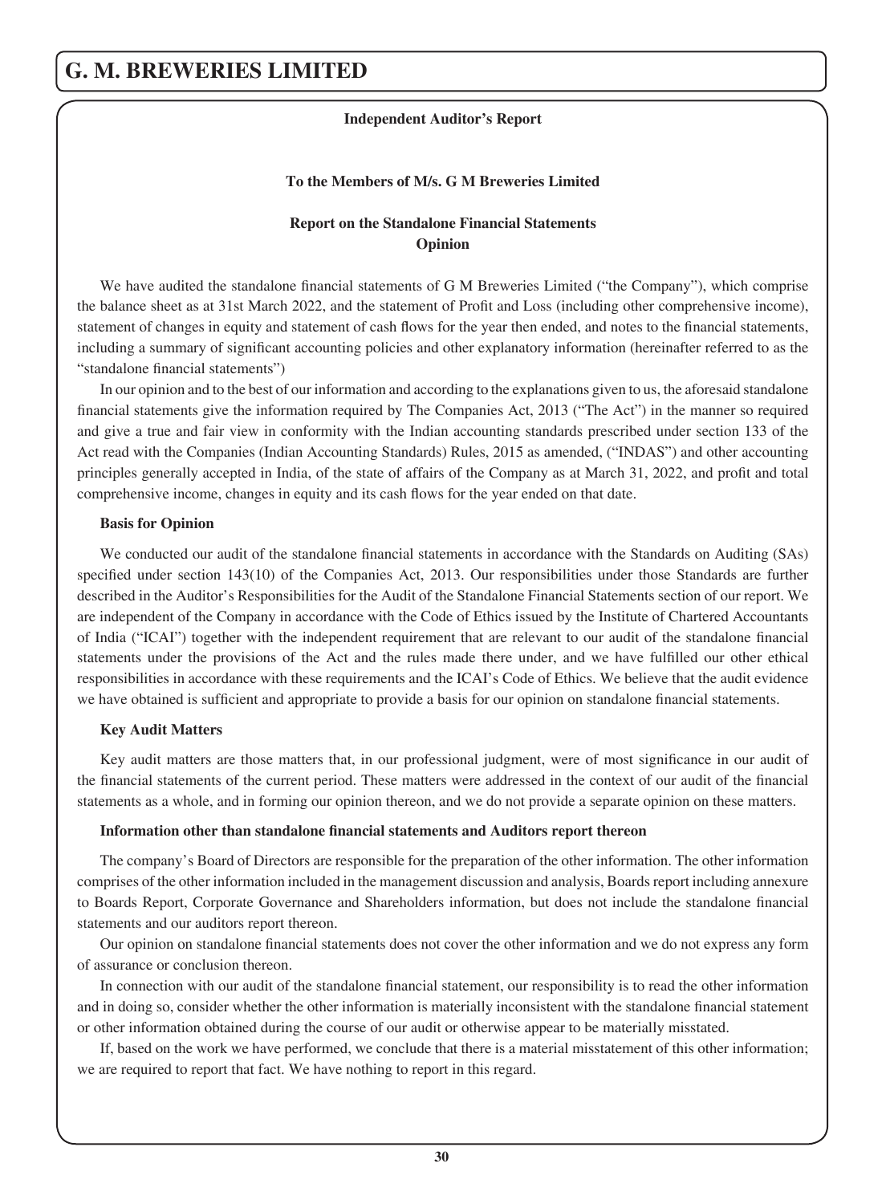## Independent Auditor's Report

### To the Members of M/s. G M Breweries Limited

### Report on the Standalone Financial Statements

### Opinion

We have audited the standalone financial statements of G M Breweries Limited ("the Company"), which comprise the balance sheet as at 31st March 2022, and the statement of Profit and Loss (including other comprehensive income), statement of changes in equity and statement of cash flows for the year then ended, and notes to the financial statements, including a summary of significant accounting policies and other explanatory information (hereinafter referred to as the "standalone financial statements")

In our opinion and to the best of our information and according to the explanations given to us, the aforesaid standalone financial statements give the information required by The Companies Act, 2013 ("The Act") in the manner so required and give a true and fair view in conformity with the Indian accounting standards prescribed under section 133 of the Act read with the Companies (Indian Accounting Standards) Rules, 2015 as amended, ("INDAS") and other accounting principles generally accepted in India, of the state of affairs of the Company as at March 31, 2022, and profit and total comprehensive income, changes in equity and its cash flows for the year ended on that date.

**Basis for Opinion**

We conducted our audit of the standalone financial statements in accordance with the Standards on Auditing (SAs) specified under section 143(10) of the Companies Act, 2013. Our responsibilities under those Standards are further described in the Auditor's Responsibilities for the Audit of the Standalone Financial Statements section of our report. We are independent of the Company in accordance with the Code of Ethics issued by the Institute of Chartered Accountants of India ("ICAI") together with the independent requirement that are relevant to our audit of the standalone financial statements under the provisions of the Act and the rules made there under, and we have fulfilled our other ethical responsibilities in accordance with these requirements and the ICAI's Code of Ethics. We believe that the audit evidence we have obtained is sufficient and appropriate to provide a basis for our opinion on standalone financial statements.

**Key Audit Matters**

Key audit matters are those matters that, in our professional judgment, were of most significance in our audit of the financial statements of the current period. These matters were addressed in the context of our audit of the financial statements as a whole, and in forming our opinion thereon, and we do not provide a separate opinion on these matters.

**Information other than standalone financial statements and Auditors report thereon**

The company's Board of Directors are responsible for the preparation of the other information. The other information comprises of the other information included in the management discussion and analysis, Boards report including annexure to Boards Report, Corporate Governance and Shareholders information, but does not include the standalone financial statements and our auditors report thereon.

Our opinion on standalone financial statements does not cover the other information and we do not express any form of assurance or conclusion thereon.

In connection with our audit of the standalone financial statement, our responsibility is to read the other information and in doing so, consider whether the other information is materially inconsistent with the standalone financial statement or other information obtained during the course of our audit or otherwise appear to be materially misstated.

If, based on the work we have performed, we conclude that there is a material misstatement of this other information; we are required to report that fact. We have nothing to report in this regard.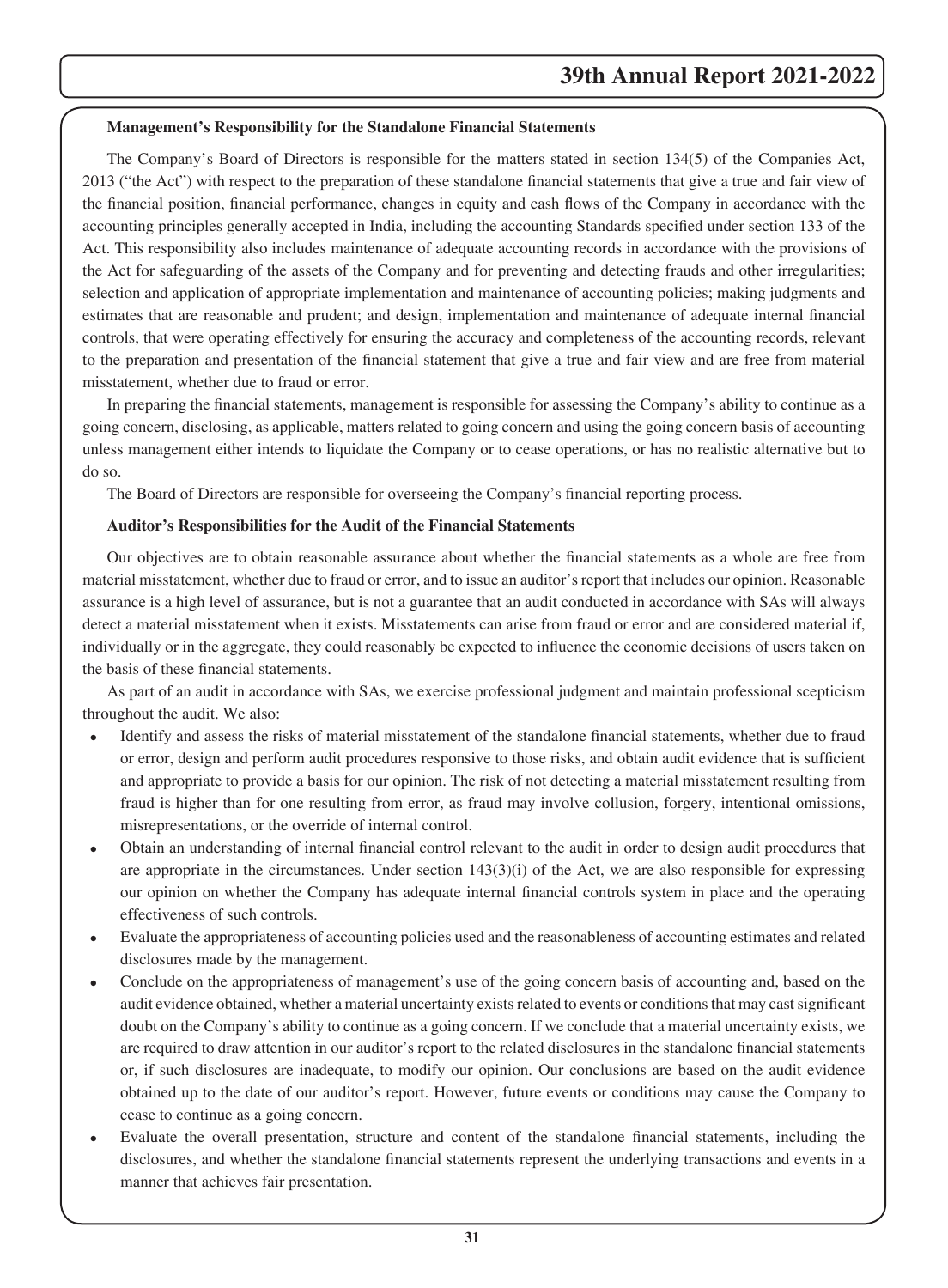**Management's Responsibility for the Standalone Financial Statements**

The Company's Board of Directors is responsible for the matters stated in section 134(5) of the Companies Act, 2013 ("the Act") with respect to the preparation of these standalone financial statements that give a true and fair view of the financial position, financial performance, changes in equity and cash flows of the Company in accordance with the accounting principles generally accepted in India, including the accounting Standards specified under section 133 of the Act. This responsibility also includes maintenance of adequate accounting records in accordance with the provisions of the Act for safeguarding of the assets of the Company and for preventing and detecting frauds and other irregularities; selection and application of appropriate implementation and maintenance of accounting policies; making judgments and estimates that are reasonable and prudent; and design, implementation and maintenance of adequate internal financial controls, that were operating effectively for ensuring the accuracy and completeness of the accounting records, relevant to the preparation and presentation of the financial statement that give a true and fair view and are free from material misstatement, whether due to fraud or error.

In preparing the financial statements, management is responsible for assessing the Company's ability to continue as a going concern, disclosing, as applicable, matters related to going concern and using the going concern basis of accounting unless management either intends to liquidate the Company or to cease operations, or has no realistic alternative but to do so.

The Board of Directors are responsible for overseeing the Company's financial reporting process.

**Auditor's Responsibilities for the Audit of the Financial Statements**

Our objectives are to obtain reasonable assurance about whether the financial statements as a whole are free from material misstatement, whether due to fraud or error, and to issue an auditor's report that includes our opinion. Reasonable assurance is a high level of assurance, but is not a guarantee that an audit conducted in accordance with SAs will always detect a material misstatement when it exists. Misstatements can arise from fraud or error and are considered material if, individually or in the aggregate, they could reasonably be expected to influence the economic decisions of users taken on the basis of these financial statements.

As part of an audit in accordance with SAs, we exercise professional judgment and maintain professional scepticism throughout the audit. We also:

- Identify and assess the risks of material misstatement of the standalone financial statements, whether due to fraud or error, design and perform audit procedures responsive to those risks, and obtain audit evidence that is sufficient and appropriate to provide a basis for our opinion. The risk of not detecting a material misstatement resulting from fraud is higher than for one resulting from error, as fraud may involve collusion, forgery, intentional omissions, misrepresentations, or the override of internal control.
- Obtain an understanding of internal financial control relevant to the audit in order to design audit procedures that are appropriate in the circumstances. Under section 143(3)(i) of the Act, we are also responsible for expressing our opinion on whether the Company has adequate internal financial controls system in place and the operating effectiveness of such controls.
- Evaluate the appropriateness of accounting policies used and the reasonableness of accounting estimates and related disclosures made by the management.
- Conclude on the appropriateness of management's use of the going concern basis of accounting and, based on the audit evidence obtained, whether a material uncertainty exists related to events or conditions that may cast significant doubt on the Company's ability to continue as a going concern. If we conclude that a material uncertainty exists, we are required to draw attention in our auditor's report to the related disclosures in the standalone financial statements or, if such disclosures are inadequate, to modify our opinion. Our conclusions are based on the audit evidence obtained up to the date of our auditor's report. However, future events or conditions may cause the Company to cease to continue as a going concern.
- Evaluate the overall presentation, structure and content of the standalone financial statements, including the disclosures, and whether the standalone financial statements represent the underlying transactions and events in a manner that achieves fair presentation.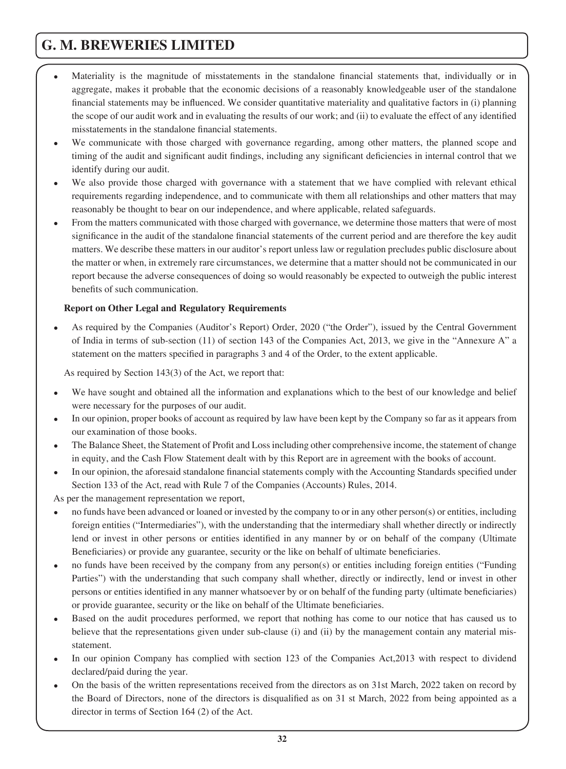- Materiality is the magnitude of misstatements in the standalone financial statements that, individually or in aggregate, makes it probable that the economic decisions of a reasonably knowledgeable user of the standalone financial statements may be influenced. We consider quantitative materiality and qualitative factors in (i) planning the scope of our audit work and in evaluating the results of our work; and (ii) to evaluate the effect of any identified misstatements in the standalone financial statements.
- We communicate with those charged with governance regarding, among other matters, the planned scope and timing of the audit and significant audit findings, including any significant deficiencies in internal control that we identify during our audit.
- We also provide those charged with governance with a statement that we have complied with relevant ethical requirements regarding independence, and to communicate with them all relationships and other matters that may reasonably be thought to bear on our independence, and where applicable, related safeguards.
- From the matters communicated with those charged with governance, we determine those matters that were of most significance in the audit of the standalone financial statements of the current period and are therefore the key audit matters. We describe these matters in our auditor's report unless law or regulation precludes public disclosure about the matter or when, in extremely rare circumstances, we determine that a matter should not be communicated in our report because the adverse consequences of doing so would reasonably be expected to outweigh the public interest benefits of such communication.

**Report on Other Legal and Regulatory Requirements**

- As required by the Companies (Auditor's Report) Order, 2020 ("the Order"), issued by the Central Government of India in terms of sub-section (11) of section 143 of the Companies Act, 2013, we give in the "Annexure A" a statement on the matters specified in paragraphs 3 and 4 of the Order, to the extent applicable.

As required by Section 143(3) of the Act, we report that:

- We have sought and obtained all the information and explanations which to the best of our knowledge and belief were necessary for the purposes of our audit.
- In our opinion, proper books of account as required by law have been kept by the Company so far as it appears from our examination of those books.
- The Balance Sheet, the Statement of Profit and Loss including other comprehensive income, the statement of change in equity, and the Cash Flow Statement dealt with by this Report are in agreement with the books of account.
- In our opinion, the aforesaid standalone financial statements comply with the Accounting Standards specified under Section 133 of the Act, read with Rule 7 of the Companies (Accounts) Rules, 2014.

As per the management representation we report,

- no funds have been advanced or loaned or invested by the company to or in any other person(s) or entities, including foreign entities ("Intermediaries"), with the understanding that the intermediary shall whether directly or indirectly lend or invest in other persons or entities identified in any manner by or on behalf of the company (Ultimate Beneficiaries) or provide any guarantee, security or the like on behalf of ultimate beneficiaries.
- no funds have been received by the company from any person(s) or entities including foreign entities ("Funding Parties") with the understanding that such company shall whether, directly or indirectly, lend or invest in other persons or entities identified in any manner whatsoever by or on behalf of the funding party (ultimate beneficiaries) or provide guarantee, security or the like on behalf of the Ultimate beneficiaries.
- Based on the audit procedures performed, we report that nothing has come to our notice that has caused us to believe that the representations given under sub-clause (i) and (ii) by the management contain any material mis-statement.
- In our opinion Company has complied with section 123 of the Companies Act,2013 with respect to dividend declared/paid during the year.
- On the basis of the written representations received from the directors as on 31st March, 2022 taken on record by the Board of Directors, none of the directors is disqualified as on 31 st March, 2022 from being appointed as a director in terms of Section 164 (2) of the Act.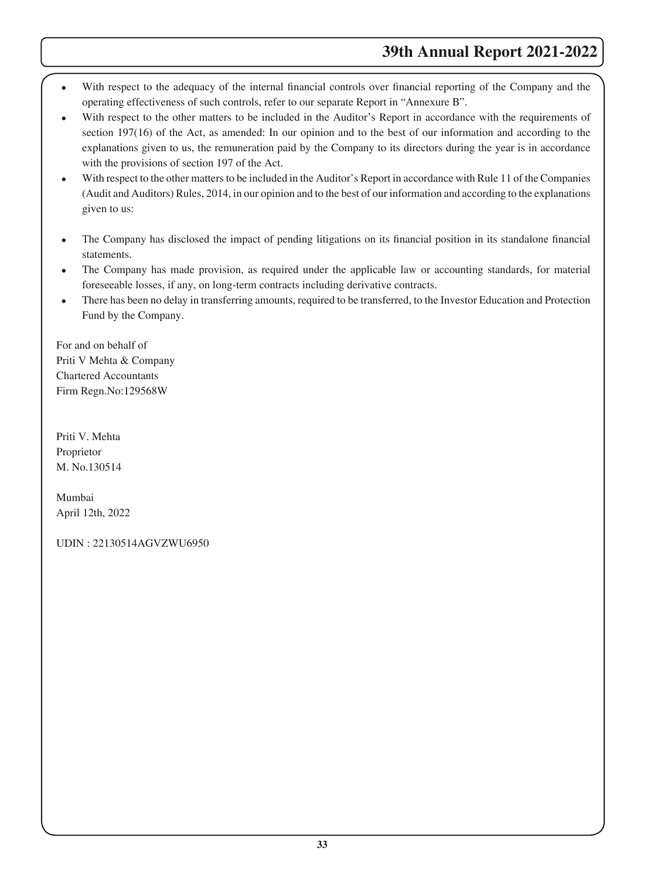- With respect to the adequacy of the internal financial controls over financial reporting of the Company and the operating effectiveness of such controls, refer to our separate Report in "Annexure B".
- With respect to the other matters to be included in the Auditor's Report in accordance with the requirements of section 197(16) of the Act, as amended: In our opinion and to the best of our information and according to the explanations given to us, the remuneration paid by the Company to its directors during the year is in accordance with the provisions of section 197 of the Act.
- With respect to the other matters to be included in the Auditor's Report in accordance with Rule 11 of the Companies (Audit and Auditors) Rules, 2014, in our opinion and to the best of our information and according to the explanations given to us:

- The Company has disclosed the impact of pending litigations on its financial position in its standalone financial statements.
- The Company has made provision, as required under the applicable law or accounting standards, for material foreseeable losses, if any, on long-term contracts including derivative contracts.
- There has been no delay in transferring amounts, required to be transferred, to the Investor Education and Protection Fund by the Company.

For and on behalf of
Priti V Mehta & Company
Chartered Accountants
Firm Regn.No:129568W

Priti V. Mehta
Proprietor
M. No.130514

Mumbai
April 12th, 2022

UDIN : 22130514AGVZWU6950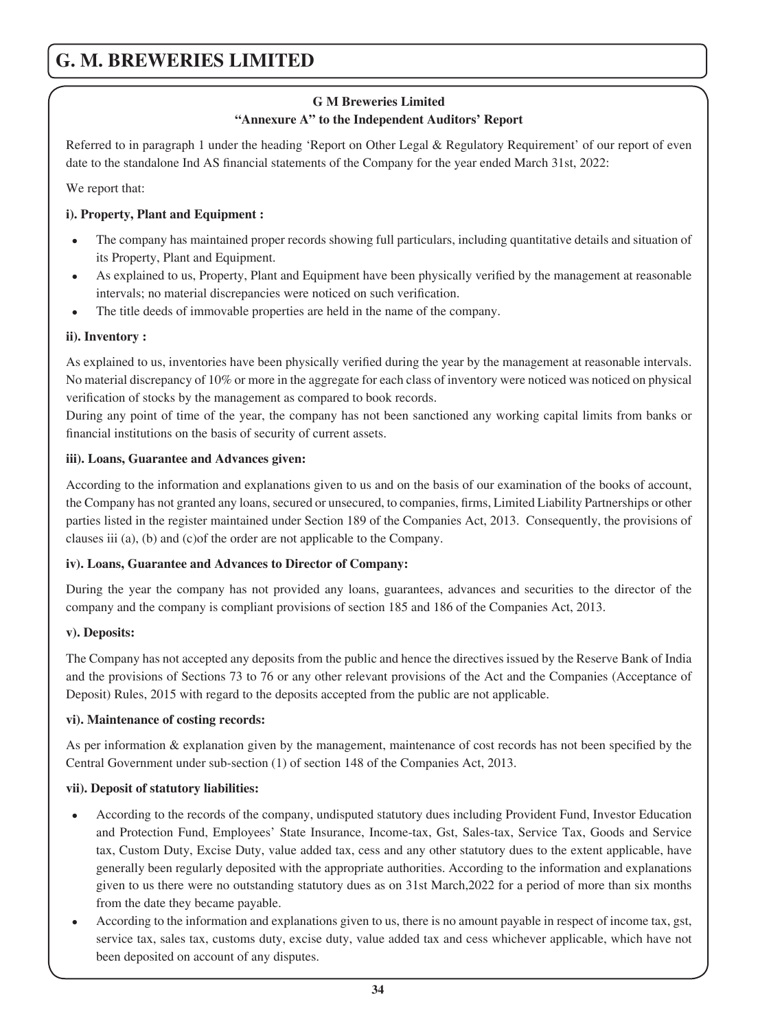**G M Breweries Limited**

**"Annexure A" to the Independent Auditors' Report**

Referred to in paragraph 1 under the heading 'Report on Other Legal & Regulatory Requirement' of our report of even date to the standalone Ind AS financial statements of the Company for the year ended March 31st, 2022:

We report that:

**i). Property, Plant and Equipment :**

- The company has maintained proper records showing full particulars, including quantitative details and situation of its Property, Plant and Equipment.
- As explained to us, Property, Plant and Equipment have been physically verified by the management at reasonable intervals; no material discrepancies were noticed on such verification.
- The title deeds of immovable properties are held in the name of the company.

**ii). Inventory :**

As explained to us, inventories have been physically verified during the year by the management at reasonable intervals. No material discrepancy of 10% or more in the aggregate for each class of inventory were noticed was noticed on physical verification of stocks by the management as compared to book records.

During any point of time of the year, the company has not been sanctioned any working capital limits from banks or financial institutions on the basis of security of current assets.

**iii). Loans, Guarantee and Advances given:**

According to the information and explanations given to us and on the basis of our examination of the books of account, the Company has not granted any loans, secured or unsecured, to companies, firms, Limited Liability Partnerships or other parties listed in the register maintained under Section 189 of the Companies Act, 2013. Consequently, the provisions of clauses iii (a), (b) and (c)of the order are not applicable to the Company.

**iv). Loans, Guarantee and Advances to Director of Company:**

During the year the company has not provided any loans, guarantees, advances and securities to the director of the company and the company is compliant provisions of section 185 and 186 of the Companies Act, 2013.

**v). Deposits:**

The Company has not accepted any deposits from the public and hence the directives issued by the Reserve Bank of India and the provisions of Sections 73 to 76 or any other relevant provisions of the Act and the Companies (Acceptance of Deposit) Rules, 2015 with regard to the deposits accepted from the public are not applicable.

**vi). Maintenance of costing records:**

As per information & explanation given by the management, maintenance of cost records has not been specified by the Central Government under sub-section (1) of section 148 of the Companies Act, 2013.

**vii). Deposit of statutory liabilities:**

- According to the records of the company, undisputed statutory dues including Provident Fund, Investor Education and Protection Fund, Employees' State Insurance, Income-tax, Gst, Sales-tax, Service Tax, Goods and Service tax, Custom Duty, Excise Duty, value added tax, cess and any other statutory dues to the extent applicable, have generally been regularly deposited with the appropriate authorities. According to the information and explanations given to us there were no outstanding statutory dues as on 31st March,2022 for a period of more than six months from the date they became payable.
- According to the information and explanations given to us, there is no amount payable in respect of income tax, gst, service tax, sales tax, customs duty, excise duty, value added tax and cess whichever applicable, which have not been deposited on account of any disputes.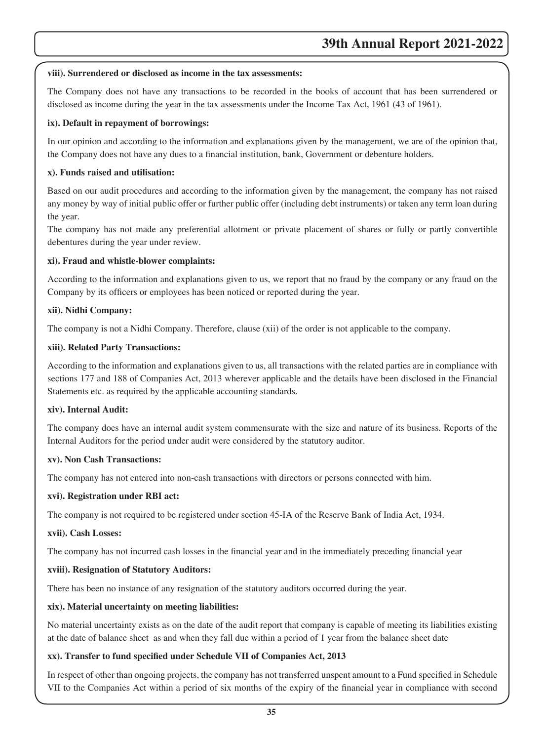**viii). Surrendered or disclosed as income in the tax assessments:**

The Company does not have any transactions to be recorded in the books of account that has been surrendered or disclosed as income during the year in the tax assessments under the Income Tax Act, 1961 (43 of 1961).

**ix). Default in repayment of borrowings:**

In our opinion and according to the information and explanations given by the management, we are of the opinion that, the Company does not have any dues to a financial institution, bank, Government or debenture holders.

**x). Funds raised and utilisation:**

Based on our audit procedures and according to the information given by the management, the company has not raised any money by way of initial public offer or further public offer (including debt instruments) or taken any term loan during the year.

The company has not made any preferential allotment or private placement of shares or fully or partly convertible debentures during the year under review.

**xi). Fraud and whistle-blower complaints:**

According to the information and explanations given to us, we report that no fraud by the company or any fraud on the Company by its officers or employees has been noticed or reported during the year.

**xii). Nidhi Company:**

The company is not a Nidhi Company. Therefore, clause (xii) of the order is not applicable to the company.

**xiii). Related Party Transactions:**

According to the information and explanations given to us, all transactions with the related parties are in compliance with sections 177 and 188 of Companies Act, 2013 wherever applicable and the details have been disclosed in the Financial Statements etc. as required by the applicable accounting standards.

**xiv). Internal Audit:**

The company does have an internal audit system commensurate with the size and nature of its business. Reports of the Internal Auditors for the period under audit were considered by the statutory auditor.

**xv). Non Cash Transactions:**

The company has not entered into non-cash transactions with directors or persons connected with him.

**xvi). Registration under RBI act:**

The company is not required to be registered under section 45-IA of the Reserve Bank of India Act, 1934.

**xvii). Cash Losses:**

The company has not incurred cash losses in the financial year and in the immediately preceding financial year

**xviii). Resignation of Statutory Auditors:**

There has been no instance of any resignation of the statutory auditors occurred during the year.

**xix). Material uncertainty on meeting liabilities:**

No material uncertainty exists as on the date of the audit report that company is capable of meeting its liabilities existing at the date of balance sheet as and when they fall due within a period of 1 year from the balance sheet date

**xx). Transfer to fund specified under Schedule VII of Companies Act, 2013**

In respect of other than ongoing projects, the company has not transferred unspent amount to a Fund specified in Schedule VII to the Companies Act within a period of six months of the expiry of the financial year in compliance with second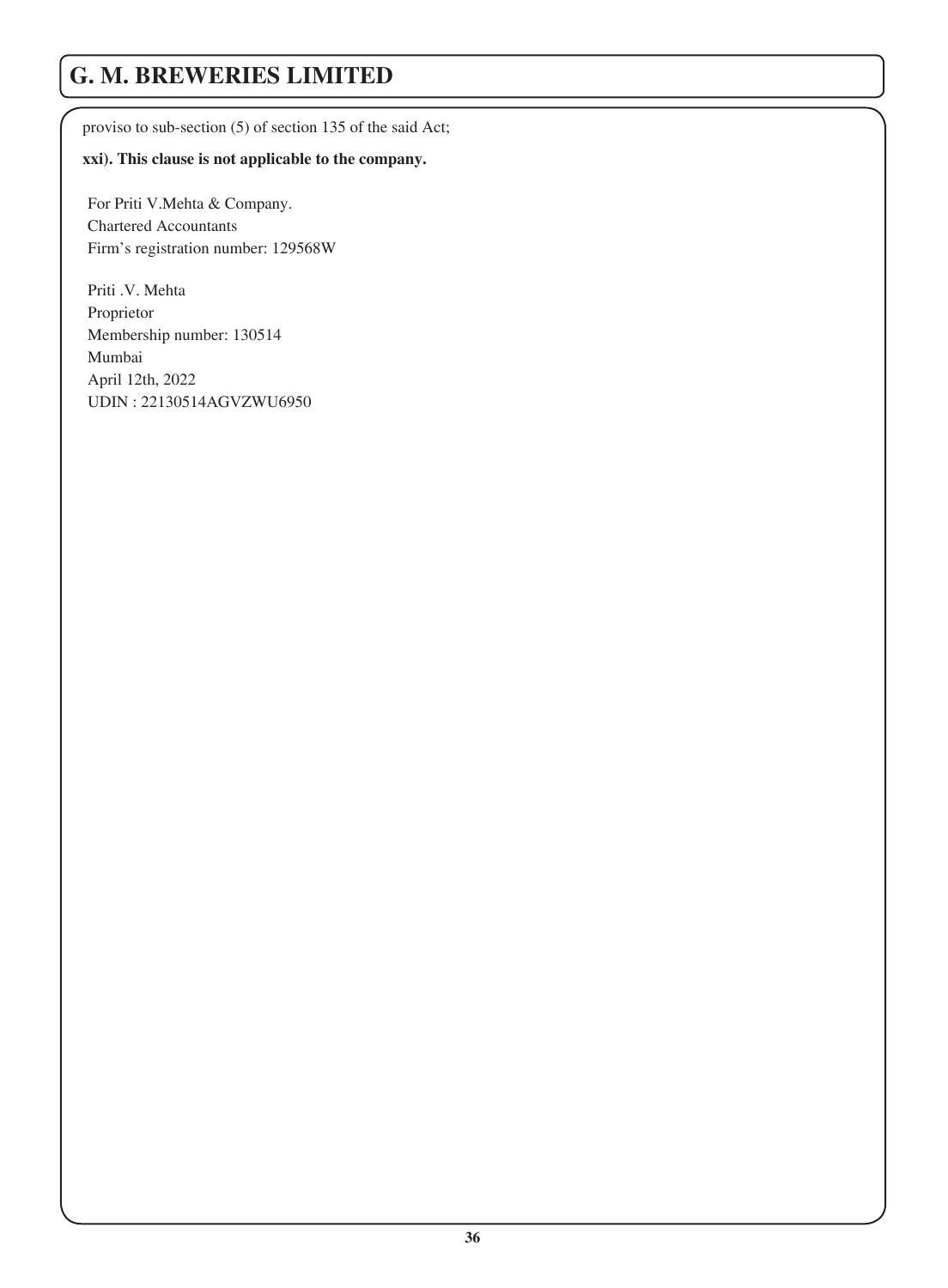proviso to sub-section (5) of section 135 of the said Act;

**xxi). This clause is not applicable to the company.**

For Priti V.Mehta & Company.
Chartered Accountants
Firm's registration number: 129568W

Priti .V. Mehta
Proprietor
Membership number: 130514
Mumbai
April 12th, 2022
UDIN : 22130514AGVZWU6950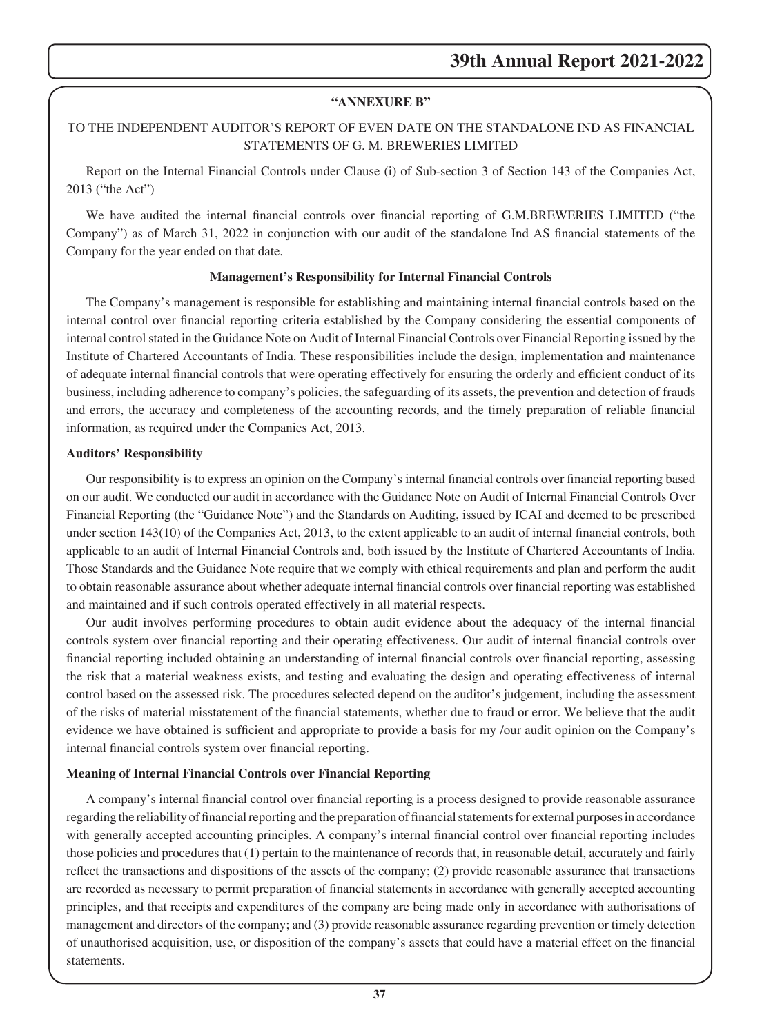**"ANNEXURE B"**

TO THE INDEPENDENT AUDITOR'S REPORT OF EVEN DATE ON THE STANDALONE IND AS FINANCIAL STATEMENTS OF G. M. BREWERIES LIMITED

Report on the Internal Financial Controls under Clause (i) of Sub-section 3 of Section 143 of the Companies Act, 2013 ("the Act")

We have audited the internal financial controls over financial reporting of G.M.BREWERIES LIMITED ("the Company") as of March 31, 2022 in conjunction with our audit of the standalone Ind AS financial statements of the Company for the year ended on that date.

**Management's Responsibility for Internal Financial Controls**

The Company's management is responsible for establishing and maintaining internal financial controls based on the internal control over financial reporting criteria established by the Company considering the essential components of internal control stated in the Guidance Note on Audit of Internal Financial Controls over Financial Reporting issued by the Institute of Chartered Accountants of India. These responsibilities include the design, implementation and maintenance of adequate internal financial controls that were operating effectively for ensuring the orderly and efficient conduct of its business, including adherence to company's policies, the safeguarding of its assets, the prevention and detection of frauds and errors, the accuracy and completeness of the accounting records, and the timely preparation of reliable financial information, as required under the Companies Act, 2013.

**Auditors' Responsibility**

Our responsibility is to express an opinion on the Company's internal financial controls over financial reporting based on our audit. We conducted our audit in accordance with the Guidance Note on Audit of Internal Financial Controls Over Financial Reporting (the "Guidance Note") and the Standards on Auditing, issued by ICAI and deemed to be prescribed under section 143(10) of the Companies Act, 2013, to the extent applicable to an audit of internal financial controls, both applicable to an audit of Internal Financial Controls and, both issued by the Institute of Chartered Accountants of India. Those Standards and the Guidance Note require that we comply with ethical requirements and plan and perform the audit to obtain reasonable assurance about whether adequate internal financial controls over financial reporting was established and maintained and if such controls operated effectively in all material respects.

Our audit involves performing procedures to obtain audit evidence about the adequacy of the internal financial controls system over financial reporting and their operating effectiveness. Our audit of internal financial controls over financial reporting included obtaining an understanding of internal financial controls over financial reporting, assessing the risk that a material weakness exists, and testing and evaluating the design and operating effectiveness of internal control based on the assessed risk. The procedures selected depend on the auditor's judgement, including the assessment of the risks of material misstatement of the financial statements, whether due to fraud or error. We believe that the audit evidence we have obtained is sufficient and appropriate to provide a basis for my /our audit opinion on the Company's internal financial controls system over financial reporting.

**Meaning of Internal Financial Controls over Financial Reporting**

A company's internal financial control over financial reporting is a process designed to provide reasonable assurance regarding the reliability of financial reporting and the preparation of financial statements for external purposes in accordance with generally accepted accounting principles. A company's internal financial control over financial reporting includes those policies and procedures that (1) pertain to the maintenance of records that, in reasonable detail, accurately and fairly reflect the transactions and dispositions of the assets of the company; (2) provide reasonable assurance that transactions are recorded as necessary to permit preparation of financial statements in accordance with generally accepted accounting principles, and that receipts and expenditures of the company are being made only in accordance with authorisations of management and directors of the company; and (3) provide reasonable assurance regarding prevention or timely detection of unauthorised acquisition, use, or disposition of the company's assets that could have a material effect on the financial statements.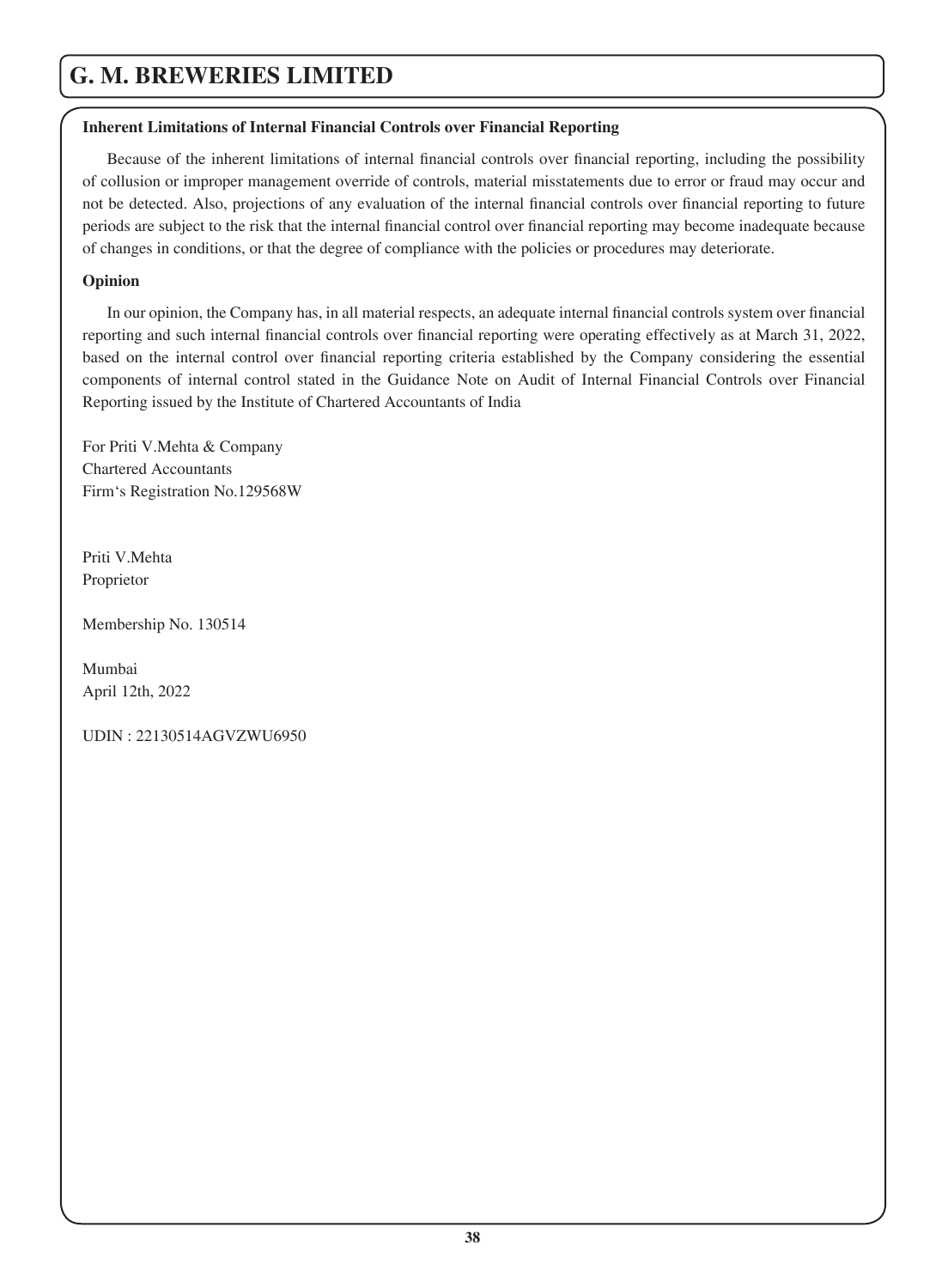### Inherent Limitations of Internal Financial Controls over Financial Reporting

Because of the inherent limitations of internal financial controls over financial reporting, including the possibility of collusion or improper management override of controls, material misstatements due to error or fraud may occur and not be detected. Also, projections of any evaluation of the internal financial controls over financial reporting to future periods are subject to the risk that the internal financial control over financial reporting may become inadequate because of changes in conditions, or that the degree of compliance with the policies or procedures may deteriorate.

### Opinion

In our opinion, the Company has, in all material respects, an adequate internal financial controls system over financial reporting and such internal financial controls over financial reporting were operating effectively as at March 31, 2022, based on the internal control over financial reporting criteria established by the Company considering the essential components of internal control stated in the Guidance Note on Audit of Internal Financial Controls over Financial Reporting issued by the Institute of Chartered Accountants of India

For Priti V.Mehta & Company
Chartered Accountants
Firm's Registration No.129568W

Priti V.Mehta
Proprietor

Membership No. 130514

Mumbai
April 12th, 2022

UDIN : 22130514AGVZWU6950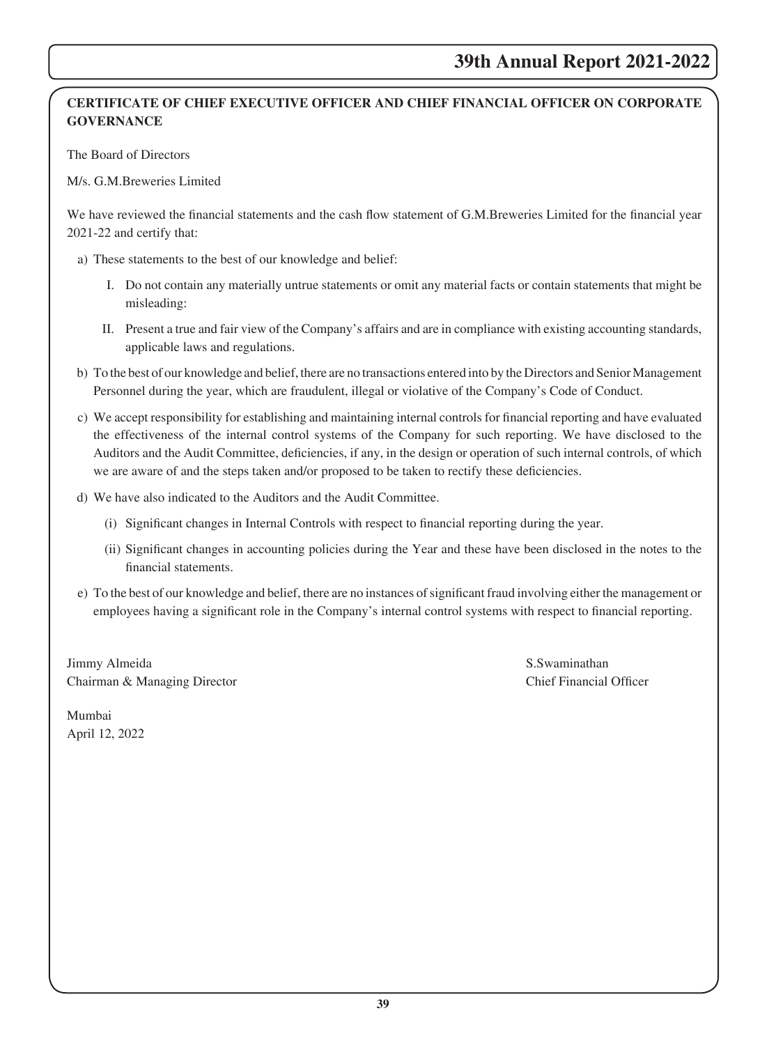**CERTIFICATE OF CHIEF EXECUTIVE OFFICER AND CHIEF FINANCIAL OFFICER ON CORPORATE GOVERNANCE**

The Board of Directors

M/s. G.M.Breweries Limited

We have reviewed the financial statements and the cash flow statement of G.M.Breweries Limited for the financial year 2021-22 and certify that:

a) These statements to the best of our knowledge and belief:

   I. Do not contain any materially untrue statements or omit any material facts or contain statements that might be misleading:

   II. Present a true and fair view of the Company's affairs and are in compliance with existing accounting standards, applicable laws and regulations.

b) To the best of our knowledge and belief, there are no transactions entered into by the Directors and Senior Management Personnel during the year, which are fraudulent, illegal or violative of the Company's Code of Conduct.

c) We accept responsibility for establishing and maintaining internal controls for financial reporting and have evaluated the effectiveness of the internal control systems of the Company for such reporting. We have disclosed to the Auditors and the Audit Committee, deficiencies, if any, in the design or operation of such internal controls, of which we are aware of and the steps taken and/or proposed to be taken to rectify these deficiencies.

d) We have also indicated to the Auditors and the Audit Committee.

   (i) Significant changes in Internal Controls with respect to financial reporting during the year.

   (ii) Significant changes in accounting policies during the Year and these have been disclosed in the notes to the financial statements.

e) To the best of our knowledge and belief, there are no instances of significant fraud involving either the management or employees having a significant role in the Company's internal control systems with respect to financial reporting.

Jimmy Almeida
Chairman & Managing Director

S.Swaminathan
Chief Financial Officer

Mumbai
April 12, 2022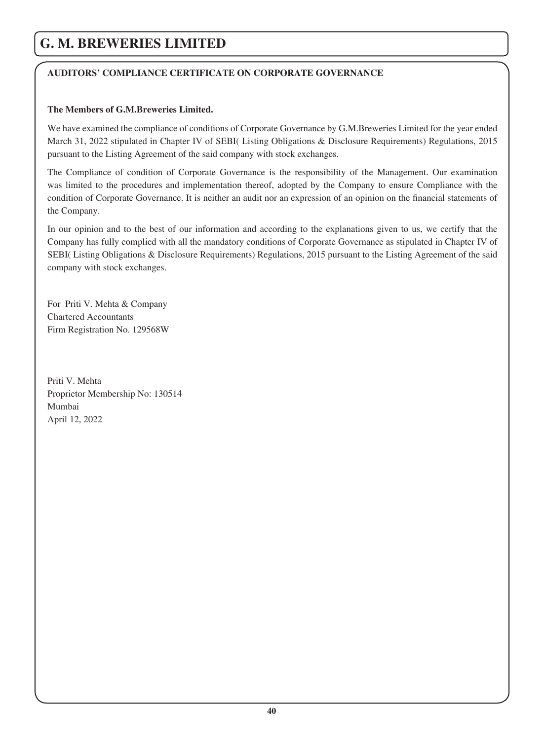## AUDITORS' COMPLIANCE CERTIFICATE ON CORPORATE GOVERNANCE

**The Members of G.M.Breweries Limited.**

We have examined the compliance of conditions of Corporate Governance by G.M.Breweries Limited for the year ended March 31, 2022 stipulated in Chapter IV of SEBI( Listing Obligations & Disclosure Requirements) Regulations, 2015 pursuant to the Listing Agreement of the said company with stock exchanges.

The Compliance of condition of Corporate Governance is the responsibility of the Management. Our examination was limited to the procedures and implementation thereof, adopted by the Company to ensure Compliance with the condition of Corporate Governance. It is neither an audit nor an expression of an opinion on the financial statements of the Company.

In our opinion and to the best of our information and according to the explanations given to us, we certify that the Company has fully complied with all the mandatory conditions of Corporate Governance as stipulated in Chapter IV of SEBI( Listing Obligations & Disclosure Requirements) Regulations, 2015 pursuant to the Listing Agreement of the said company with stock exchanges.

For Priti V. Mehta & Company
Chartered Accountants
Firm Registration No. 129568W

Priti V. Mehta
Proprietor Membership No: 130514
Mumbai
April 12, 2022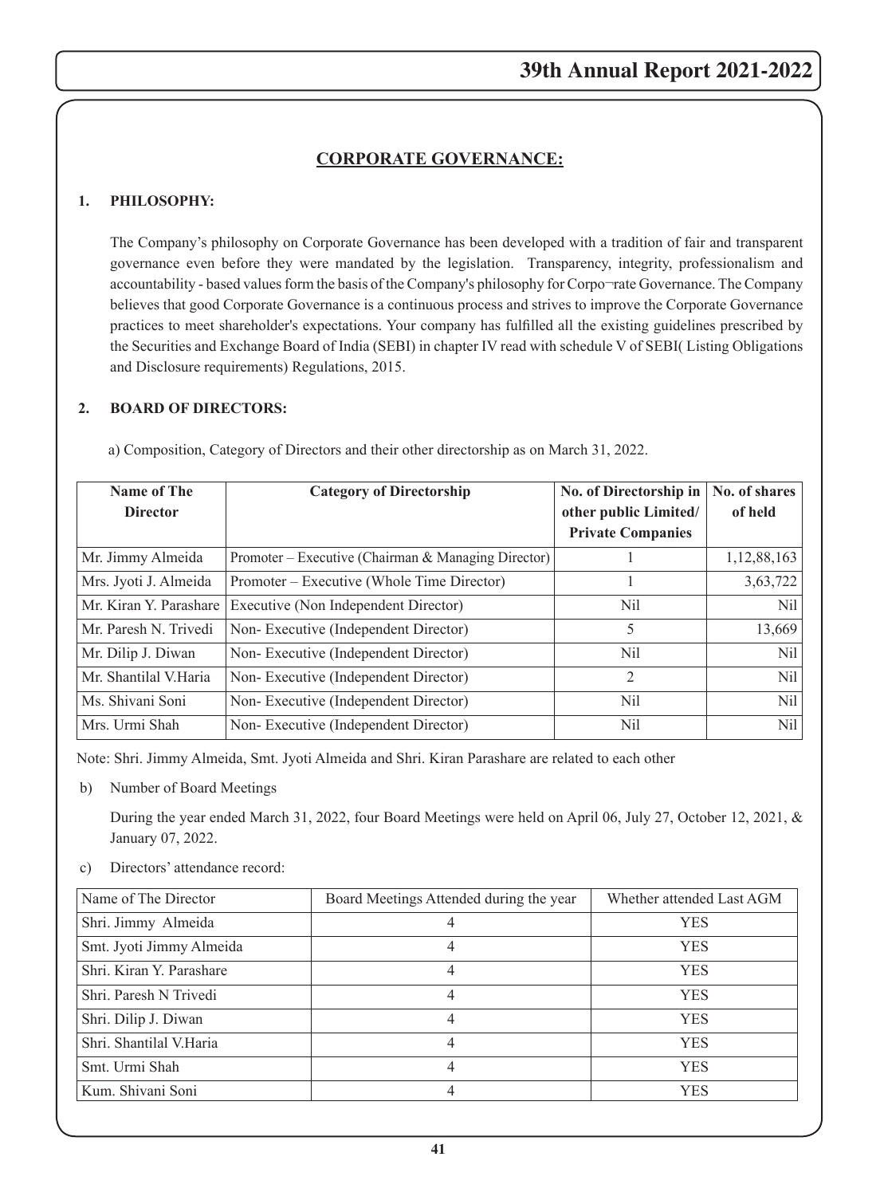# CORPORATE GOVERNANCE:

## 1. PHILOSOPHY:

The Company's philosophy on Corporate Governance has been developed with a tradition of fair and transparent governance even before they were mandated by the legislation. Transparency, integrity, professionalism and accountability - based values form the basis of the Company's philosophy for Corpo¬rate Governance. The Company believes that good Corporate Governance is a continuous process and strives to improve the Corporate Governance practices to meet shareholder's expectations. Your company has fulfilled all the existing guidelines prescribed by the Securities and Exchange Board of India (SEBI) in chapter IV read with schedule V of SEBI( Listing Obligations and Disclosure requirements) Regulations, 2015.

## 2. BOARD OF DIRECTORS:

a) Composition, Category of Directors and their other directorship as on March 31, 2022.

| Name of The Director | Category of Directorship | No. of Directorship in other public Limited/ Private Companies | No. of shares of held |
|---|---|---|---|
| Mr. Jimmy Almeida | Promoter – Executive (Chairman & Managing Director) | 1 | 1,12,88,163 |
| Mrs. Jyoti J. Almeida | Promoter – Executive (Whole Time Director) | 1 | 3,63,722 |
| Mr. Kiran Y. Parashare | Executive (Non Independent Director) | Nil | Nil |
| Mr. Paresh N. Trivedi | Non- Executive (Independent Director) | 5 | 13,669 |
| Mr. Dilip J. Diwan | Non- Executive (Independent Director) | Nil | Nil |
| Mr. Shantilal V.Haria | Non- Executive (Independent Director) | 2 | Nil |
| Ms. Shivani Soni | Non- Executive (Independent Director) | Nil | Nil |
| Mrs. Urmi Shah | Non- Executive (Independent Director) | Nil | Nil |

Note: Shri. Jimmy Almeida, Smt. Jyoti Almeida and Shri. Kiran Parashare are related to each other

b) Number of Board Meetings

During the year ended March 31, 2022, four Board Meetings were held on April 06, July 27, October 12, 2021, & January 07, 2022.

c) Directors' attendance record:

| Name of The Director | Board Meetings Attended during the year | Whether attended Last AGM |
|---|---|---|
| Shri. Jimmy Almeida | 4 | YES |
| Smt. Jyoti Jimmy Almeida | 4 | YES |
| Shri. Kiran Y. Parashare | 4 | YES |
| Shri. Paresh N Trivedi | 4 | YES |
| Shri. Dilip J. Diwan | 4 | YES |
| Shri. Shantilal V.Haria | 4 | YES |
| Smt. Urmi Shah | 4 | YES |
| Kum. Shivani Soni | 4 | YES |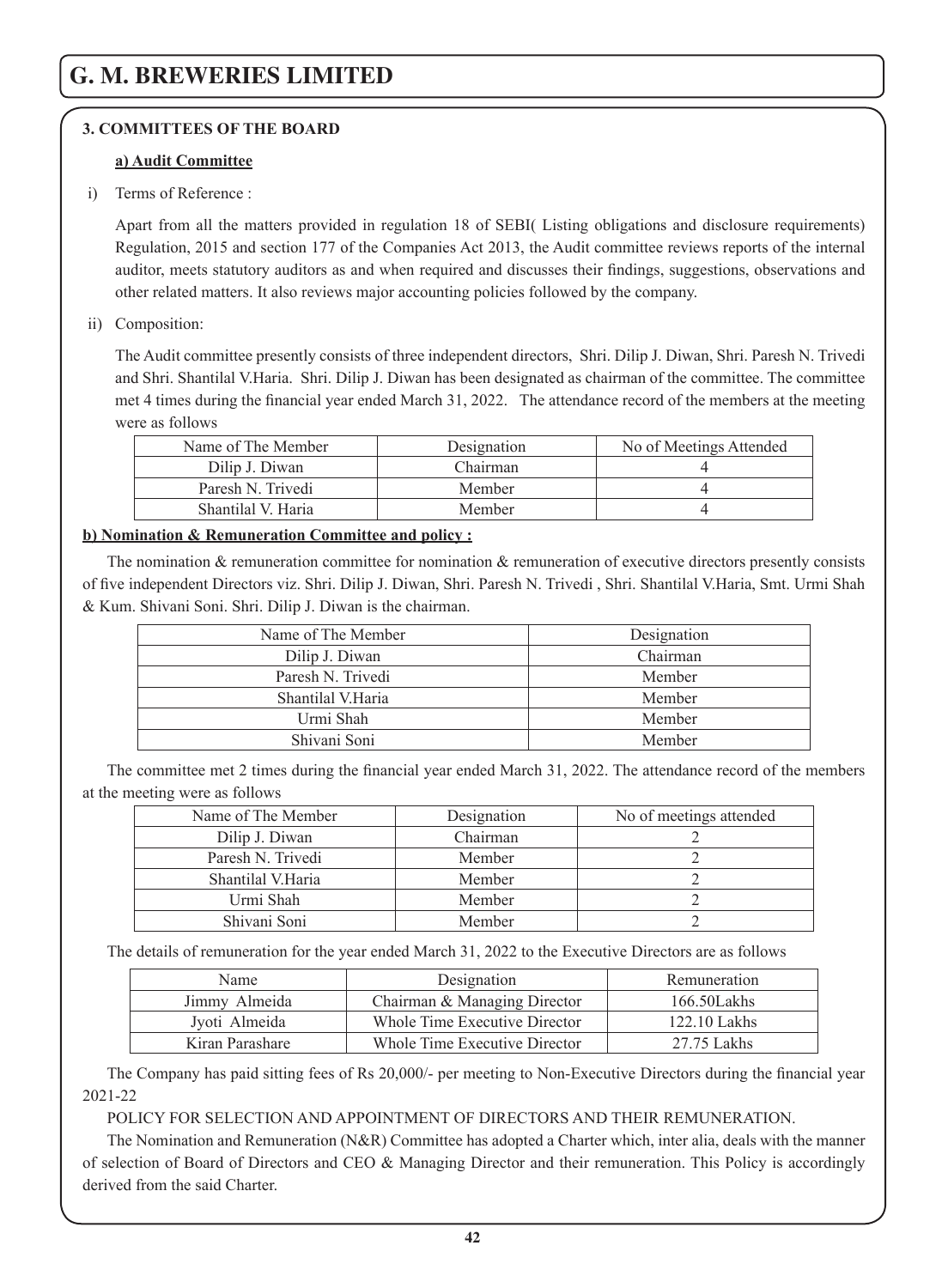## 3. COMMITTEES OF THE BOARD

### a) Audit Committee

i) Terms of Reference :

Apart from all the matters provided in regulation 18 of SEBI( Listing obligations and disclosure requirements) Regulation, 2015 and section 177 of the Companies Act 2013, the Audit committee reviews reports of the internal auditor, meets statutory auditors as and when required and discusses their findings, suggestions, observations and other related matters. It also reviews major accounting policies followed by the company.

ii) Composition:

The Audit committee presently consists of three independent directors, Shri. Dilip J. Diwan, Shri. Paresh N. Trivedi and Shri. Shantilal V.Haria. Shri. Dilip J. Diwan has been designated as chairman of the committee. The committee met 4 times during the financial year ended March 31, 2022. The attendance record of the members at the meeting were as follows

| Name of The Member | Designation | No of Meetings Attended |
|---|---|---|
| Dilip J. Diwan | Chairman | 4 |
| Paresh N. Trivedi | Member | 4 |
| Shantilal V. Haria | Member | 4 |

### b) Nomination & Remuneration Committee and policy :

The nomination & remuneration committee for nomination & remuneration of executive directors presently consists of five independent Directors viz. Shri. Dilip J. Diwan, Shri. Paresh N. Trivedi , Shri. Shantilal V.Haria, Smt. Urmi Shah & Kum. Shivani Soni. Shri. Dilip J. Diwan is the chairman.

| Name of The Member | Designation |
|---|---|
| Dilip J. Diwan | Chairman |
| Paresh N. Trivedi | Member |
| Shantilal V.Haria | Member |
| Urmi Shah | Member |
| Shivani Soni | Member |

The committee met 2 times during the financial year ended March 31, 2022. The attendance record of the members at the meeting were as follows

| Name of The Member | Designation | No of meetings attended |
|---|---|---|
| Dilip J. Diwan | Chairman | 2 |
| Paresh N. Trivedi | Member | 2 |
| Shantilal V.Haria | Member | 2 |
| Urmi Shah | Member | 2 |
| Shivani Soni | Member | 2 |

The details of remuneration for the year ended March 31, 2022 to the Executive Directors are as follows

| Name | Designation | Remuneration |
|---|---|---|
| Jimmy Almeida | Chairman & Managing Director | 166.50Lakhs |
| Jyoti Almeida | Whole Time Executive Director | 122.10 Lakhs |
| Kiran Parashare | Whole Time Executive Director | 27.75 Lakhs |

The Company has paid sitting fees of Rs 20,000/- per meeting to Non-Executive Directors during the financial year 2021-22

POLICY FOR SELECTION AND APPOINTMENT OF DIRECTORS AND THEIR REMUNERATION.

The Nomination and Remuneration (N&R) Committee has adopted a Charter which, inter alia, deals with the manner of selection of Board of Directors and CEO & Managing Director and their remuneration. This Policy is accordingly derived from the said Charter.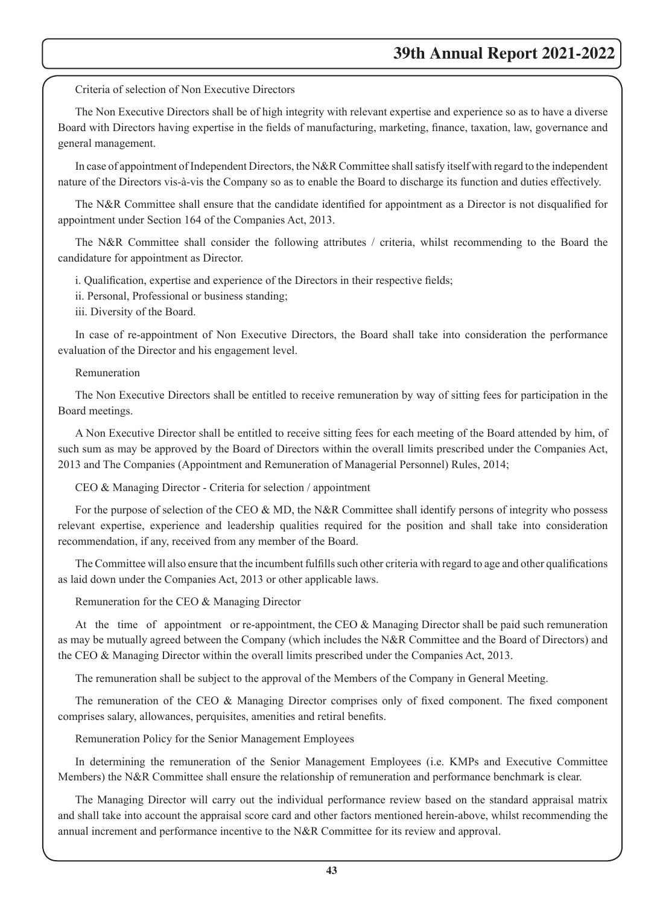Criteria of selection of Non Executive Directors

The Non Executive Directors shall be of high integrity with relevant expertise and experience so as to have a diverse Board with Directors having expertise in the fields of manufacturing, marketing, finance, taxation, law, governance and general management.

In case of appointment of Independent Directors, the N&R Committee shall satisfy itself with regard to the independent nature of the Directors vis-à-vis the Company so as to enable the Board to discharge its function and duties effectively.

The N&R Committee shall ensure that the candidate identified for appointment as a Director is not disqualified for appointment under Section 164 of the Companies Act, 2013.

The N&R Committee shall consider the following attributes / criteria, whilst recommending to the Board the candidature for appointment as Director.

i. Qualification, expertise and experience of the Directors in their respective fields;

ii. Personal, Professional or business standing;

iii. Diversity of the Board.

In case of re-appointment of Non Executive Directors, the Board shall take into consideration the performance evaluation of the Director and his engagement level.

Remuneration

The Non Executive Directors shall be entitled to receive remuneration by way of sitting fees for participation in the Board meetings.

A Non Executive Director shall be entitled to receive sitting fees for each meeting of the Board attended by him, of such sum as may be approved by the Board of Directors within the overall limits prescribed under the Companies Act, 2013 and The Companies (Appointment and Remuneration of Managerial Personnel) Rules, 2014;

CEO & Managing Director - Criteria for selection / appointment

For the purpose of selection of the CEO & MD, the N&R Committee shall identify persons of integrity who possess relevant expertise, experience and leadership qualities required for the position and shall take into consideration recommendation, if any, received from any member of the Board.

The Committee will also ensure that the incumbent fulfills such other criteria with regard to age and other qualifications as laid down under the Companies Act, 2013 or other applicable laws.

Remuneration for the CEO & Managing Director

At the time of appointment or re-appointment, the CEO & Managing Director shall be paid such remuneration as may be mutually agreed between the Company (which includes the N&R Committee and the Board of Directors) and the CEO & Managing Director within the overall limits prescribed under the Companies Act, 2013.

The remuneration shall be subject to the approval of the Members of the Company in General Meeting.

The remuneration of the CEO & Managing Director comprises only of fixed component. The fixed component comprises salary, allowances, perquisites, amenities and retiral benefits.

Remuneration Policy for the Senior Management Employees

In determining the remuneration of the Senior Management Employees (i.e. KMPs and Executive Committee Members) the N&R Committee shall ensure the relationship of remuneration and performance benchmark is clear.

The Managing Director will carry out the individual performance review based on the standard appraisal matrix and shall take into account the appraisal score card and other factors mentioned herein-above, whilst recommending the annual increment and performance incentive to the N&R Committee for its review and approval.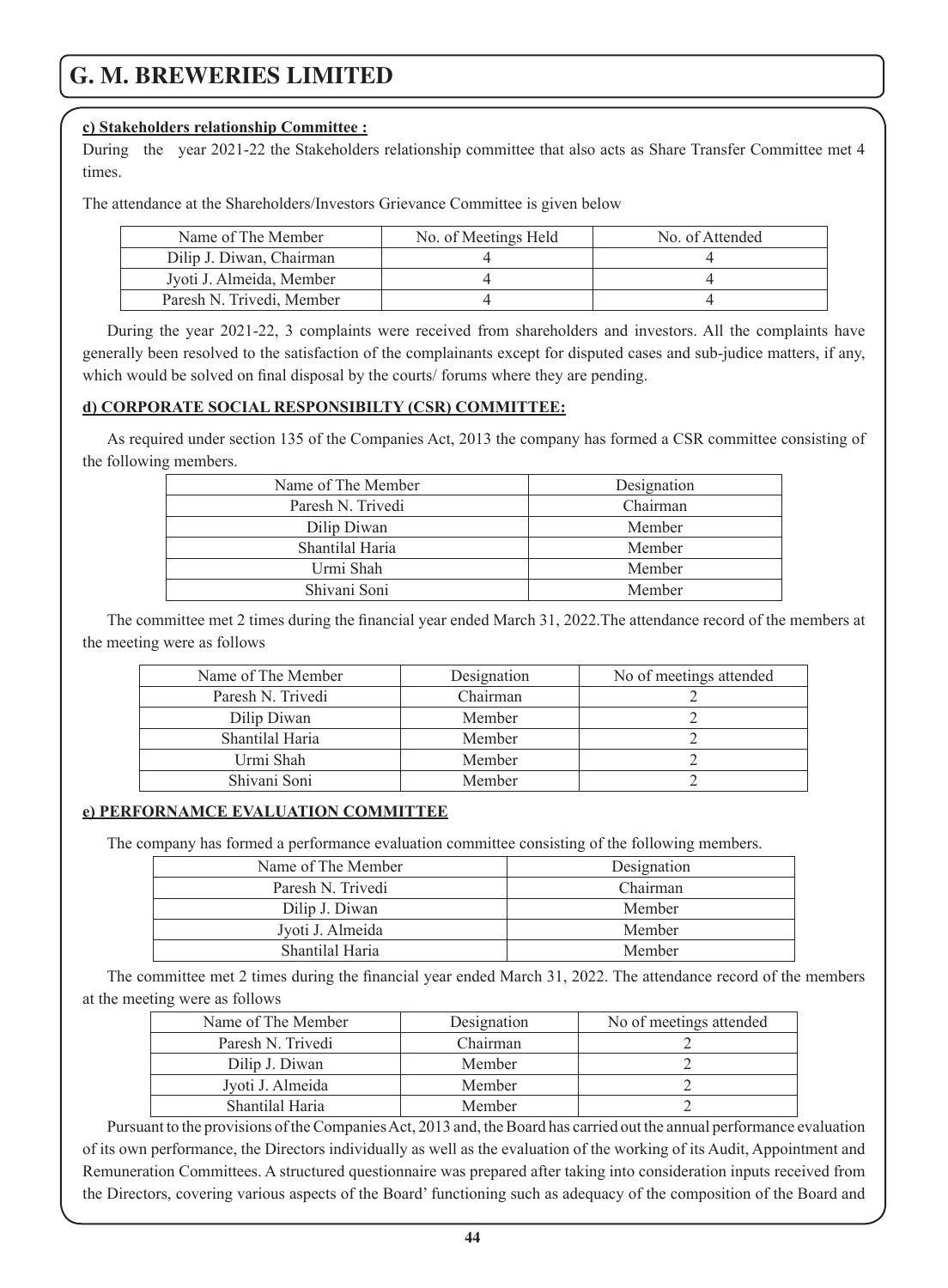**c) Stakeholders relationship Committee :**

During the year 2021-22 the Stakeholders relationship committee that also acts as Share Transfer Committee met 4 times.

The attendance at the Shareholders/Investors Grievance Committee is given below

| Name of The Member | No. of Meetings Held | No. of Attended |
| --- | --- | --- |
| Dilip J. Diwan, Chairman | 4 | 4 |
| Jyoti J. Almeida, Member | 4 | 4 |
| Paresh N. Trivedi, Member | 4 | 4 |

During the year 2021-22, 3 complaints were received from shareholders and investors. All the complaints have generally been resolved to the satisfaction of the complainants except for disputed cases and sub-judice matters, if any, which would be solved on final disposal by the courts/ forums where they are pending.

**d) CORPORATE SOCIAL RESPONSIBILTY (CSR) COMMITTEE:**

As required under section 135 of the Companies Act, 2013 the company has formed a CSR committee consisting of the following members.

| Name of The Member | Designation |
| --- | --- |
| Paresh N. Trivedi | Chairman |
| Dilip Diwan | Member |
| Shantilal Haria | Member |
| Urmi Shah | Member |
| Shivani Soni | Member |

The committee met 2 times during the financial year ended March 31, 2022.The attendance record of the members at the meeting were as follows

| Name of The Member | Designation | No of meetings attended |
| --- | --- | --- |
| Paresh N. Trivedi | Chairman | 2 |
| Dilip Diwan | Member | 2 |
| Shantilal Haria | Member | 2 |
| Urmi Shah | Member | 2 |
| Shivani Soni | Member | 2 |

**e) PERFORNAMCE EVALUATION COMMITTEE**

The company has formed a performance evaluation committee consisting of the following members.

| Name of The Member | Designation |
| --- | --- |
| Paresh N. Trivedi | Chairman |
| Dilip J. Diwan | Member |
| Jyoti J. Almeida | Member |
| Shantilal Haria | Member |

The committee met 2 times during the financial year ended March 31, 2022. The attendance record of the members at the meeting were as follows

| Name of The Member | Designation | No of meetings attended |
| --- | --- | --- |
| Paresh N. Trivedi | Chairman | 2 |
| Dilip J. Diwan | Member | 2 |
| Jyoti J. Almeida | Member | 2 |
| Shantilal Haria | Member | 2 |

Pursuant to the provisions of the Companies Act, 2013 and, the Board has carried out the annual performance evaluation of its own performance, the Directors individually as well as the evaluation of the working of its Audit, Appointment and Remuneration Committees. A structured questionnaire was prepared after taking into consideration inputs received from the Directors, covering various aspects of the Board' functioning such as adequacy of the composition of the Board and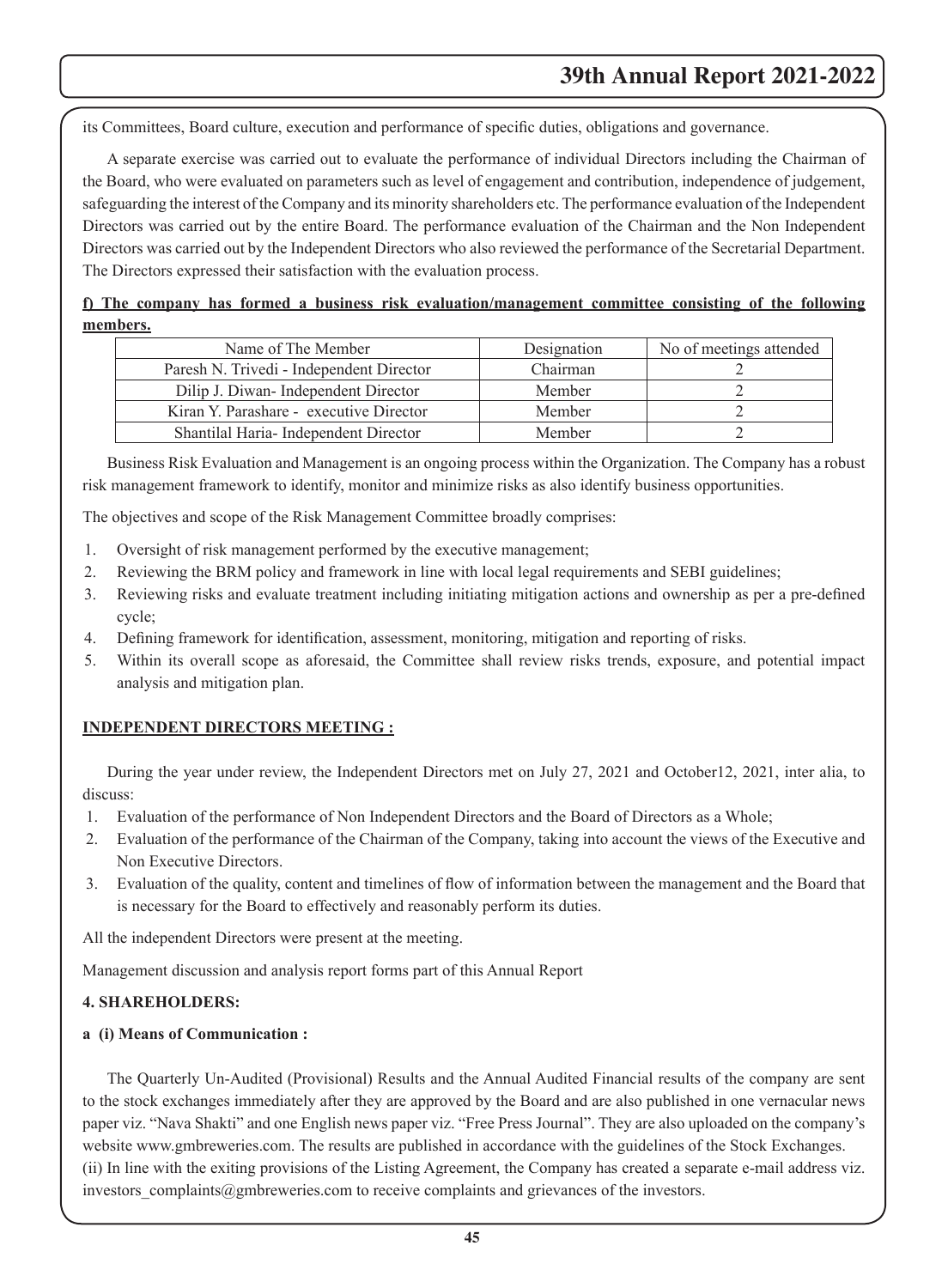its Committees, Board culture, execution and performance of specific duties, obligations and governance.

A separate exercise was carried out to evaluate the performance of individual Directors including the Chairman of the Board, who were evaluated on parameters such as level of engagement and contribution, independence of judgement, safeguarding the interest of the Company and its minority shareholders etc. The performance evaluation of the Independent Directors was carried out by the entire Board. The performance evaluation of the Chairman and the Non Independent Directors was carried out by the Independent Directors who also reviewed the performance of the Secretarial Department. The Directors expressed their satisfaction with the evaluation process.

**f) The company has formed a business risk evaluation/management committee consisting of the following members.**

| Name of The Member | Designation | No of meetings attended |
|---|---|---|
| Paresh N. Trivedi - Independent Director | Chairman | 2 |
| Dilip J. Diwan- Independent Director | Member | 2 |
| Kiran Y. Parashare - executive Director | Member | 2 |
| Shantilal Haria- Independent Director | Member | 2 |

Business Risk Evaluation and Management is an ongoing process within the Organization. The Company has a robust risk management framework to identify, monitor and minimize risks as also identify business opportunities.

The objectives and scope of the Risk Management Committee broadly comprises:

1. Oversight of risk management performed by the executive management;
2. Reviewing the BRM policy and framework in line with local legal requirements and SEBI guidelines;
3. Reviewing risks and evaluate treatment including initiating mitigation actions and ownership as per a pre-defined cycle;
4. Defining framework for identification, assessment, monitoring, mitigation and reporting of risks.
5. Within its overall scope as aforesaid, the Committee shall review risks trends, exposure, and potential impact analysis and mitigation plan.

**INDEPENDENT DIRECTORS MEETING :**

During the year under review, the Independent Directors met on July 27, 2021 and October12, 2021, inter alia, to discuss:

1. Evaluation of the performance of Non Independent Directors and the Board of Directors as a Whole;
2. Evaluation of the performance of the Chairman of the Company, taking into account the views of the Executive and Non Executive Directors.
3. Evaluation of the quality, content and timelines of flow of information between the management and the Board that is necessary for the Board to effectively and reasonably perform its duties.

All the independent Directors were present at the meeting.

Management discussion and analysis report forms part of this Annual Report

**4. SHAREHOLDERS:**

**a (i) Means of Communication :**

The Quarterly Un-Audited (Provisional) Results and the Annual Audited Financial results of the company are sent to the stock exchanges immediately after they are approved by the Board and are also published in one vernacular news paper viz. "Nava Shakti" and one English news paper viz. "Free Press Journal". They are also uploaded on the company's website www.gmbreweries.com. The results are published in accordance with the guidelines of the Stock Exchanges.

(ii) In line with the exiting provisions of the Listing Agreement, the Company has created a separate e-mail address viz. investors_complaints@gmbreweries.com to receive complaints and grievances of the investors.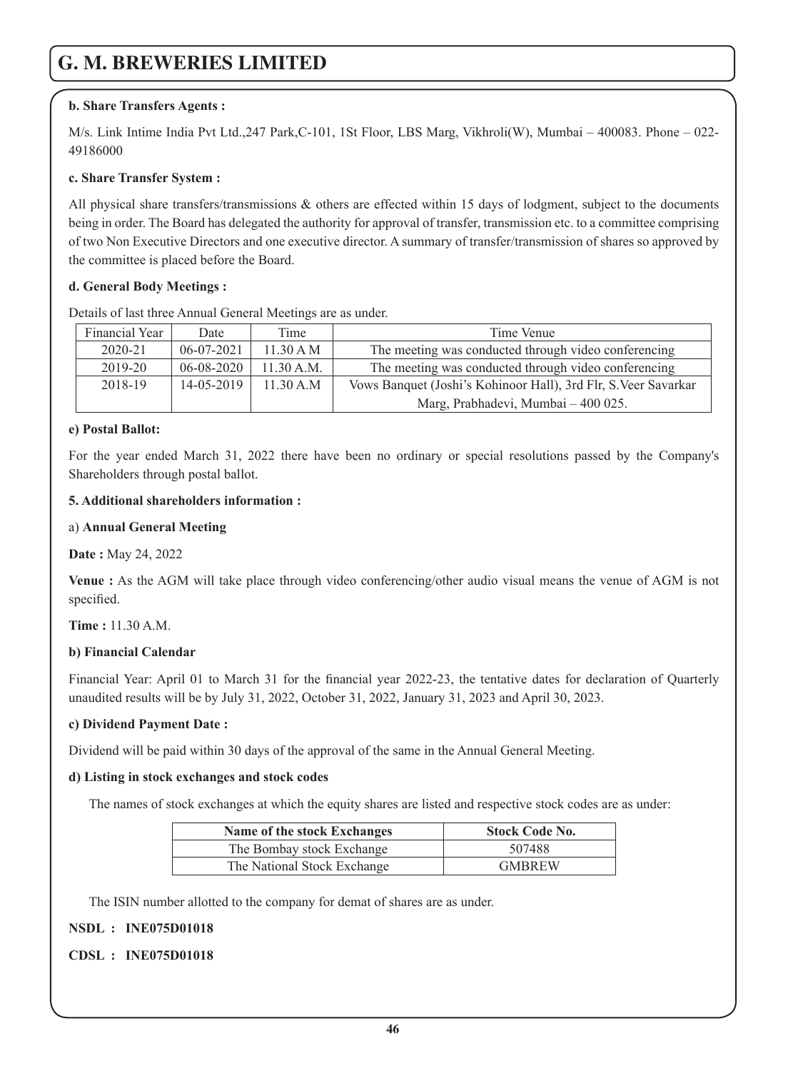**b. Share Transfers Agents :**

M/s. Link Intime India Pvt Ltd.,247 Park,C-101, 1St Floor, LBS Marg, Vikhroli(W), Mumbai – 400083. Phone – 022-49186000

**c. Share Transfer System :**

All physical share transfers/transmissions & others are effected within 15 days of lodgment, subject to the documents being in order. The Board has delegated the authority for approval of transfer, transmission etc. to a committee comprising of two Non Executive Directors and one executive director. A summary of transfer/transmission of shares so approved by the committee is placed before the Board.

**d. General Body Meetings :**

Details of last three Annual General Meetings are as under.

| Financial Year | Date | Time | Time Venue |
|---|---|---|---|
| 2020-21 | 06-07-2021 | 11.30 A M | The meeting was conducted through video conferencing |
| 2019-20 | 06-08-2020 | 11.30 A.M. | The meeting was conducted through video conferencing |
| 2018-19 | 14-05-2019 | 11.30 A.M | Vows Banquet (Joshi's Kohinoor Hall), 3rd Flr, S.Veer Savarkar Marg, Prabhadevi, Mumbai – 400 025. |

**e) Postal Ballot:**

For the year ended March 31, 2022 there have been no ordinary or special resolutions passed by the Company's Shareholders through postal ballot.

**5. Additional shareholders information :**

a) **Annual General Meeting**

**Date :** May 24, 2022

**Venue :** As the AGM will take place through video conferencing/other audio visual means the venue of AGM is not specified.

**Time :** 11.30 A.M.

**b) Financial Calendar**

Financial Year: April 01 to March 31 for the financial year 2022-23, the tentative dates for declaration of Quarterly unaudited results will be by July 31, 2022, October 31, 2022, January 31, 2023 and April 30, 2023.

**c) Dividend Payment Date :**

Dividend will be paid within 30 days of the approval of the same in the Annual General Meeting.

**d) Listing in stock exchanges and stock codes**

The names of stock exchanges at which the equity shares are listed and respective stock codes are as under:

| Name of the stock Exchanges | Stock Code No. |
|---|---|
| The Bombay stock Exchange | 507488 |
| The National Stock Exchange | GMBREW |

The ISIN number allotted to the company for demat of shares are as under.

**NSDL : INE075D01018**

**CDSL : INE075D01018**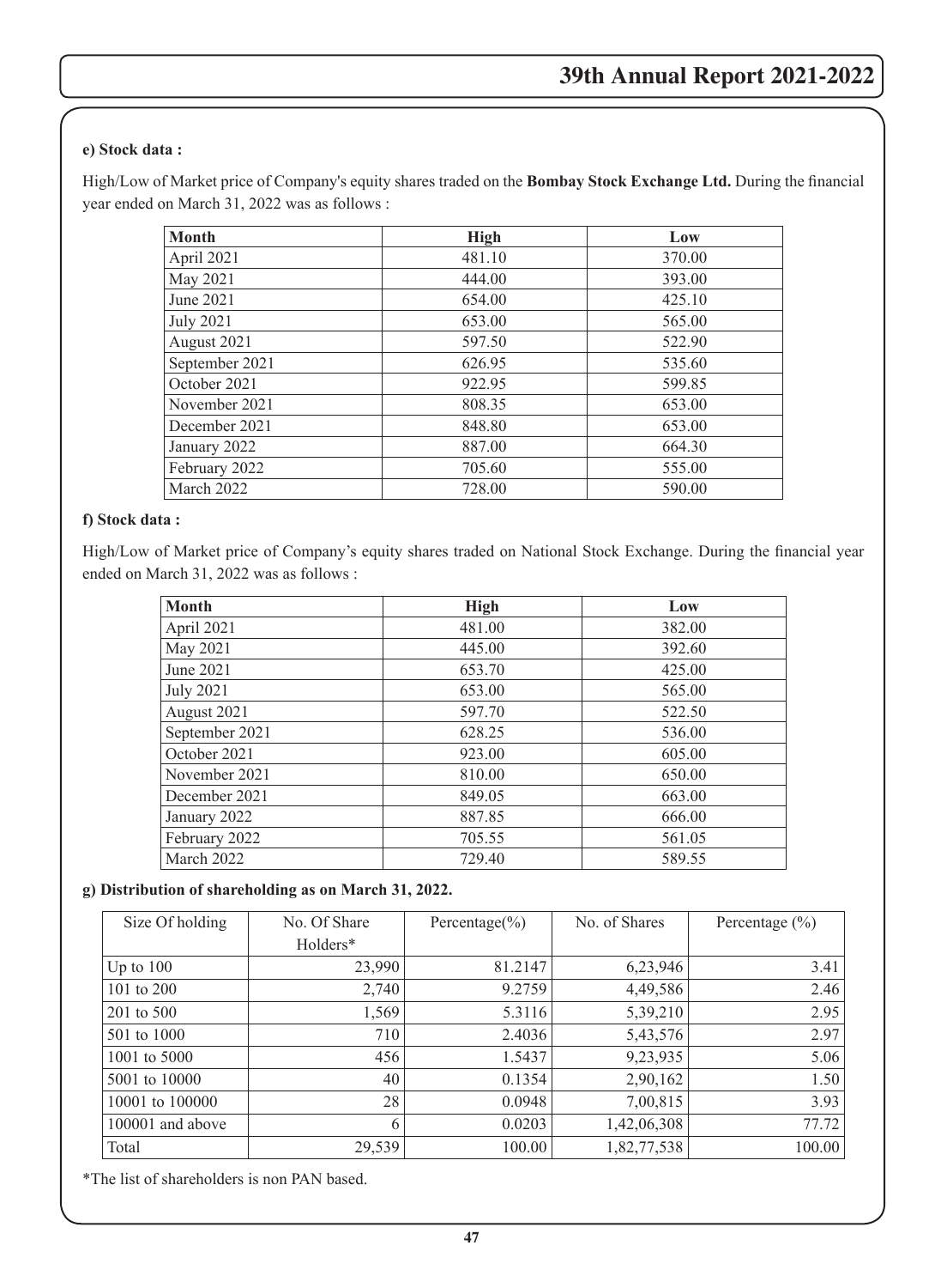**e) Stock data :**

High/Low of Market price of Company's equity shares traded on the **Bombay Stock Exchange Ltd.** During the financial year ended on March 31, 2022 was as follows :

| Month | High | Low |
|---|---|---|
| April 2021 | 481.10 | 370.00 |
| May 2021 | 444.00 | 393.00 |
| June 2021 | 654.00 | 425.10 |
| July 2021 | 653.00 | 565.00 |
| August 2021 | 597.50 | 522.90 |
| September 2021 | 626.95 | 535.60 |
| October 2021 | 922.95 | 599.85 |
| November 2021 | 808.35 | 653.00 |
| December 2021 | 848.80 | 653.00 |
| January 2022 | 887.00 | 664.30 |
| February 2022 | 705.60 | 555.00 |
| March 2022 | 728.00 | 590.00 |

**f) Stock data :**

High/Low of Market price of Company's equity shares traded on National Stock Exchange. During the financial year ended on March 31, 2022 was as follows :

| Month | High | Low |
|---|---|---|
| April 2021 | 481.00 | 382.00 |
| May 2021 | 445.00 | 392.60 |
| June 2021 | 653.70 | 425.00 |
| July 2021 | 653.00 | 565.00 |
| August 2021 | 597.70 | 522.50 |
| September 2021 | 628.25 | 536.00 |
| October 2021 | 923.00 | 605.00 |
| November 2021 | 810.00 | 650.00 |
| December 2021 | 849.05 | 663.00 |
| January 2022 | 887.85 | 666.00 |
| February 2022 | 705.55 | 561.05 |
| March 2022 | 729.40 | 589.55 |

**g) Distribution of shareholding as on March 31, 2022.**

| Size Of holding | No. Of Share Holders* | Percentage(%) | No. of Shares | Percentage (%) |
|---|---|---|---|---|
| Up to 100 | 23,990 | 81.2147 | 6,23,946 | 3.41 |
| 101 to 200 | 2,740 | 9.2759 | 4,49,586 | 2.46 |
| 201 to 500 | 1,569 | 5.3116 | 5,39,210 | 2.95 |
| 501 to 1000 | 710 | 2.4036 | 5,43,576 | 2.97 |
| 1001 to 5000 | 456 | 1.5437 | 9,23,935 | 5.06 |
| 5001 to 10000 | 40 | 0.1354 | 2,90,162 | 1.50 |
| 10001 to 100000 | 28 | 0.0948 | 7,00,815 | 3.93 |
| 100001 and above | 6 | 0.0203 | 1,42,06,308 | 77.72 |
| Total | 29,539 | 100.00 | 1,82,77,538 | 100.00 |

*The list of shareholders is non PAN based.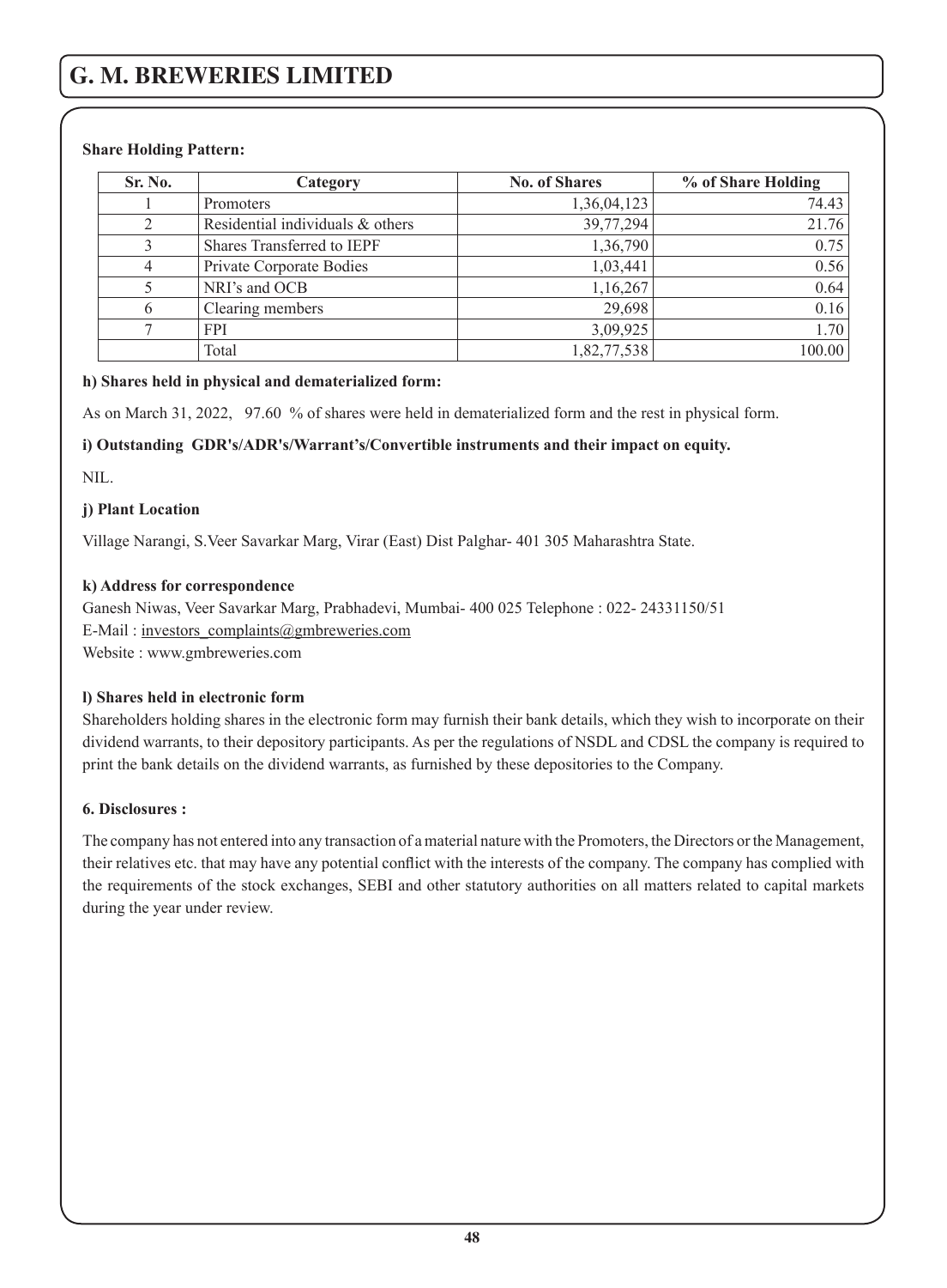**Share Holding Pattern:**

| Sr. No. | Category | No. of Shares | % of Share Holding |
|---|---|---|---|
| 1 | Promoters | 1,36,04,123 | 74.43 |
| 2 | Residential individuals & others | 39,77,294 | 21.76 |
| 3 | Shares Transferred to IEPF | 1,36,790 | 0.75 |
| 4 | Private Corporate Bodies | 1,03,441 | 0.56 |
| 5 | NRI's and OCB | 1,16,267 | 0.64 |
| 6 | Clearing members | 29,698 | 0.16 |
| 7 | FPI | 3,09,925 | 1.70 |
| | Total | 1,82,77,538 | 100.00 |

**h) Shares held in physical and dematerialized form:**

As on March 31, 2022, 97.60 % of shares were held in dematerialized form and the rest in physical form.

**i) Outstanding GDR's/ADR's/Warrant's/Convertible instruments and their impact on equity.**

NIL.

**j) Plant Location**

Village Narangi, S.Veer Savarkar Marg, Virar (East) Dist Palghar- 401 305 Maharashtra State.

**k) Address for correspondence**

Ganesh Niwas, Veer Savarkar Marg, Prabhadevi, Mumbai- 400 025 Telephone : 022- 24331150/51
E-Mail : investors_complaints@gmbreweries.com
Website : www.gmbreweries.com

**l) Shares held in electronic form**

Shareholders holding shares in the electronic form may furnish their bank details, which they wish to incorporate on their dividend warrants, to their depository participants. As per the regulations of NSDL and CDSL the company is required to print the bank details on the dividend warrants, as furnished by these depositories to the Company.

**6. Disclosures :**

The company has not entered into any transaction of a material nature with the Promoters, the Directors or the Management, their relatives etc. that may have any potential conflict with the interests of the company. The company has complied with the requirements of the stock exchanges, SEBI and other statutory authorities on all matters related to capital markets during the year under review.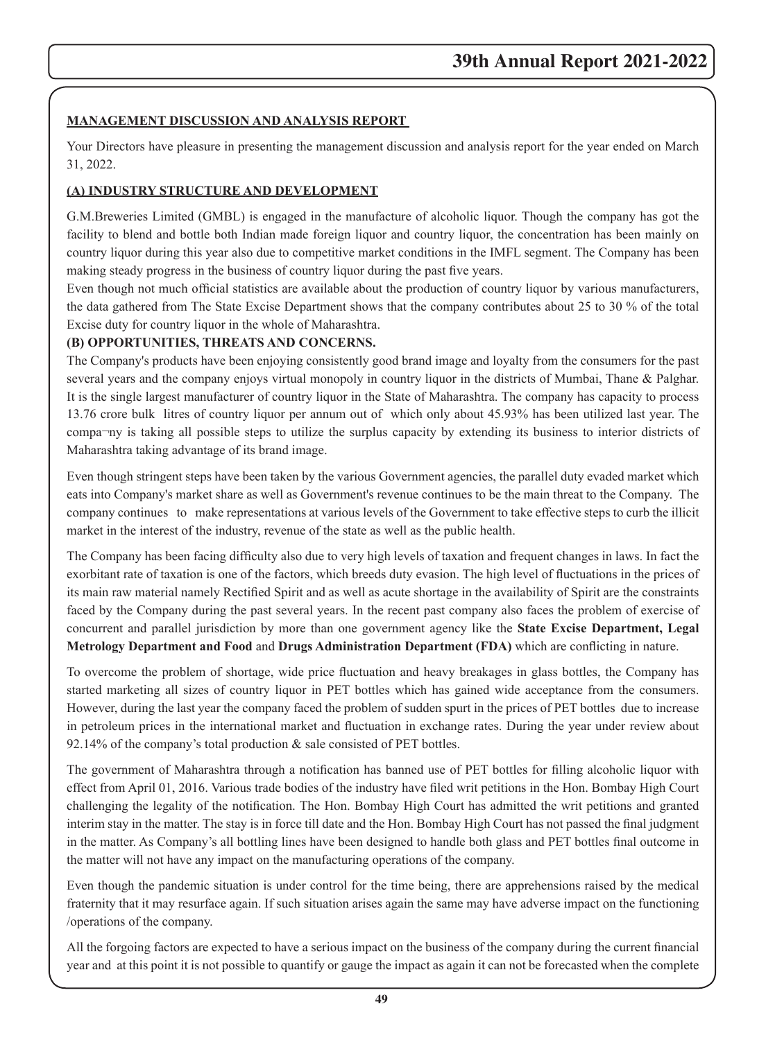## MANAGEMENT DISCUSSION AND ANALYSIS REPORT

Your Directors have pleasure in presenting the management discussion and analysis report for the year ended on March 31, 2022.

### (A) INDUSTRY STRUCTURE AND DEVELOPMENT

G.M.Breweries Limited (GMBL) is engaged in the manufacture of alcoholic liquor. Though the company has got the facility to blend and bottle both Indian made foreign liquor and country liquor, the concentration has been mainly on country liquor during this year also due to competitive market conditions in the IMFL segment. The Company has been making steady progress in the business of country liquor during the past five years.

Even though not much official statistics are available about the production of country liquor by various manufacturers, the data gathered from The State Excise Department shows that the company contributes about 25 to 30 % of the total Excise duty for country liquor in the whole of Maharashtra.

### (B) OPPORTUNITIES, THREATS AND CONCERNS.

The Company's products have been enjoying consistently good brand image and loyalty from the consumers for the past several years and the company enjoys virtual monopoly in country liquor in the districts of Mumbai, Thane & Palghar. It is the single largest manufacturer of country liquor in the State of Maharashtra. The company has capacity to process 13.76 crore bulk litres of country liquor per annum out of which only about 45.93% has been utilized last year. The compa¬ny is taking all possible steps to utilize the surplus capacity by extending its business to interior districts of Maharashtra taking advantage of its brand image.

Even though stringent steps have been taken by the various Government agencies, the parallel duty evaded market which eats into Company's market share as well as Government's revenue continues to be the main threat to the Company. The company continues to make representations at various levels of the Government to take effective steps to curb the illicit market in the interest of the industry, revenue of the state as well as the public health.

The Company has been facing difficulty also due to very high levels of taxation and frequent changes in laws. In fact the exorbitant rate of taxation is one of the factors, which breeds duty evasion. The high level of fluctuations in the prices of its main raw material namely Rectified Spirit and as well as acute shortage in the availability of Spirit are the constraints faced by the Company during the past several years. In the recent past company also faces the problem of exercise of concurrent and parallel jurisdiction by more than one government agency like the **State Excise Department, Legal Metrology Department and Food** and **Drugs Administration Department (FDA)** which are conflicting in nature.

To overcome the problem of shortage, wide price fluctuation and heavy breakages in glass bottles, the Company has started marketing all sizes of country liquor in PET bottles which has gained wide acceptance from the consumers. However, during the last year the company faced the problem of sudden spurt in the prices of PET bottles due to increase in petroleum prices in the international market and fluctuation in exchange rates. During the year under review about 92.14% of the company's total production & sale consisted of PET bottles.

The government of Maharashtra through a notification has banned use of PET bottles for filling alcoholic liquor with effect from April 01, 2016. Various trade bodies of the industry have filed writ petitions in the Hon. Bombay High Court challenging the legality of the notification. The Hon. Bombay High Court has admitted the writ petitions and granted interim stay in the matter. The stay is in force till date and the Hon. Bombay High Court has not passed the final judgment in the matter. As Company's all bottling lines have been designed to handle both glass and PET bottles final outcome in the matter will not have any impact on the manufacturing operations of the company.

Even though the pandemic situation is under control for the time being, there are apprehensions raised by the medical fraternity that it may resurface again. If such situation arises again the same may have adverse impact on the functioning /operations of the company.

All the forgoing factors are expected to have a serious impact on the business of the company during the current financial year and at this point it is not possible to quantify or gauge the impact as again it can not be forecasted when the complete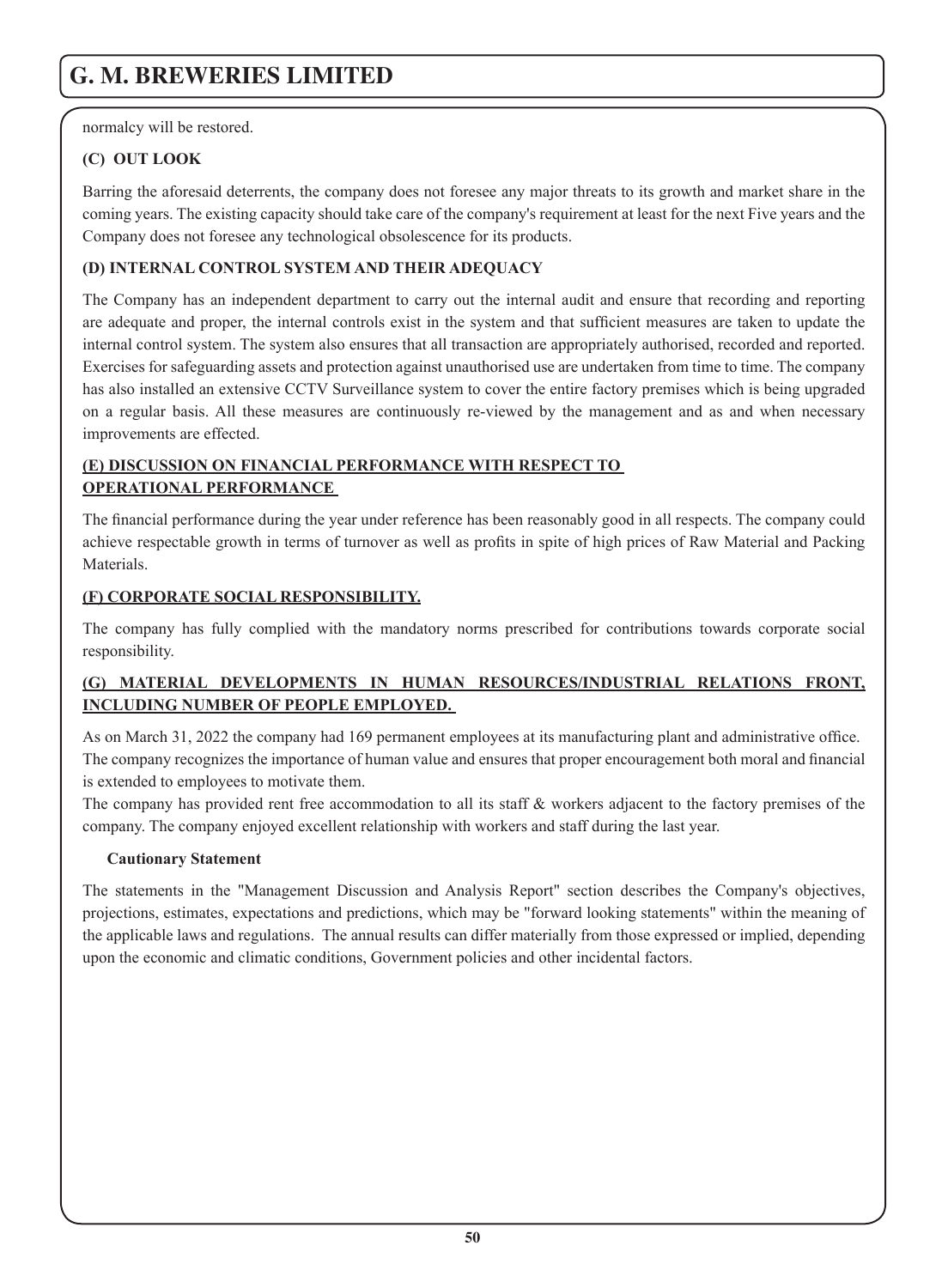normalcy will be restored.

### (C) OUT LOOK

Barring the aforesaid deterrents, the company does not foresee any major threats to its growth and market share in the coming years. The existing capacity should take care of the company's requirement at least for the next Five years and the Company does not foresee any technological obsolescence for its products.

### (D) INTERNAL CONTROL SYSTEM AND THEIR ADEQUACY

The Company has an independent department to carry out the internal audit and ensure that recording and reporting are adequate and proper, the internal controls exist in the system and that sufficient measures are taken to update the internal control system. The system also ensures that all transaction are appropriately authorised, recorded and reported. Exercises for safeguarding assets and protection against unauthorised use are undertaken from time to time. The company has also installed an extensive CCTV Surveillance system to cover the entire factory premises which is being upgraded on a regular basis. All these measures are continuously re-viewed by the management and as and when necessary improvements are effected.

### (E) DISCUSSION ON FINANCIAL PERFORMANCE WITH RESPECT TO OPERATIONAL PERFORMANCE

The financial performance during the year under reference has been reasonably good in all respects. The company could achieve respectable growth in terms of turnover as well as profits in spite of high prices of Raw Material and Packing Materials.

### (F) CORPORATE SOCIAL RESPONSIBILITY.

The company has fully complied with the mandatory norms prescribed for contributions towards corporate social responsibility.

### (G) MATERIAL DEVELOPMENTS IN HUMAN RESOURCES/INDUSTRIAL RELATIONS FRONT, INCLUDING NUMBER OF PEOPLE EMPLOYED.

As on March 31, 2022 the company had 169 permanent employees at its manufacturing plant and administrative office. The company recognizes the importance of human value and ensures that proper encouragement both moral and financial is extended to employees to motivate them.

The company has provided rent free accommodation to all its staff & workers adjacent to the factory premises of the company. The company enjoyed excellent relationship with workers and staff during the last year.

**Cautionary Statement**

The statements in the "Management Discussion and Analysis Report" section describes the Company's objectives, projections, estimates, expectations and predictions, which may be "forward looking statements" within the meaning of the applicable laws and regulations. The annual results can differ materially from those expressed or implied, depending upon the economic and climatic conditions, Government policies and other incidental factors.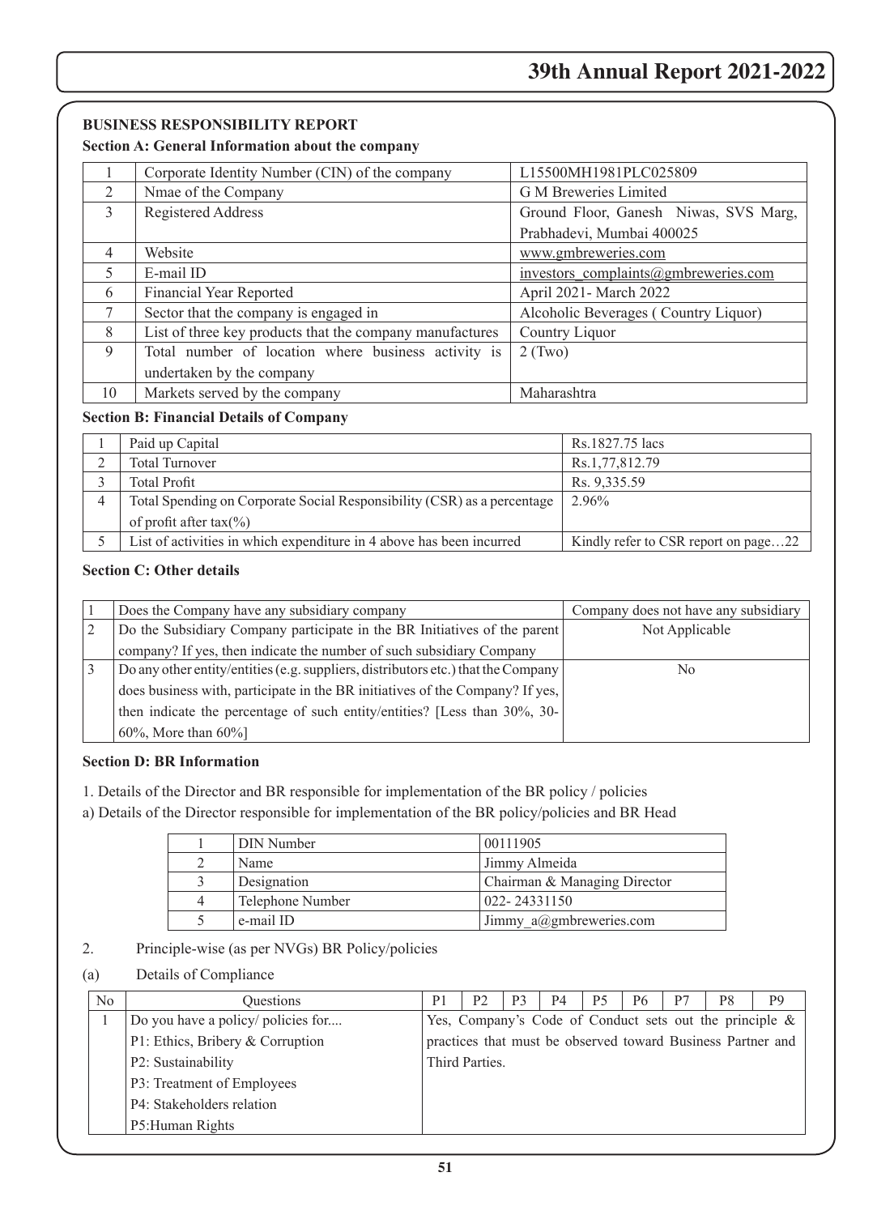## BUSINESS RESPONSIBILITY REPORT

### Section A: General Information about the company

| | | |
|---|---|---|
| 1 | Corporate Identity Number (CIN) of the company | L15500MH1981PLC025809 |
| 2 | Nmae of the Company | G M Breweries Limited |
| 3 | Registered Address | Ground Floor, Ganesh Niwas, SVS Marg, Prabhadevi, Mumbai 400025 |
| 4 | Website | www.gmbreweries.com |
| 5 | E-mail ID | investors_complaints@gmbreweries.com |
| 6 | Financial Year Reported | April 2021- March 2022 |
| 7 | Sector that the company is engaged in | Alcoholic Beverages ( Country Liquor) |
| 8 | List of three key products that the company manufactures | Country Liquor |
| 9 | Total number of location where business activity is undertaken by the company | 2 (Two) |
| 10 | Markets served by the company | Maharashtra |

### Section B: Financial Details of Company

| | | |
|---|---|---|
| 1 | Paid up Capital | Rs.1827.75 lacs |
| 2 | Total Turnover | Rs.1,77,812.79 |
| 3 | Total Profit | Rs. 9,335.59 |
| 4 | Total Spending on Corporate Social Responsibility (CSR) as a percentage of profit after tax(%) | 2.96% |
| 5 | List of activities in which expenditure in 4 above has been incurred | Kindly refer to CSR report on page…22 |

### Section C: Other details

| | | |
|---|---|---|
| 1 | Does the Company have any subsidiary company | Company does not have any subsidiary |
| 2 | Do the Subsidiary Company participate in the BR Initiatives of the parent company? If yes, then indicate the number of such subsidiary Company | Not Applicable |
| 3 | Do any other entity/entities (e.g. suppliers, distributors etc.) that the Company does business with, participate in the BR initiatives of the Company? If yes, then indicate the percentage of such entity/entities? [Less than 30%, 30-60%, More than 60%] | No |

### Section D: BR Information

1. Details of the Director and BR responsible for implementation of the BR policy / policies

a) Details of the Director responsible for implementation of the BR policy/policies and BR Head

| | | |
|---|---|---|
| 1 | DIN Number | 00111905 |
| 2 | Name | Jimmy Almeida |
| 3 | Designation | Chairman & Managing Director |
| 4 | Telephone Number | 022- 24331150 |
| 5 | e-mail ID | Jimmy_a@gmbreweries.com |

2. Principle-wise (as per NVGs) BR Policy/policies

(a) Details of Compliance

| No | Questions | P1 | P2 | P3 | P4 | P5 | P6 | P7 | P8 | P9 |
|---|---|---|---|---|---|---|---|---|---|---|
| 1 | Do you have a policy/ policies for....<br>P1: Ethics, Bribery & Corruption<br>P2: Sustainability<br>P3: Treatment of Employees<br>P4: Stakeholders relation<br>P5:Human Rights | Yes, Company's Code of Conduct sets out the principle & practices that must be observed toward Business Partner and Third Parties. | | | | | | | | |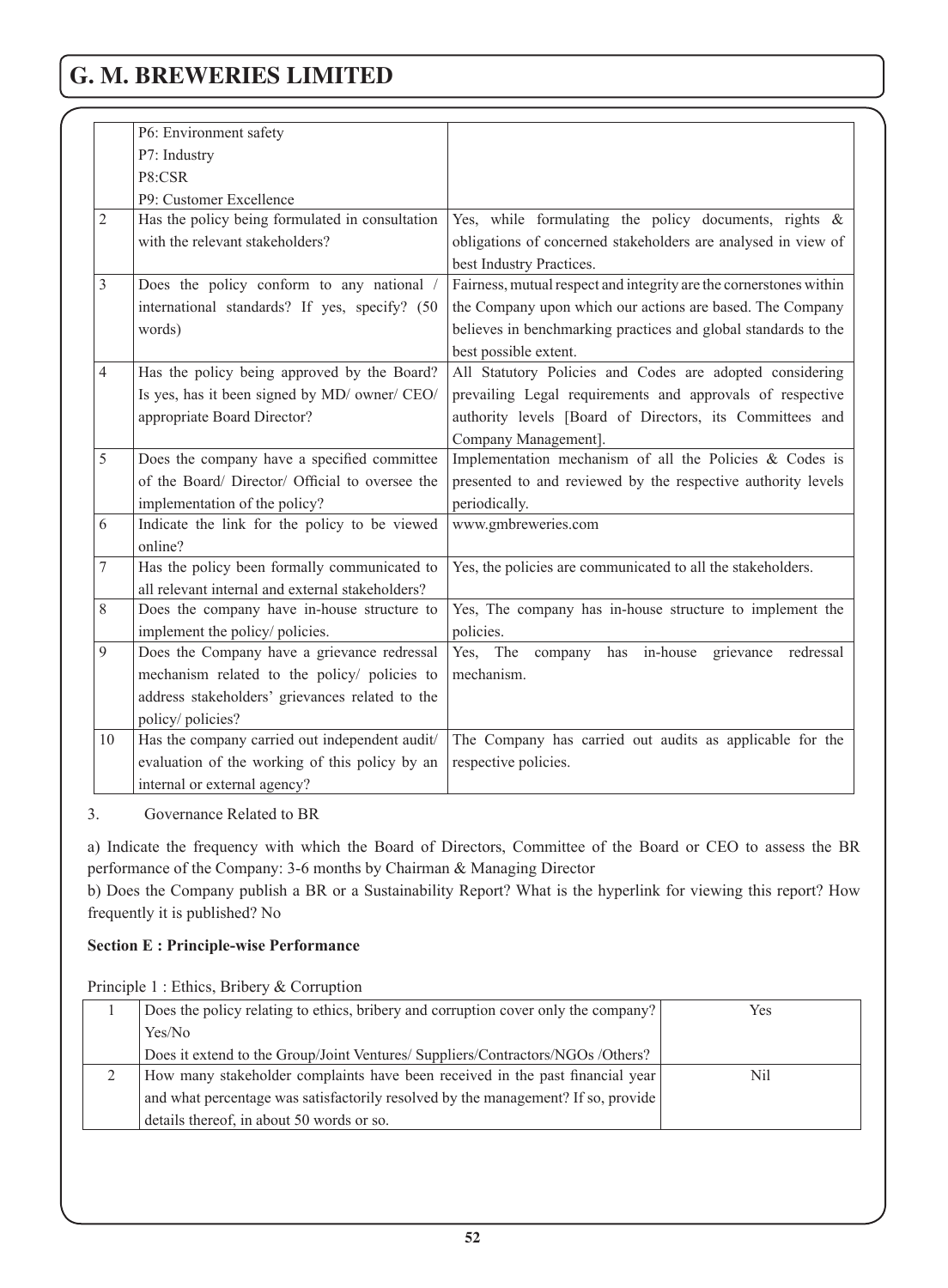| | | |
|---|---|---|
| | P6: Environment safety<br>P7: Industry<br>P8:CSR<br>P9: Customer Excellence | |
| 2 | Has the policy being formulated in consultation with the relevant stakeholders? | Yes, while formulating the policy documents, rights & obligations of concerned stakeholders are analysed in view of best Industry Practices. |
| 3 | Does the policy conform to any national / international standards? If yes, specify? (50 words) | Fairness, mutual respect and integrity are the cornerstones within the Company upon which our actions are based. The Company believes in benchmarking practices and global standards to the best possible extent. |
| 4 | Has the policy being approved by the Board? Is yes, has it been signed by MD/ owner/ CEO/ appropriate Board Director? | All Statutory Policies and Codes are adopted considering prevailing Legal requirements and approvals of respective authority levels [Board of Directors, its Committees and Company Management]. |
| 5 | Does the company have a specified committee of the Board/ Director/ Official to oversee the implementation of the policy? | Implementation mechanism of all the Policies & Codes is presented to and reviewed by the respective authority levels periodically. |
| 6 | Indicate the link for the policy to be viewed online? | www.gmbreweries.com |
| 7 | Has the policy been formally communicated to all relevant internal and external stakeholders? | Yes, the policies are communicated to all the stakeholders. |
| 8 | Does the company have in-house structure to implement the policy/ policies. | Yes, The company has in-house structure to implement the policies. |
| 9 | Does the Company have a grievance redressal mechanism related to the policy/ policies to address stakeholders' grievances related to the policy/ policies? | Yes, The company has in-house grievance redressal mechanism. |
| 10 | Has the company carried out independent audit/ evaluation of the working of this policy by an internal or external agency? | The Company has carried out audits as applicable for the respective policies. |

3. Governance Related to BR

a) Indicate the frequency with which the Board of Directors, Committee of the Board or CEO to assess the BR performance of the Company: 3-6 months by Chairman & Managing Director

b) Does the Company publish a BR or a Sustainability Report? What is the hyperlink for viewing this report? How frequently it is published? No

**Section E : Principle-wise Performance**

Principle 1 : Ethics, Bribery & Corruption

| | | |
|---|---|---|
| 1 | Does the policy relating to ethics, bribery and corruption cover only the company? Yes/No<br>Does it extend to the Group/Joint Ventures/ Suppliers/Contractors/NGOs /Others? | Yes |
| 2 | How many stakeholder complaints have been received in the past financial year and what percentage was satisfactorily resolved by the management? If so, provide details thereof, in about 50 words or so. | Nil |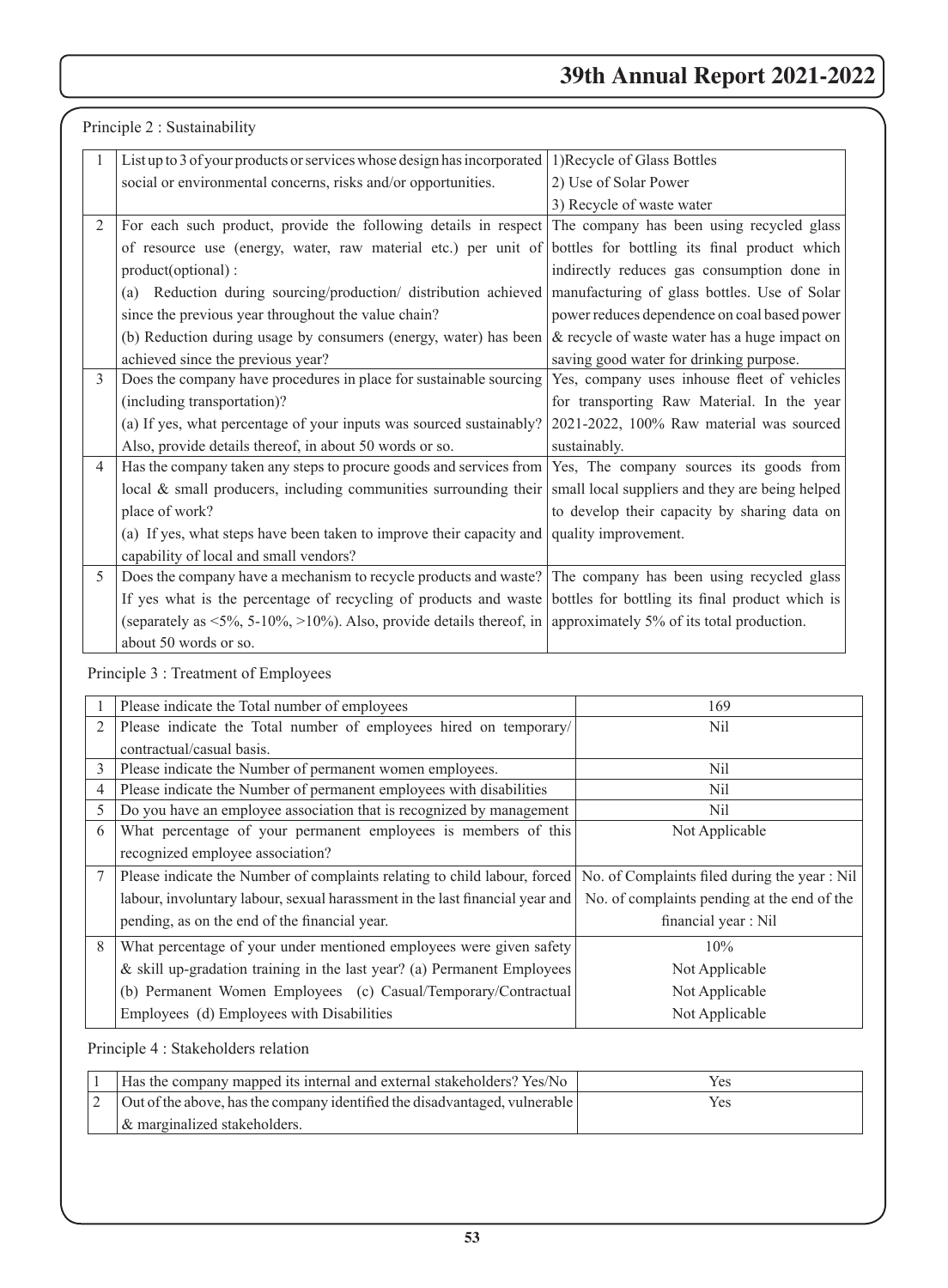Principle 2 : Sustainability

| | | |
|---|---|---|
| 1 | List up to 3 of your products or services whose design has incorporated social or environmental concerns, risks and/or opportunities. | 1)Recycle of Glass Bottles<br>2) Use of Solar Power<br>3) Recycle of waste water |
| 2 | For each such product, provide the following details in respect of resource use (energy, water, raw material etc.) per unit of product(optional) :<br>(a) Reduction during sourcing/production/ distribution achieved since the previous year throughout the value chain?<br>(b) Reduction during usage by consumers (energy, water) has been achieved since the previous year? | The company has been using recycled glass bottles for bottling its final product which indirectly reduces gas consumption done in manufacturing of glass bottles. Use of Solar power reduces dependence on coal based power & recycle of waste water has a huge impact on saving good water for drinking purpose. |
| 3 | Does the company have procedures in place for sustainable sourcing (including transportation)?<br>(a) If yes, what percentage of your inputs was sourced sustainably? Also, provide details thereof, in about 50 words or so. | Yes, company uses inhouse fleet of vehicles for transporting Raw Material. In the year 2021-2022, 100% Raw material was sourced sustainably. |
| 4 | Has the company taken any steps to procure goods and services from local & small producers, including communities surrounding their place of work?<br>(a) If yes, what steps have been taken to improve their capacity and capability of local and small vendors? | Yes, The company sources its goods from small local suppliers and they are being helped to develop their capacity by sharing data on quality improvement. |
| 5 | Does the company have a mechanism to recycle products and waste? If yes what is the percentage of recycling of products and waste (separately as <5%, 5-10%, >10%). Also, provide details thereof, in about 50 words or so. | The company has been using recycled glass bottles for bottling its final product which is approximately 5% of its total production. |

Principle 3 : Treatment of Employees

| | | |
|---|---|---|
| 1 | Please indicate the Total number of employees | 169 |
| 2 | Please indicate the Total number of employees hired on temporary/ contractual/casual basis. | Nil |
| 3 | Please indicate the Number of permanent women employees. | Nil |
| 4 | Please indicate the Number of permanent employees with disabilities | Nil |
| 5 | Do you have an employee association that is recognized by management | Nil |
| 6 | What percentage of your permanent employees is members of this recognized employee association? | Not Applicable |
| 7 | Please indicate the Number of complaints relating to child labour, forced labour, involuntary labour, sexual harassment in the last financial year and pending, as on the end of the financial year. | No. of Complaints filed during the year : Nil<br>No. of complaints pending at the end of the financial year : Nil |
| 8 | What percentage of your under mentioned employees were given safety & skill up-gradation training in the last year? (a) Permanent Employees (b) Permanent Women Employees (c) Casual/Temporary/Contractual Employees (d) Employees with Disabilities | 10%<br>Not Applicable<br>Not Applicable<br>Not Applicable |

Principle 4 : Stakeholders relation

| | | |
|---|---|---|
| 1 | Has the company mapped its internal and external stakeholders? Yes/No | Yes |
| 2 | Out of the above, has the company identified the disadvantaged, vulnerable & marginalized stakeholders. | Yes |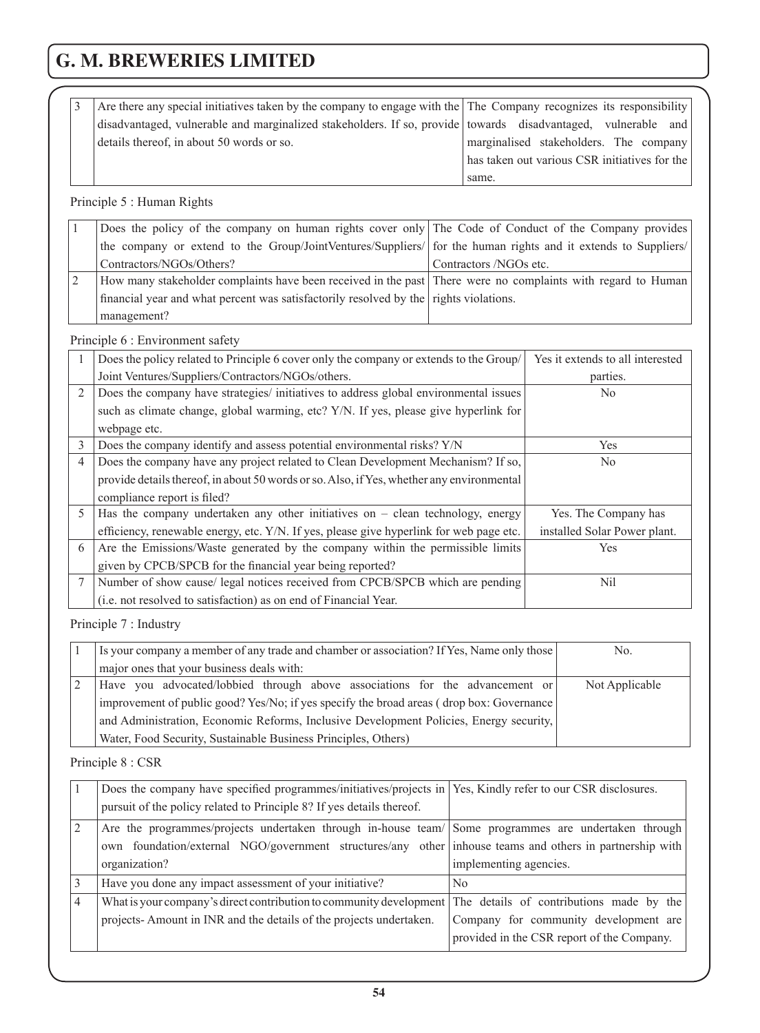| 3 | Are there any special initiatives taken by the company to engage with the disadvantaged, vulnerable and marginalized stakeholders. If so, provide details thereof, in about 50 words or so. | The Company recognizes its responsibility towards disadvantaged, vulnerable and marginalised stakeholders. The company has taken out various CSR initiatives for the same. |
|---|---|---|

Principle 5 : Human Rights

| 1 | Does the policy of the company on human rights cover only the company or extend to the Group/JointVentures/Suppliers/Contractors/NGOs/Others? | The Code of Conduct of the Company provides for the human rights and it extends to Suppliers/Contractors /NGOs etc. |
|---|---|---|
| 2 | How many stakeholder complaints have been received in the past financial year and what percent was satisfactorily resolved by the management? | There were no complaints with regard to Human rights violations. |

Principle 6 : Environment safety

| 1 | Does the policy related to Principle 6 cover only the company or extends to the Group/Joint Ventures/Suppliers/Contractors/NGOs/others. | Yes it extends to all interested parties. |
|---|---|---|
| 2 | Does the company have strategies/ initiatives to address global environmental issues such as climate change, global warming, etc? Y/N. If yes, please give hyperlink for webpage etc. | No |
| 3 | Does the company identify and assess potential environmental risks? Y/N | Yes |
| 4 | Does the company have any project related to Clean Development Mechanism? If so, provide details thereof, in about 50 words or so. Also, if Yes, whether any environmental compliance report is filed? | No |
| 5 | Has the company undertaken any other initiatives on – clean technology, energy efficiency, renewable energy, etc. Y/N. If yes, please give hyperlink for web page etc. | Yes. The Company has installed Solar Power plant. |
| 6 | Are the Emissions/Waste generated by the company within the permissible limits given by CPCB/SPCB for the financial year being reported? | Yes |
| 7 | Number of show cause/ legal notices received from CPCB/SPCB which are pending (i.e. not resolved to satisfaction) as on end of Financial Year. | Nil |

Principle 7 : Industry

| 1 | Is your company a member of any trade and chamber or association? If Yes, Name only those major ones that your business deals with: | No. |
|---|---|---|
| 2 | Have you advocated/lobbied through above associations for the advancement or improvement of public good? Yes/No; if yes specify the broad areas ( drop box: Governance and Administration, Economic Reforms, Inclusive Development Policies, Energy security, Water, Food Security, Sustainable Business Principles, Others) | Not Applicable |

Principle 8 : CSR

| 1 | Does the company have specified programmes/initiatives/projects in pursuit of the policy related to Principle 8? If yes details thereof. | Yes, Kindly refer to our CSR disclosures. |
|---|---|---|
| 2 | Are the programmes/projects undertaken through in-house team/ own foundation/external NGO/government structures/any other organization? | Some programmes are undertaken through inhouse teams and others in partnership with implementing agencies. |
| 3 | Have you done any impact assessment of your initiative? | No |
| 4 | What is your company's direct contribution to community development projects- Amount in INR and the details of the projects undertaken. | The details of contributions made by the Company for community development are provided in the CSR report of the Company. |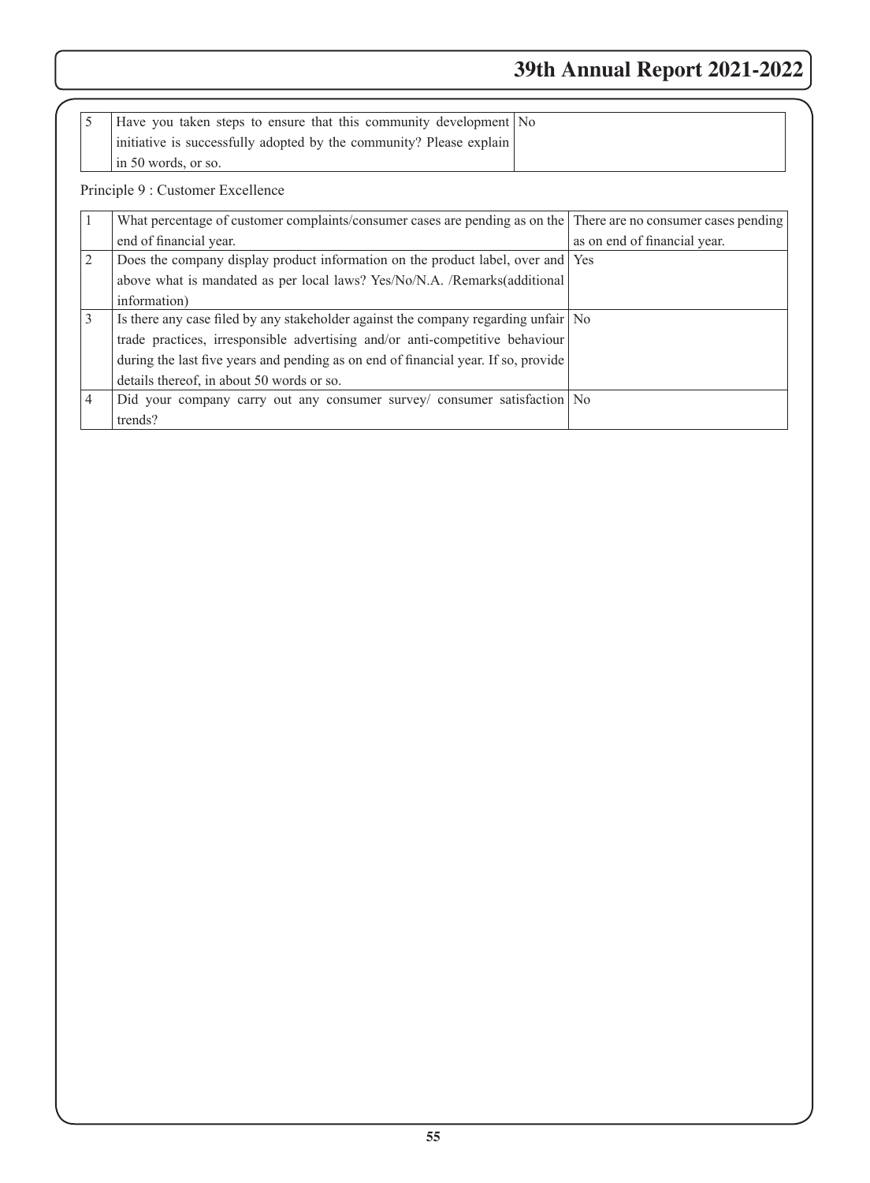| 5 | Have you taken steps to ensure that this community development initiative is successfully adopted by the community? Please explain in 50 words, or so. | No |
|---|---|---|

Principle 9 : Customer Excellence

| 1 | What percentage of customer complaints/consumer cases are pending as on the end of financial year. | There are no consumer cases pending as on end of financial year. |
|---|---|---|
| 2 | Does the company display product information on the product label, over and above what is mandated as per local laws? Yes/No/N.A. /Remarks(additional information) | Yes |
| 3 | Is there any case filed by any stakeholder against the company regarding unfair trade practices, irresponsible advertising and/or anti-competitive behaviour during the last five years and pending as on end of financial year. If so, provide details thereof, in about 50 words or so. | No |
| 4 | Did your company carry out any consumer survey/ consumer satisfaction trends? | No |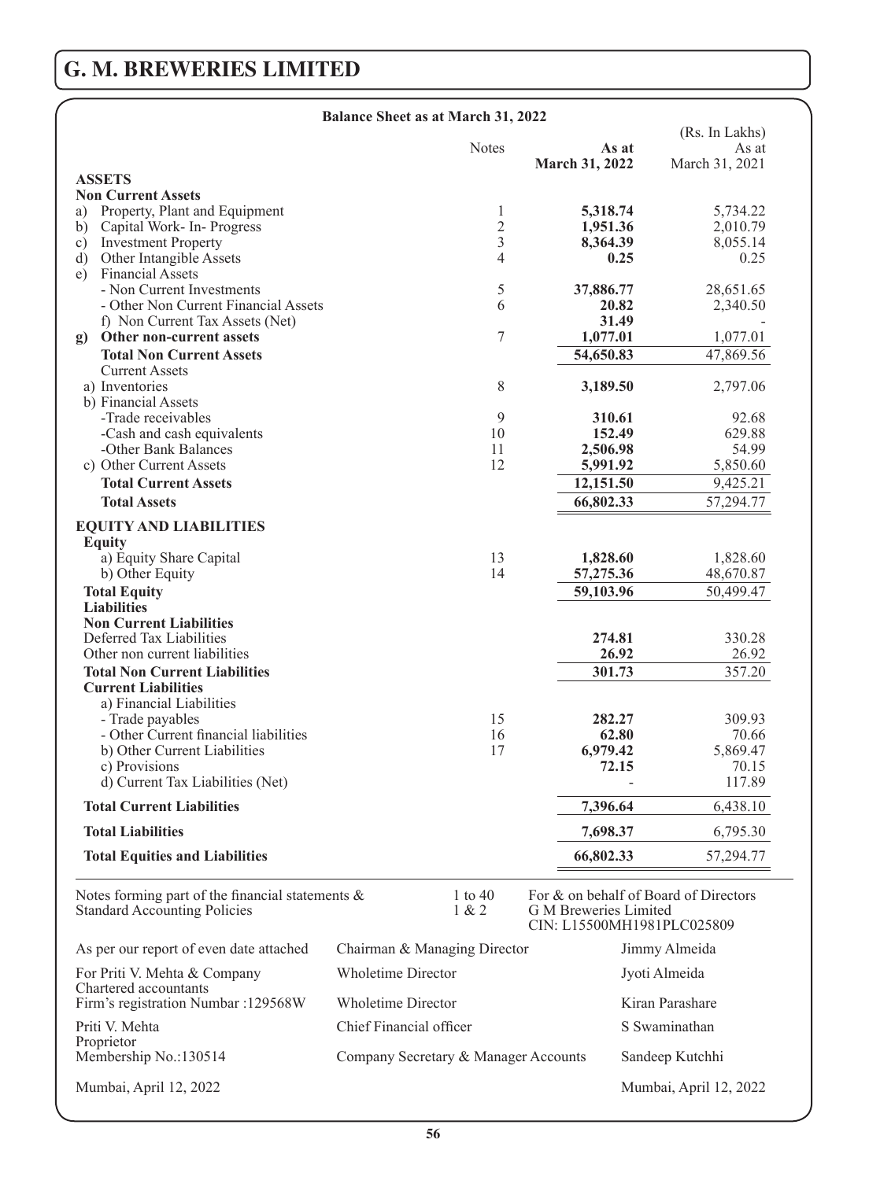# G. M. BREWERIES LIMITED

## Balance Sheet as at March 31, 2022

(Rs. In Lakhs)

| | Notes | As at March 31, 2022 | As at March 31, 2021 |
|---|---|---|---|
| **ASSETS** | | | |
| **Non Current Assets** | | | |
| a) Property, Plant and Equipment | 1 | **5,318.74** | 5,734.22 |
| b) Capital Work- In- Progress | 2 | **1,951.36** | 2,010.79 |
| c) Investment Property | 3 | **8,364.39** | 8,055.14 |
| d) Other Intangible Assets | 4 | **0.25** | 0.25 |
| e) Financial Assets | | | |
| - Non Current Investments | 5 | **37,886.77** | 28,651.65 |
| - Other Non Current Financial Assets | 6 | **20.82** | 2,340.50 |
| f) Non Current Tax Assets (Net) | | **31.49** | - |
| **g) Other non-current assets** | 7 | **1,077.01** | 1,077.01 |
| **Total Non Current Assets** | | **54,650.83** | 47,869.56 |
| Current Assets | | | |
| a) Inventories | 8 | **3,189.50** | 2,797.06 |
| b) Financial Assets | | | |
| -Trade receivables | 9 | **310.61** | 92.68 |
| -Cash and cash equivalents | 10 | **152.49** | 629.88 |
| -Other Bank Balances | 11 | **2,506.98** | 54.99 |
| c) Other Current Assets | 12 | **5,991.92** | 5,850.60 |
| **Total Current Assets** | | **12,151.50** | 9,425.21 |
| **Total Assets** | | **66,802.33** | 57,294.77 |
| **EQUITY AND LIABILITIES** | | | |
| **Equity** | | | |
| a) Equity Share Capital | 13 | **1,828.60** | 1,828.60 |
| b) Other Equity | 14 | **57,275.36** | 48,670.87 |
| **Total Equity** | | **59,103.96** | 50,499.47 |
| **Liabilities** | | | |
| **Non Current Liabilities** | | | |
| Deferred Tax Liabilities | | **274.81** | 330.28 |
| Other non current liabilities | | **26.92** | 26.92 |
| **Total Non Current Liabilities** | | **301.73** | 357.20 |
| **Current Liabilities** | | | |
| a) Financial Liabilities | | | |
| - Trade payables | 15 | **282.27** | 309.93 |
| - Other Current financial liabilities | 16 | **62.80** | 70.66 |
| b) Other Current Liabilities | 17 | **6,979.42** | 5,869.47 |
| c) Provisions | | **72.15** | 70.15 |
| d) Current Tax Liabilities (Net) | | - | 117.89 |
| **Total Current Liabilities** | | **7,396.64** | 6,438.10 |
| **Total Liabilities** | | **7,698.37** | 6,795.30 |
| **Total Equities and Liabilities** | | **66,802.33** | 57,294.77 |

Notes forming part of the financial statements & Standard Accounting Policies — 1 to 40, 1 & 2

For & on behalf of Board of Directors
G M Breweries Limited
CIN: L15500MH1981PLC025809

As per our report of even date attached

For Priti V. Mehta & Company
Chartered accountants
Firm's registration Numbar :129568W

Priti V. Mehta
Proprietor
Membership No.:130514

Mumbai, April 12, 2022

| | |
|---|---|
| Chairman & Managing Director | Jimmy Almeida |
| Wholetime Director | Jyoti Almeida |
| Wholetime Director | Kiran Parashare |
| Chief Financial officer | S Swaminathan |
| Company Secretary & Manager Accounts | Sandeep Kutchhi |

Mumbai, April 12, 2022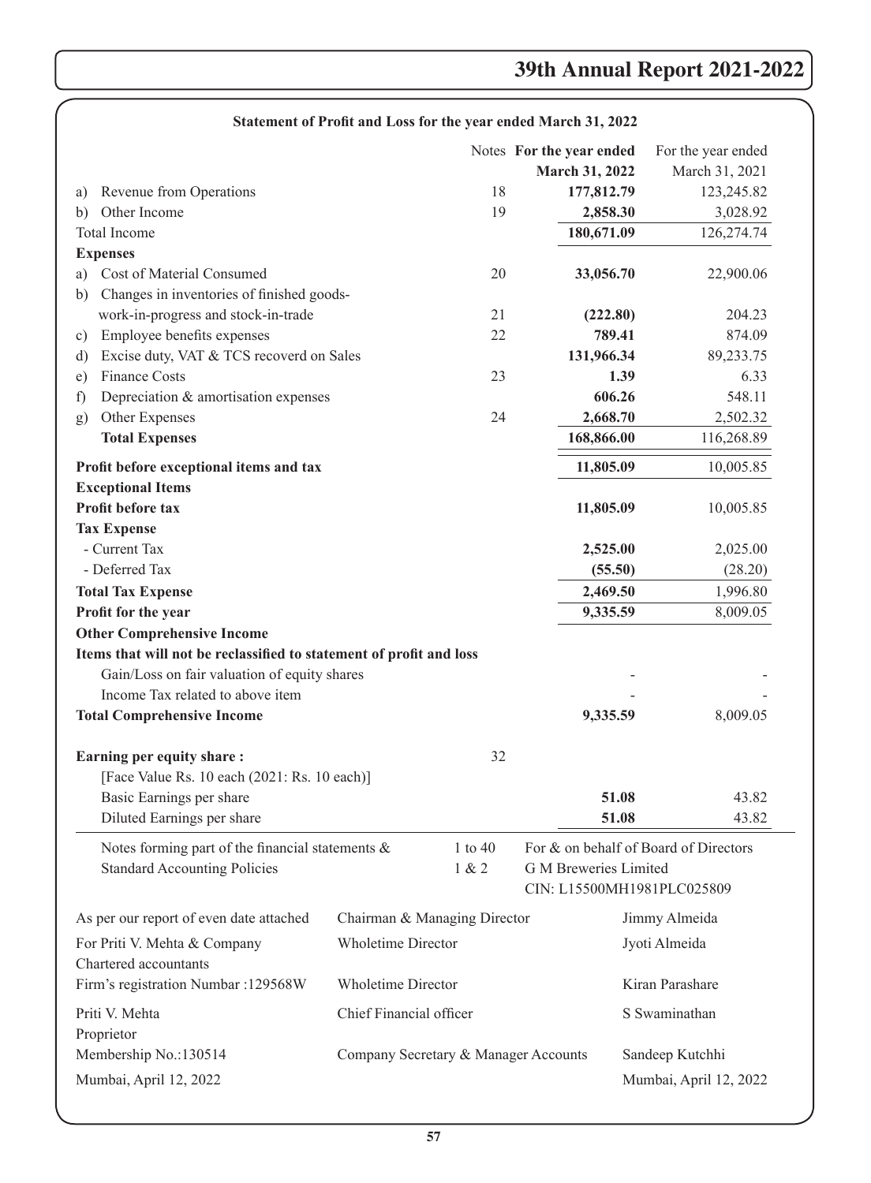## Statement of Profit and Loss for the year ended March 31, 2022

| | Notes | **For the year ended March 31, 2022** | For the year ended March 31, 2021 |
|---|---|---|---|
| a) Revenue from Operations | 18 | **177,812.79** | 123,245.82 |
| b) Other Income | 19 | **2,858.30** | 3,028.92 |
| Total Income | | **180,671.09** | 126,274.74 |
| **Expenses** | | | |
| a) Cost of Material Consumed | 20 | **33,056.70** | 22,900.06 |
| b) Changes in inventories of finished goods-work-in-progress and stock-in-trade | 21 | **(222.80)** | 204.23 |
| c) Employee benefits expenses | 22 | **789.41** | 874.09 |
| d) Excise duty, VAT & TCS recoverd on Sales | | **131,966.34** | 89,233.75 |
| e) Finance Costs | 23 | **1.39** | 6.33 |
| f) Depreciation & amortisation expenses | | **606.26** | 548.11 |
| g) Other Expenses | 24 | **2,668.70** | 2,502.32 |
| **Total Expenses** | | **168,866.00** | 116,268.89 |
| **Profit before exceptional items and tax** | | **11,805.09** | 10,005.85 |
| **Exceptional Items** | | | |
| **Profit before tax** | | **11,805.09** | 10,005.85 |
| **Tax Expense** | | | |
| - Current Tax | | **2,525.00** | 2,025.00 |
| - Deferred Tax | | **(55.50)** | (28.20) |
| **Total Tax Expense** | | **2,469.50** | 1,996.80 |
| **Profit for the year** | | **9,335.59** | 8,009.05 |
| **Other Comprehensive Income** | | | |
| **Items that will not be reclassified to statement of profit and loss** | | | |
| Gain/Loss on fair valuation of equity shares | | - | - |
| Income Tax related to above item | | - | - |
| **Total Comprehensive Income** | | **9,335.59** | 8,009.05 |
| **Earning per equity share :** | 32 | | |
| [Face Value Rs. 10 each (2021: Rs. 10 each)] | | | |
| Basic Earnings per share | | **51.08** | 43.82 |
| Diluted Earnings per share | | **51.08** | 43.82 |

Notes forming part of the financial statements & Standard Accounting Policies — 1 to 40, 1 & 2

For & on behalf of Board of Directors
G M Breweries Limited
CIN: L15500MH1981PLC025809

As per our report of even date attached
For Priti V. Mehta & Company
Chartered accountants
Firm's registration Numbar :129568W

Priti V. Mehta
Proprietor
Membership No.:130514
Mumbai, April 12, 2022

| | |
|---|---|
| Chairman & Managing Director | Jimmy Almeida |
| Wholetime Director | Jyoti Almeida |
| Wholetime Director | Kiran Parashare |
| Chief Financial officer | S Swaminathan |
| Company Secretary & Manager Accounts | Sandeep Kutchhi |

Mumbai, April 12, 2022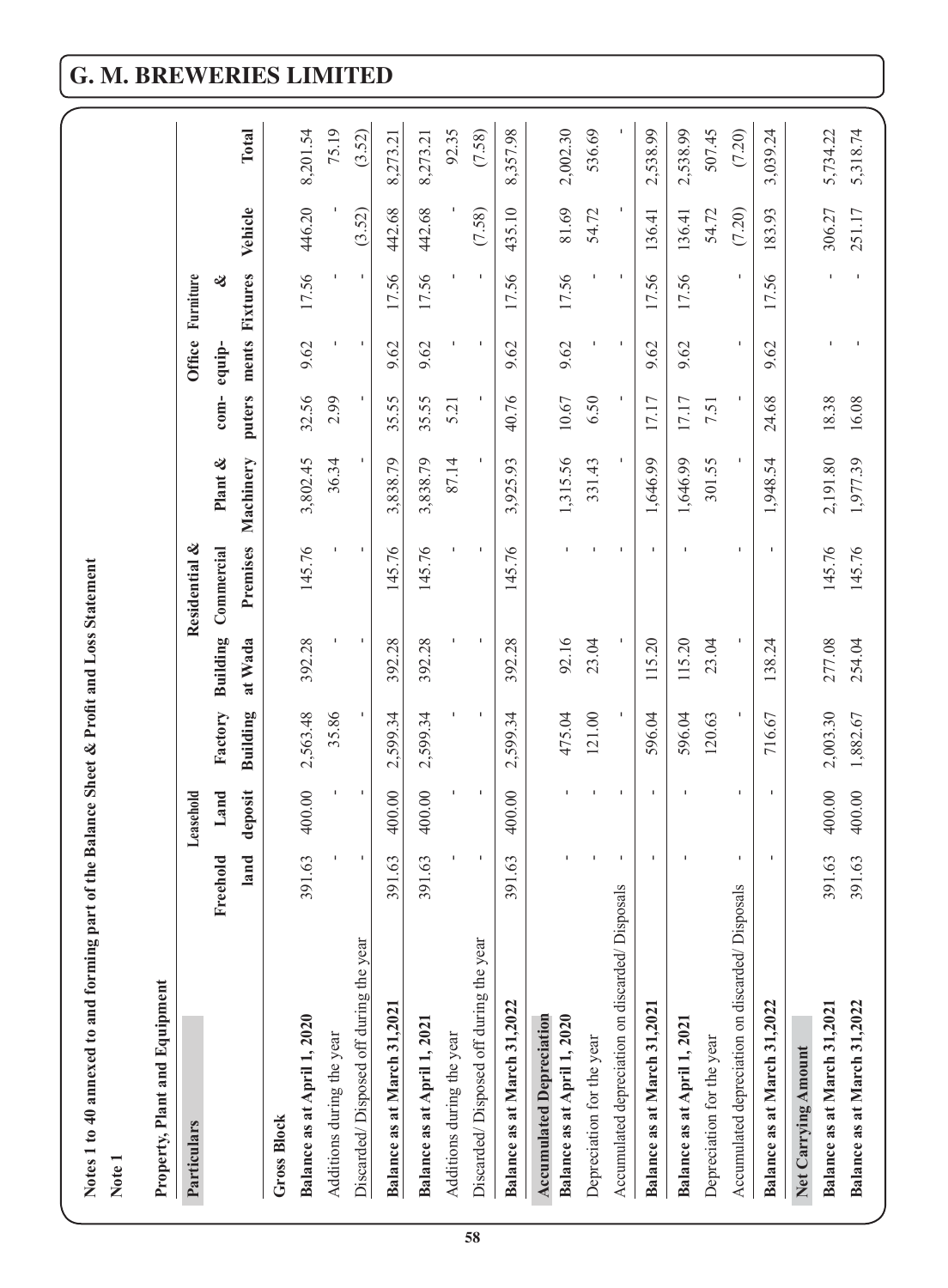Notes 1 to 40 annexed to and forming part of the Balance Sheet & Profit and Loss Statement

**Note 1**

**Property, Plant and Equipment**

| Particulars | Freehold land | Leasehold Land deposit | Factory Building | Building at Wada | Residential & Commercial Premises | Plant & Machinery | com-puters | Office equip-ments | Furniture & Fixtures | Vehicle | Total |
|---|---|---|---|---|---|---|---|---|---|---|---|
| **Gross Block** | | | | | | | | | | | |
| **Balance as at April 1, 2020** | 391.63 | 400.00 | 2,563.48 | 392.28 | 145.76 | 3,802.45 | 32.56 | 9.62 | 17.56 | 446.20 | 8,201.54 |
| Additions during the year | - | - | 35.86 | - | - | 36.34 | 2.99 | - | - | - | 75.19 |
| Discarded/ Disposed off during the year | - | - | - | - | - | - | - | - | - | (3.52) | (3.52) |
| **Balance as at March 31,2021** | 391.63 | 400.00 | 2,599.34 | 392.28 | 145.76 | 3,838.79 | 35.55 | 9.62 | 17.56 | 442.68 | 8,273.21 |
| **Balance as at April 1, 2021** | 391.63 | 400.00 | 2,599.34 | 392.28 | 145.76 | 3,838.79 | 35.55 | 9.62 | 17.56 | 442.68 | 8,273.21 |
| Additions during the year | - | - | - | - | - | 87.14 | 5.21 | - | - | - | 92.35 |
| Discarded/ Disposed off during the year | - | - | - | - | - | - | - | - | - | (7.58) | (7.58) |
| **Balance as at March 31,2022** | 391.63 | 400.00 | 2,599.34 | 392.28 | 145.76 | 3,925.93 | 40.76 | 9.62 | 17.56 | 435.10 | 8,357.98 |
| **Accumulated Depreciation** | | | | | | | | | | | |
| **Balance as at April 1, 2020** | - | - | 475.04 | 92.16 | - | 1,315.56 | 10.67 | 9.62 | 17.56 | 81.69 | 2,002.30 |
| Depreciation for the year | - | - | 121.00 | 23.04 | - | 331.43 | 6.50 | - | - | 54.72 | 536.69 |
| Accumulated depreciation on discarded/ Disposals | - | - | - | - | - | - | - | - | - | - | - |
| **Balance as at March 31,2021** | - | - | 596.04 | 115.20 | - | 1,646.99 | 17.17 | 9.62 | 17.56 | 136.41 | 2,538.99 |
| **Balance as at April 1, 2021** | - | - | 596.04 | 115.20 | - | 1,646.99 | 17.17 | 9.62 | 17.56 | 136.41 | 2,538.99 |
| Depreciation for the year | | | 120.63 | 23.04 | | 301.55 | 7.51 | | | 54.72 | 507.45 |
| Accumulated depreciation on discarded/ Disposals | - | - | - | - | - | - | - | - | - | (7.20) | (7.20) |
| **Balance as at March 31,2022** | - | - | 716.67 | 138.24 | - | 1,948.54 | 24.68 | 9.62 | 17.56 | 183.93 | 3,039.24 |
| **Net Carrying Amount** | | | | | | | | | | | |
| **Balance as at March 31,2021** | 391.63 | 400.00 | 2,003.30 | 277.08 | 145.76 | 2,191.80 | 18.38 | - | - | 306.27 | 5,734.22 |
| **Balance as at March 31,2022** | 391.63 | 400.00 | 1,882.67 | 254.04 | 145.76 | 1,977.39 | 16.08 | - | - | 251.17 | 5,318.74 |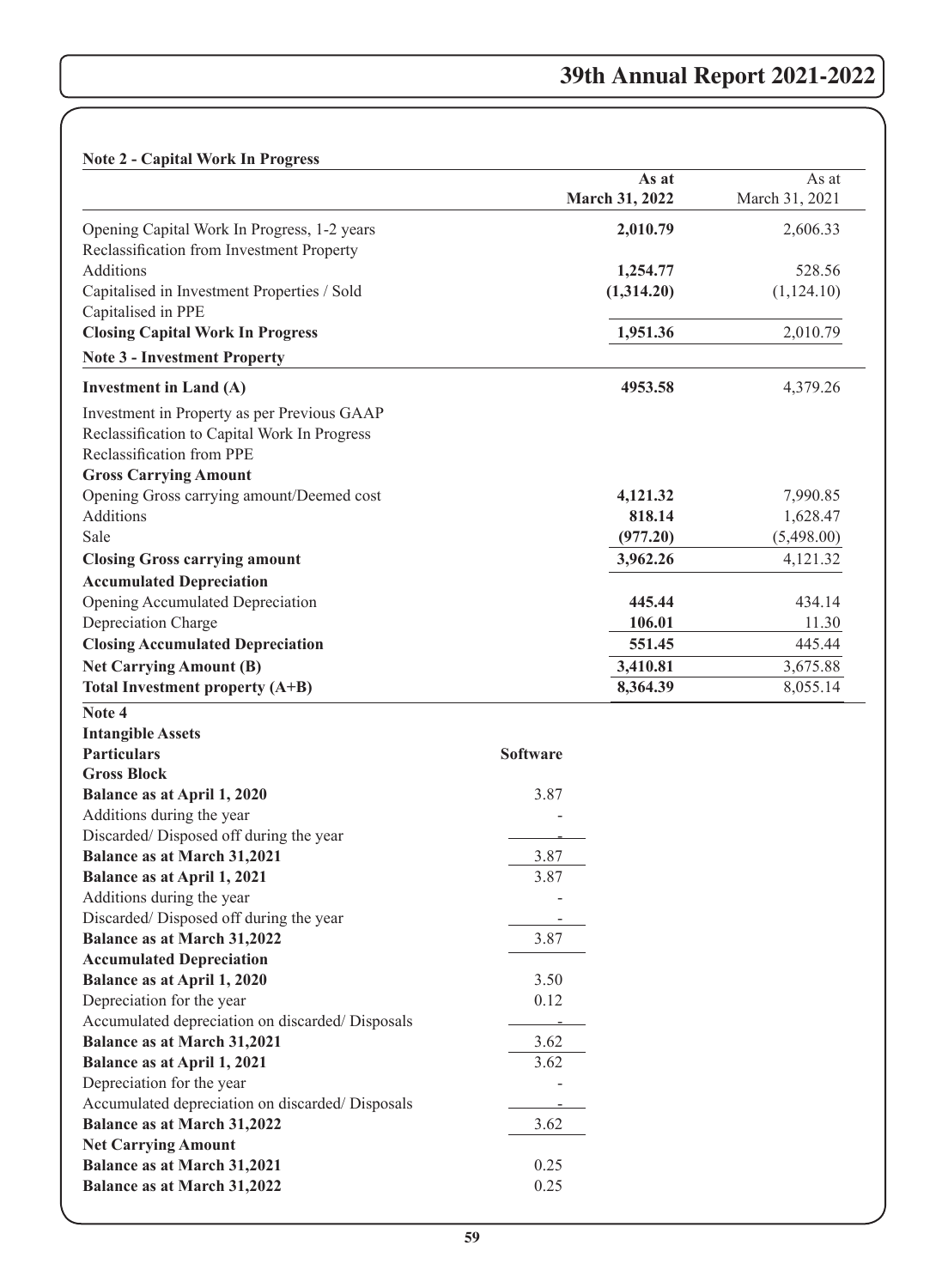**Note 2 - Capital Work In Progress**

| | As at March 31, 2022 | As at March 31, 2021 |
|---|---|---|
| Opening Capital Work In Progress, 1-2 years | **2,010.79** | 2,606.33 |
| Reclassification from Investment Property | | |
| Additions | **1,254.77** | 528.56 |
| Capitalised in Investment Properties / Sold | **(1,314.20)** | (1,124.10) |
| Capitalised in PPE | | |
| **Closing Capital Work In Progress** | **1,951.36** | 2,010.79 |

**Note 3 - Investment Property**

| | As at March 31, 2022 | As at March 31, 2021 |
|---|---|---|
| **Investment in Land (A)** | **4953.58** | 4,379.26 |
| Investment in Property as per Previous GAAP | | |
| Reclassification to Capital Work In Progress | | |
| Reclassification from PPE | | |
| **Gross Carrying Amount** | | |
| Opening Gross carrying amount/Deemed cost | **4,121.32** | 7,990.85 |
| Additions | **818.14** | 1,628.47 |
| Sale | **(977.20)** | (5,498.00) |
| **Closing Gross carrying amount** | **3,962.26** | 4,121.32 |
| **Accumulated Depreciation** | | |
| Opening Accumulated Depreciation | **445.44** | 434.14 |
| Depreciation Charge | **106.01** | 11.30 |
| **Closing Accumulated Depreciation** | **551.45** | 445.44 |
| **Net Carrying Amount (B)** | **3,410.81** | 3,675.88 |
| **Total Investment property (A+B)** | **8,364.39** | 8,055.14 |

**Note 4**

**Intangible Assets**

| **Particulars** | **Software** |
|---|---|
| **Gross Block** | |
| **Balance as at April 1, 2020** | 3.87 |
| Additions during the year | - |
| Discarded/ Disposed off during the year | - |
| **Balance as at March 31,2021** | 3.87 |
| **Balance as at April 1, 2021** | 3.87 |
| Additions during the year | - |
| Discarded/ Disposed off during the year | - |
| **Balance as at March 31,2022** | 3.87 |
| **Accumulated Depreciation** | |
| **Balance as at April 1, 2020** | 3.50 |
| Depreciation for the year | 0.12 |
| Accumulated depreciation on discarded/ Disposals | - |
| **Balance as at March 31,2021** | 3.62 |
| **Balance as at April 1, 2021** | 3.62 |
| Depreciation for the year | - |
| Accumulated depreciation on discarded/ Disposals | - |
| **Balance as at March 31,2022** | 3.62 |
| **Net Carrying Amount** | |
| **Balance as at March 31,2021** | 0.25 |
| **Balance as at March 31,2022** | 0.25 |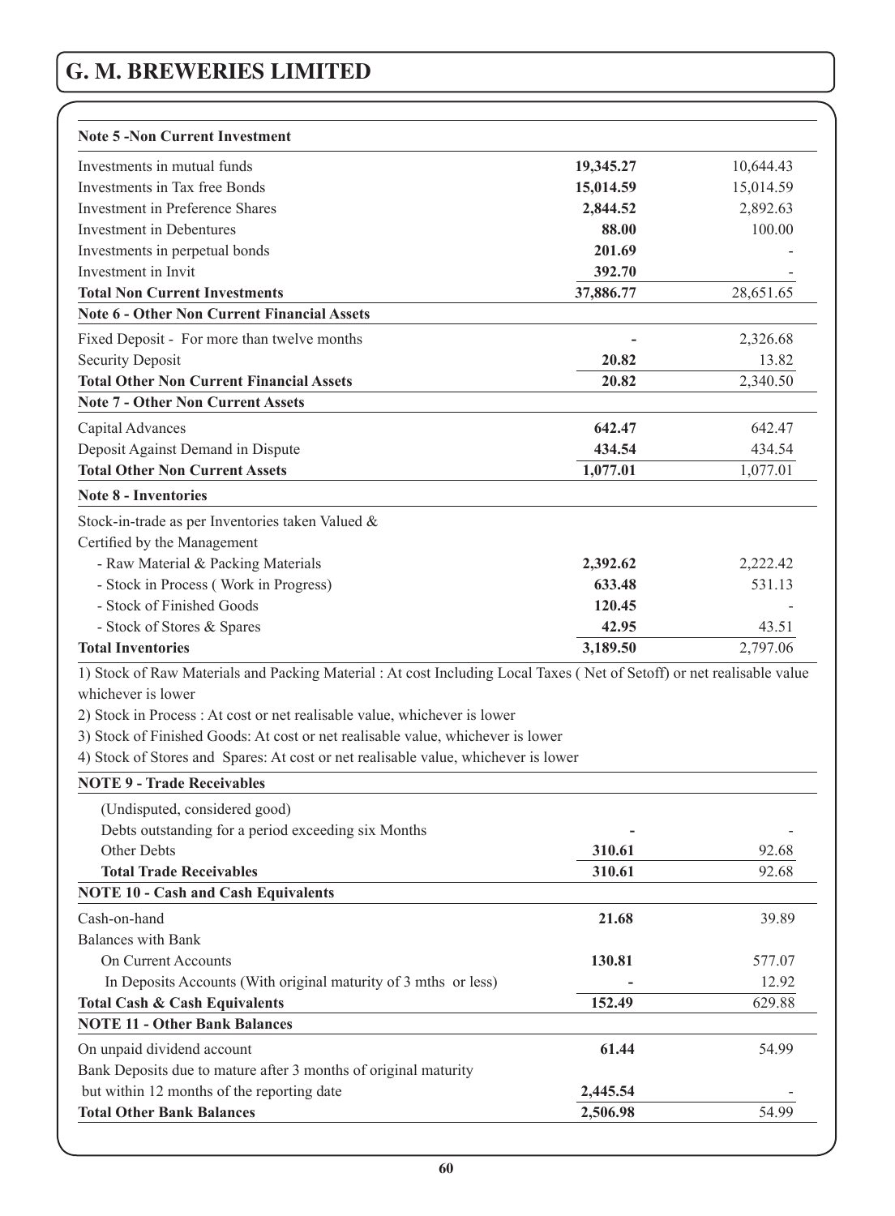**Note 5 -Non Current Investment**

| | | |
|---|---|---|
| Investments in mutual funds | **19,345.27** | 10,644.43 |
| Investments in Tax free Bonds | **15,014.59** | 15,014.59 |
| Investment in Preference Shares | **2,844.52** | 2,892.63 |
| Investment in Debentures | **88.00** | 100.00 |
| Investments in perpetual bonds | **201.69** | - |
| Investment in Invit | **392.70** | - |
| **Total Non Current Investments** | **37,886.77** | 28,651.65 |

**Note 6 - Other Non Current Financial Assets**

| | | |
|---|---|---|
| Fixed Deposit - For more than twelve months | **-** | 2,326.68 |
| Security Deposit | **20.82** | 13.82 |
| **Total Other Non Current Financial Assets** | **20.82** | 2,340.50 |

**Note 7 - Other Non Current Assets**

| | | |
|---|---|---|
| Capital Advances | **642.47** | 642.47 |
| Deposit Against Demand in Dispute | **434.54** | 434.54 |
| **Total Other Non Current Assets** | **1,077.01** | 1,077.01 |

**Note 8 - Inventories**

| | | |
|---|---|---|
| Stock-in-trade as per Inventories taken Valued & Certified by the Management | | |
| - Raw Material & Packing Materials | **2,392.62** | 2,222.42 |
| - Stock in Process ( Work in Progress) | **633.48** | 531.13 |
| - Stock of Finished Goods | **120.45** | - |
| - Stock of Stores & Spares | **42.95** | 43.51 |
| **Total Inventories** | **3,189.50** | 2,797.06 |

1) Stock of Raw Materials and Packing Material : At cost Including Local Taxes ( Net of Setoff) or net realisable value whichever is lower

2) Stock in Process : At cost or net realisable value, whichever is lower

3) Stock of Finished Goods: At cost or net realisable value, whichever is lower

4) Stock of Stores and Spares: At cost or net realisable value, whichever is lower

**NOTE 9 - Trade Receivables**

| | | |
|---|---|---|
| (Undisputed, considered good) | | |
| Debts outstanding for a period exceeding six Months | **-** | - |
| Other Debts | **310.61** | 92.68 |
| **Total Trade Receivables** | **310.61** | 92.68 |

**NOTE 10 - Cash and Cash Equivalents**

| | | |
|---|---|---|
| Cash-on-hand | **21.68** | 39.89 |
| Balances with Bank | | |
| On Current Accounts | **130.81** | 577.07 |
| In Deposits Accounts (With original maturity of 3 mths or less) | **-** | 12.92 |
| **Total Cash & Cash Equivalents** | **152.49** | 629.88 |

**NOTE 11 - Other Bank Balances**

| | | |
|---|---|---|
| On unpaid dividend account | **61.44** | 54.99 |
| Bank Deposits due to mature after 3 months of original maturity but within 12 months of the reporting date | **2,445.54** | - |
| **Total Other Bank Balances** | **2,506.98** | 54.99 |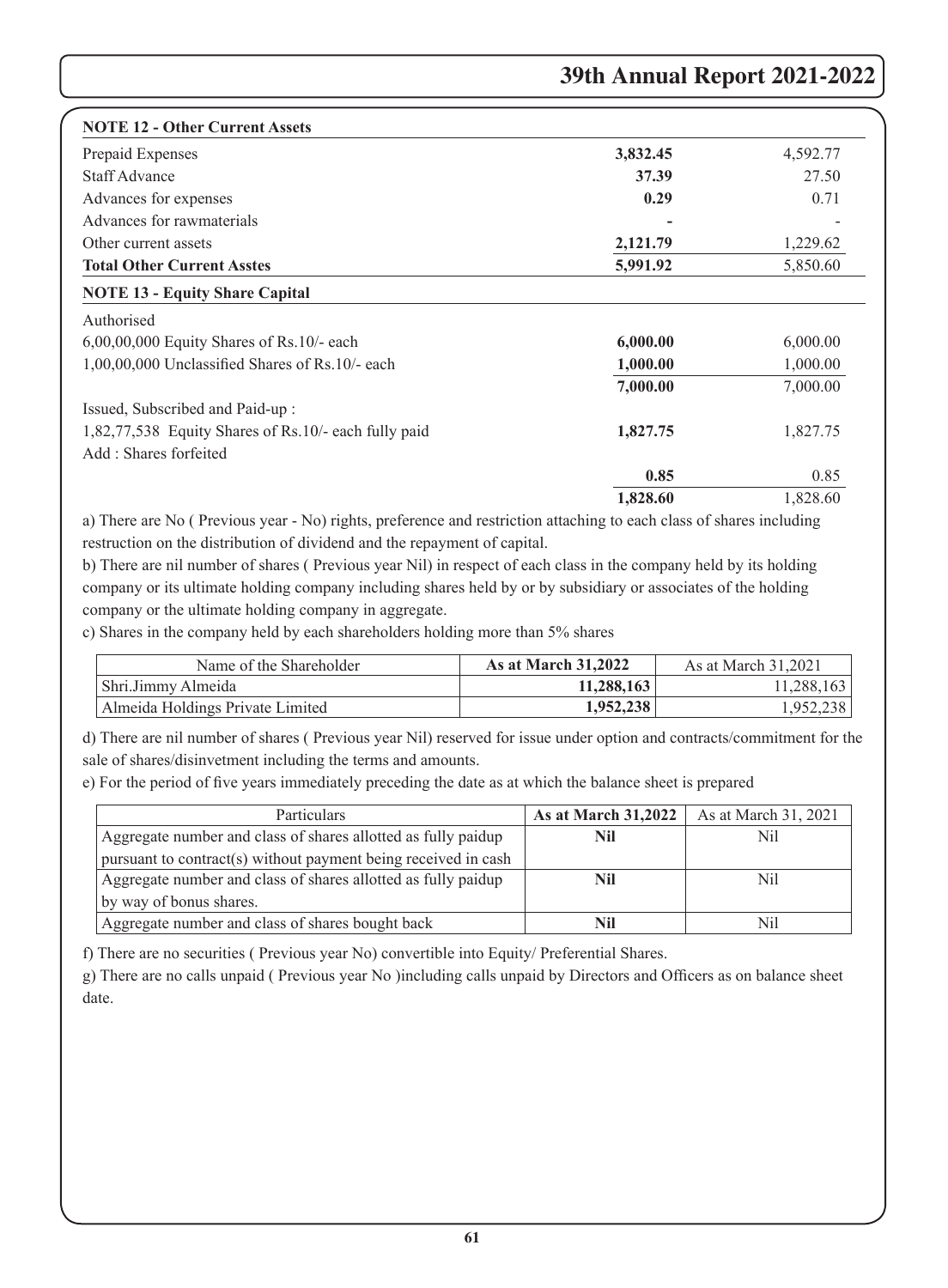## NOTE 12 - Other Current Assets

| | | |
|---|---|---|
| Prepaid Expenses | **3,832.45** | 4,592.77 |
| Staff Advance | **37.39** | 27.50 |
| Advances for expenses | **0.29** | 0.71 |
| Advances for rawmaterials | **-** | - |
| Other current assets | **2,121.79** | 1,229.62 |
| **Total Other Current Asstes** | **5,991.92** | 5,850.60 |

## NOTE 13 - Equity Share Capital

| | | |
|---|---|---|
| Authorised | | |
| 6,00,00,000 Equity Shares of Rs.10/- each | **6,000.00** | 6,000.00 |
| 1,00,00,000 Unclassified Shares of Rs.10/- each | **1,000.00** | 1,000.00 |
| | **7,000.00** | 7,000.00 |
| Issued, Subscribed and Paid-up : | | |
| 1,82,77,538 Equity Shares of Rs.10/- each fully paid | **1,827.75** | 1,827.75 |
| Add : Shares forfeited | | |
| | **0.85** | 0.85 |
| | **1,828.60** | 1,828.60 |

a) There are No ( Previous year - No) rights, preference and restriction attaching to each class of shares including restruction on the distribution of dividend and the repayment of capital.

b) There are nil number of shares ( Previous year Nil) in respect of each class in the company held by its holding company or its ultimate holding company including shares held by or by subsidiary or associates of the holding company or the ultimate holding company in aggregate.

c) Shares in the company held by each shareholders holding more than 5% shares

| Name of the Shareholder | **As at March 31,2022** | As at March 31,2021 |
|---|---|---|
| Shri.Jimmy Almeida | **11,288,163** | 11,288,163 |
| Almeida Holdings Private Limited | **1,952,238** | 1,952,238 |

d) There are nil number of shares ( Previous year Nil) reserved for issue under option and contracts/commitment for the sale of shares/disinvetment including the terms and amounts.

e) For the period of five years immediately preceding the date as at which the balance sheet is prepared

| Particulars | **As at March 31,2022** | As at March 31, 2021 |
|---|---|---|
| Aggregate number and class of shares allotted as fully paidup pursuant to contract(s) without payment being received in cash | **Nil** | Nil |
| Aggregate number and class of shares allotted as fully paidup by way of bonus shares. | **Nil** | Nil |
| Aggregate number and class of shares bought back | **Nil** | Nil |

f) There are no securities ( Previous year No) convertible into Equity/ Preferential Shares.

g) There are no calls unpaid ( Previous year No )including calls unpaid by Directors and Officers as on balance sheet date.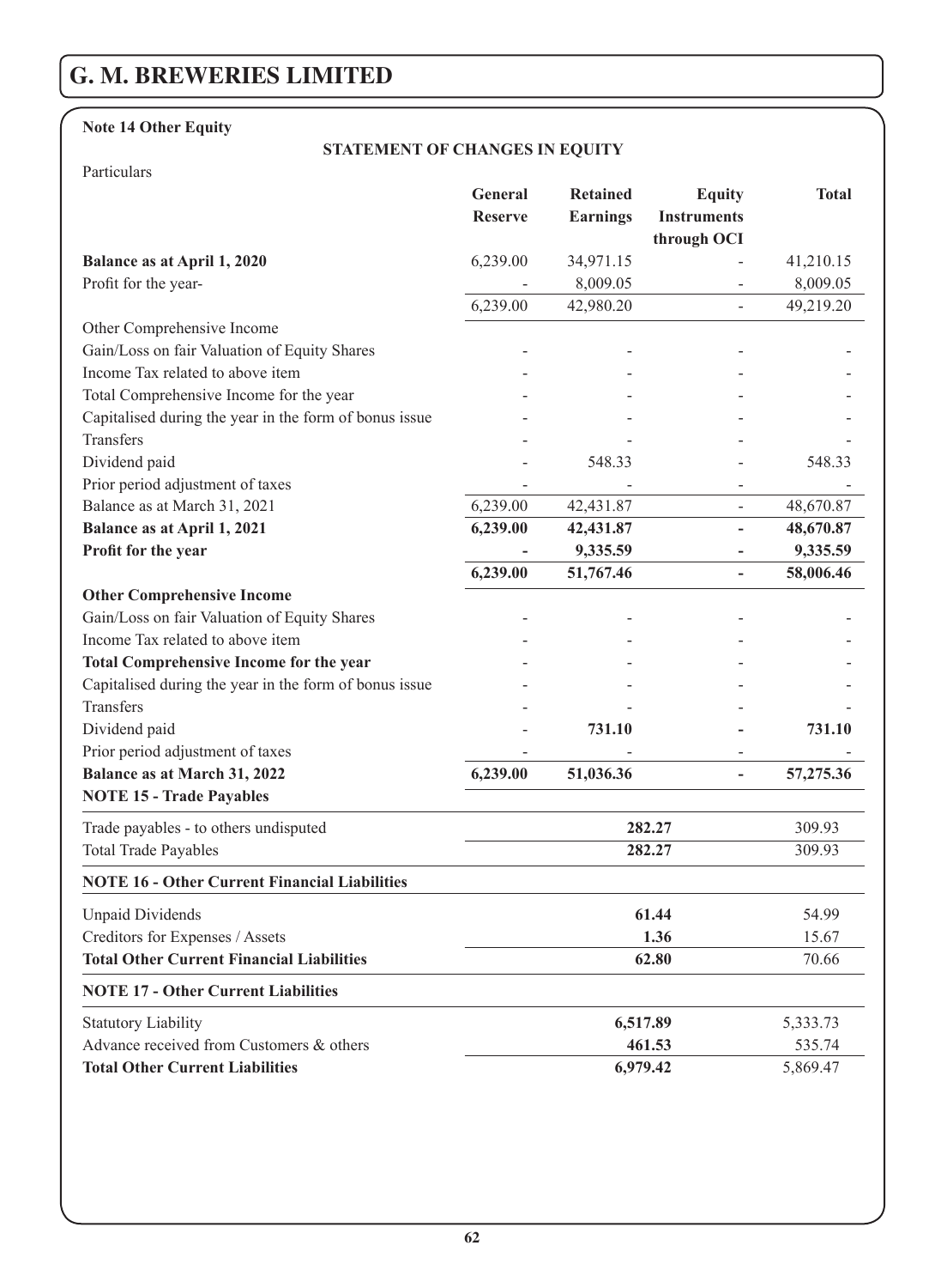## Note 14 Other Equity

### STATEMENT OF CHANGES IN EQUITY

| Particulars | General Reserve | Retained Earnings | Equity Instruments through OCI | Total |
|---|---|---|---|---|
| **Balance as at April 1, 2020** | 6,239.00 | 34,971.15 | - | 41,210.15 |
| Profit for the year- | - | 8,009.05 | - | 8,009.05 |
| | 6,239.00 | 42,980.20 | - | 49,219.20 |
| Other Comprehensive Income | | | | |
| Gain/Loss on fair Valuation of Equity Shares | - | - | - | - |
| Income Tax related to above item | - | - | - | - |
| Total Comprehensive Income for the year | - | - | - | - |
| Capitalised during the year in the form of bonus issue | - | - | - | - |
| Transfers | - | - | - | - |
| Dividend paid | - | 548.33 | - | 548.33 |
| Prior period adjustment of taxes | - | - | - | - |
| Balance as at March 31, 2021 | 6,239.00 | 42,431.87 | - | 48,670.87 |
| **Balance as at April 1, 2021** | **6,239.00** | **42,431.87** | **-** | **48,670.87** |
| **Profit for the year** | **-** | **9,335.59** | **-** | **9,335.59** |
| | **6,239.00** | **51,767.46** | **-** | **58,006.46** |
| **Other Comprehensive Income** | | | | |
| Gain/Loss on fair Valuation of Equity Shares | - | - | - | - |
| Income Tax related to above item | - | - | - | - |
| **Total Comprehensive Income for the year** | - | - | - | - |
| Capitalised during the year in the form of bonus issue | - | - | - | - |
| Transfers | - | - | - | - |
| Dividend paid | - | **731.10** | **-** | **731.10** |
| Prior period adjustment of taxes | - | - | - | - |
| **Balance as at March 31, 2022** | **6,239.00** | **51,036.36** | **-** | **57,275.36** |

### NOTE 15 - Trade Payables

| | | |
|---|---|---|
| Trade payables - to others undisputed | **282.27** | 309.93 |
| Total Trade Payables | **282.27** | 309.93 |

### NOTE 16 - Other Current Financial Liabilities

| | | |
|---|---|---|
| Unpaid Dividends | **61.44** | 54.99 |
| Creditors for Expenses / Assets | **1.36** | 15.67 |
| **Total Other Current Financial Liabilities** | **62.80** | 70.66 |

### NOTE 17 - Other Current Liabilities

| | | |
|---|---|---|
| Statutory Liability | **6,517.89** | 5,333.73 |
| Advance received from Customers & others | **461.53** | 535.74 |
| **Total Other Current Liabilities** | **6,979.42** | 5,869.47 |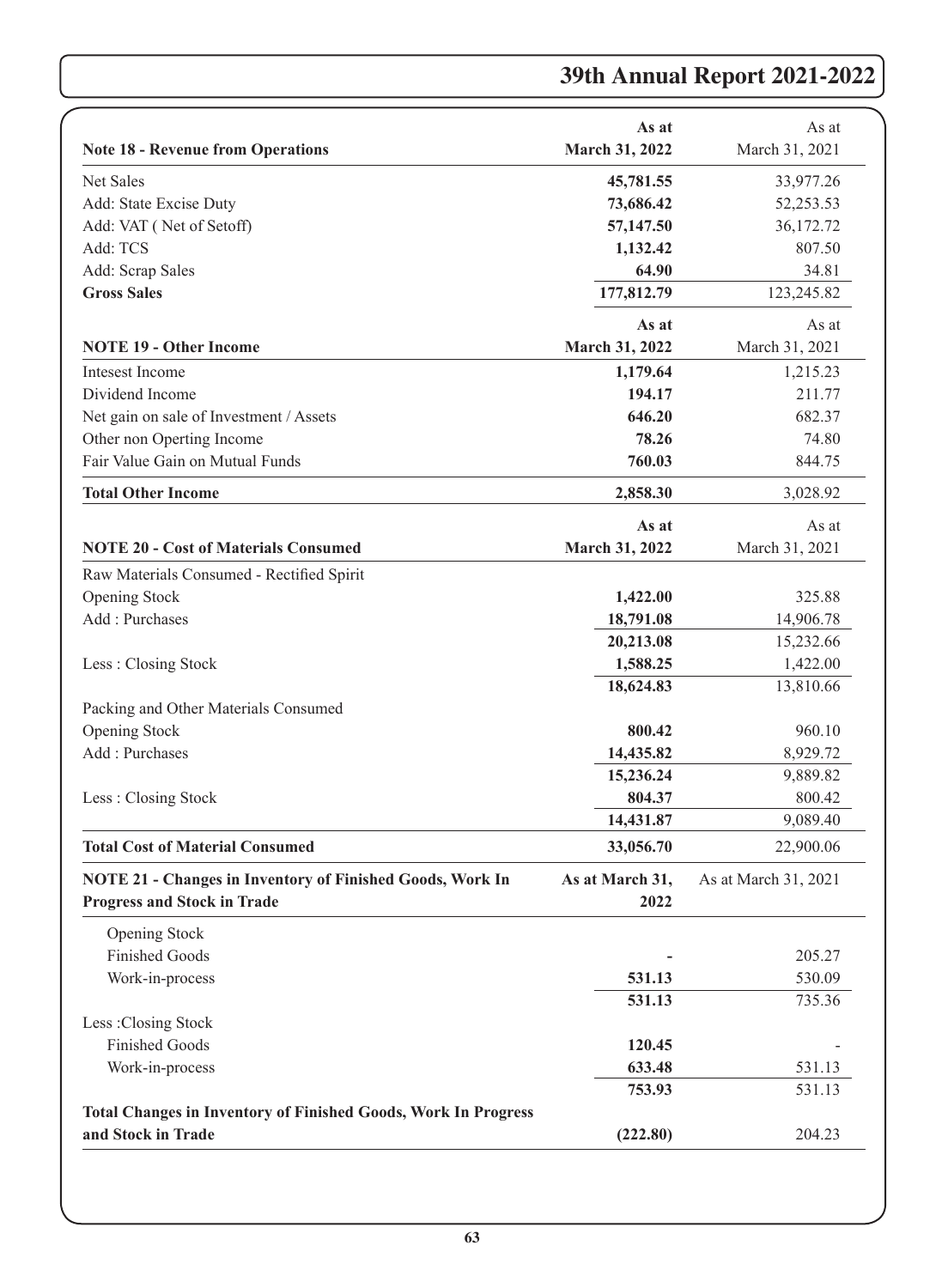| Note 18 - Revenue from Operations | As at March 31, 2022 | As at March 31, 2021 |
|---|---|---|
| Net Sales | **45,781.55** | 33,977.26 |
| Add: State Excise Duty | **73,686.42** | 52,253.53 |
| Add: VAT ( Net of Setoff) | **57,147.50** | 36,172.72 |
| Add: TCS | **1,132.42** | 807.50 |
| Add: Scrap Sales | **64.90** | 34.81 |
| **Gross Sales** | **177,812.79** | 123,245.82 |

| NOTE 19 - Other Income | As at March 31, 2022 | As at March 31, 2021 |
|---|---|---|
| Intesest Income | **1,179.64** | 1,215.23 |
| Dividend Income | **194.17** | 211.77 |
| Net gain on sale of Investment / Assets | **646.20** | 682.37 |
| Other non Operting Income | **78.26** | 74.80 |
| Fair Value Gain on Mutual Funds | **760.03** | 844.75 |
| **Total Other Income** | **2,858.30** | 3,028.92 |

| NOTE 20 - Cost of Materials Consumed | As at March 31, 2022 | As at March 31, 2021 |
|---|---|---|
| Raw Materials Consumed - Rectified Spirit | | |
| Opening Stock | **1,422.00** | 325.88 |
| Add : Purchases | **18,791.08** | 14,906.78 |
| | **20,213.08** | 15,232.66 |
| Less : Closing Stock | **1,588.25** | 1,422.00 |
| | **18,624.83** | 13,810.66 |
| Packing and Other Materials Consumed | | |
| Opening Stock | **800.42** | 960.10 |
| Add : Purchases | **14,435.82** | 8,929.72 |
| | **15,236.24** | 9,889.82 |
| Less : Closing Stock | **804.37** | 800.42 |
| | **14,431.87** | 9,089.40 |
| **Total Cost of Material Consumed** | **33,056.70** | 22,900.06 |

| NOTE 21 - Changes in Inventory of Finished Goods, Work In Progress and Stock in Trade | As at March 31, 2022 | As at March 31, 2021 |
|---|---|---|
| Opening Stock | | |
| Finished Goods | **-** | 205.27 |
| Work-in-process | **531.13** | 530.09 |
| | **531.13** | 735.36 |
| Less :Closing Stock | | |
| Finished Goods | **120.45** | - |
| Work-in-process | **633.48** | 531.13 |
| | **753.93** | 531.13 |
| **Total Changes in Inventory of Finished Goods, Work In Progress and Stock in Trade** | **(222.80)** | 204.23 |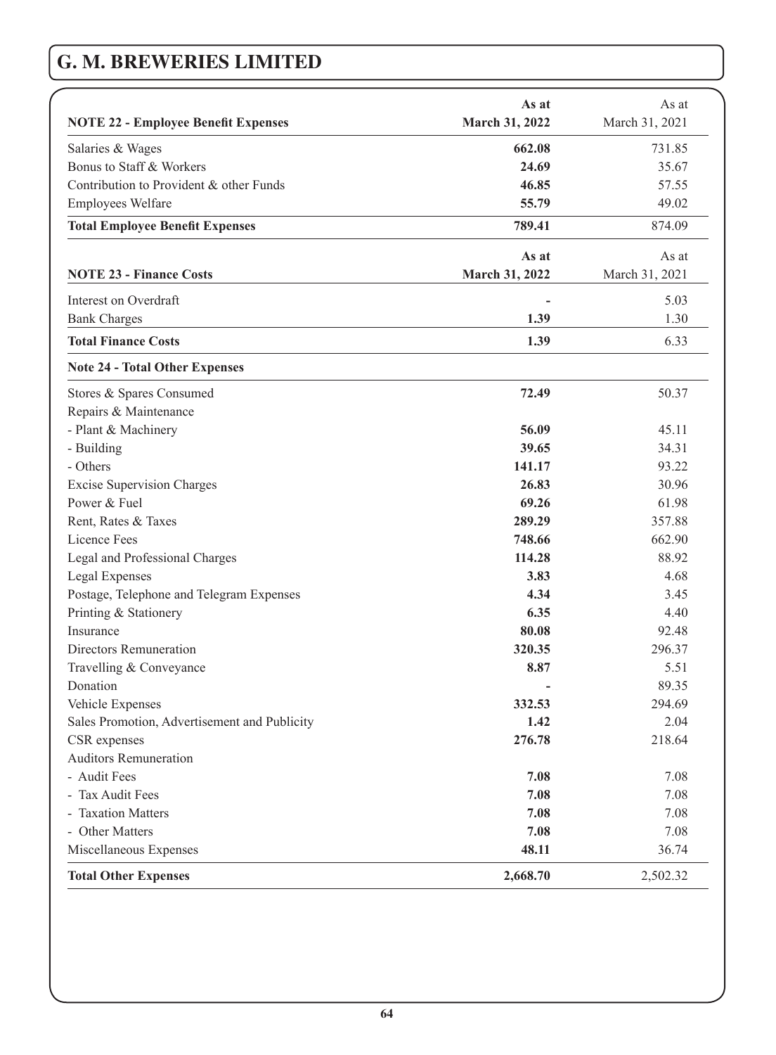# G. M. BREWERIES LIMITED

| NOTE 22 - Employee Benefit Expenses | As at March 31, 2022 | As at March 31, 2021 |
|---|---|---|
| Salaries & Wages | **662.08** | 731.85 |
| Bonus to Staff & Workers | **24.69** | 35.67 |
| Contribution to Provident & other Funds | **46.85** | 57.55 |
| Employees Welfare | **55.79** | 49.02 |
| **Total Employee Benefit Expenses** | **789.41** | 874.09 |

| NOTE 23 - Finance Costs | As at March 31, 2022 | As at March 31, 2021 |
|---|---|---|
| Interest on Overdraft | - | 5.03 |
| Bank Charges | **1.39** | 1.30 |
| **Total Finance Costs** | **1.39** | 6.33 |

| Note 24 - Total Other Expenses | | |
|---|---|---|
| Stores & Spares Consumed | **72.49** | 50.37 |
| Repairs & Maintenance | | |
| - Plant & Machinery | **56.09** | 45.11 |
| - Building | **39.65** | 34.31 |
| - Others | **141.17** | 93.22 |
| Excise Supervision Charges | **26.83** | 30.96 |
| Power & Fuel | **69.26** | 61.98 |
| Rent, Rates & Taxes | **289.29** | 357.88 |
| Licence Fees | **748.66** | 662.90 |
| Legal and Professional Charges | **114.28** | 88.92 |
| Legal Expenses | **3.83** | 4.68 |
| Postage, Telephone and Telegram Expenses | **4.34** | 3.45 |
| Printing & Stationery | **6.35** | 4.40 |
| Insurance | **80.08** | 92.48 |
| Directors Remuneration | **320.35** | 296.37 |
| Travelling & Conveyance | **8.87** | 5.51 |
| Donation | - | 89.35 |
| Vehicle Expenses | **332.53** | 294.69 |
| Sales Promotion, Advertisement and Publicity | **1.42** | 2.04 |
| CSR expenses | **276.78** | 218.64 |
| Auditors Remuneration | | |
| - Audit Fees | **7.08** | 7.08 |
| - Tax Audit Fees | **7.08** | 7.08 |
| - Taxation Matters | **7.08** | 7.08 |
| - Other Matters | **7.08** | 7.08 |
| Miscellaneous Expenses | **48.11** | 36.74 |
| **Total Other Expenses** | **2,668.70** | 2,502.32 |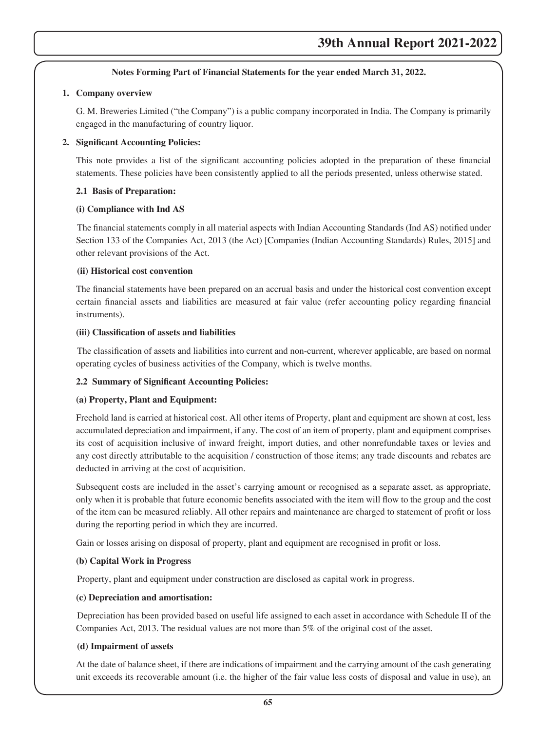**Notes Forming Part of Financial Statements for the year ended March 31, 2022.**

## 1. Company overview

G. M. Breweries Limited ("the Company") is a public company incorporated in India. The Company is primarily engaged in the manufacturing of country liquor.

## 2. Significant Accounting Policies:

This note provides a list of the significant accounting policies adopted in the preparation of these financial statements. These policies have been consistently applied to all the periods presented, unless otherwise stated.

### 2.1 Basis of Preparation:

**(i) Compliance with Ind AS**

The financial statements comply in all material aspects with Indian Accounting Standards (Ind AS) notified under Section 133 of the Companies Act, 2013 (the Act) [Companies (Indian Accounting Standards) Rules, 2015] and other relevant provisions of the Act.

**(ii) Historical cost convention**

The financial statements have been prepared on an accrual basis and under the historical cost convention except certain financial assets and liabilities are measured at fair value (refer accounting policy regarding financial instruments).

**(iii) Classification of assets and liabilities**

The classification of assets and liabilities into current and non-current, wherever applicable, are based on normal operating cycles of business activities of the Company, which is twelve months.

### 2.2 Summary of Significant Accounting Policies:

**(a) Property, Plant and Equipment:**

Freehold land is carried at historical cost. All other items of Property, plant and equipment are shown at cost, less accumulated depreciation and impairment, if any. The cost of an item of property, plant and equipment comprises its cost of acquisition inclusive of inward freight, import duties, and other nonrefundable taxes or levies and any cost directly attributable to the acquisition / construction of those items; any trade discounts and rebates are deducted in arriving at the cost of acquisition.

Subsequent costs are included in the asset's carrying amount or recognised as a separate asset, as appropriate, only when it is probable that future economic benefits associated with the item will flow to the group and the cost of the item can be measured reliably. All other repairs and maintenance are charged to statement of profit or loss during the reporting period in which they are incurred.

Gain or losses arising on disposal of property, plant and equipment are recognised in profit or loss.

**(b) Capital Work in Progress**

Property, plant and equipment under construction are disclosed as capital work in progress.

**(c) Depreciation and amortisation:**

Depreciation has been provided based on useful life assigned to each asset in accordance with Schedule II of the Companies Act, 2013. The residual values are not more than 5% of the original cost of the asset.

**(d) Impairment of assets**

At the date of balance sheet, if there are indications of impairment and the carrying amount of the cash generating unit exceeds its recoverable amount (i.e. the higher of the fair value less costs of disposal and value in use), an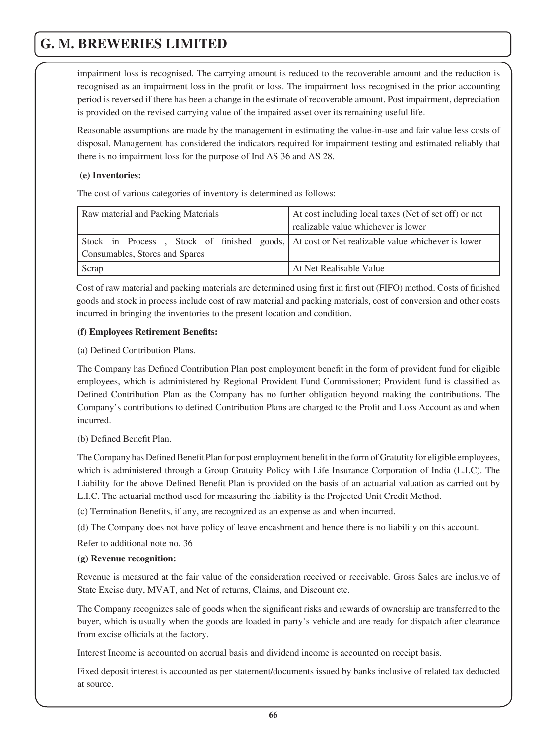impairment loss is recognised. The carrying amount is reduced to the recoverable amount and the reduction is recognised as an impairment loss in the profit or loss. The impairment loss recognised in the prior accounting period is reversed if there has been a change in the estimate of recoverable amount. Post impairment, depreciation is provided on the revised carrying value of the impaired asset over its remaining useful life.

Reasonable assumptions are made by the management in estimating the value-in-use and fair value less costs of disposal. Management has considered the indicators required for impairment testing and estimated reliably that there is no impairment loss for the purpose of Ind AS 36 and AS 28.

**(e) Inventories:**

The cost of various categories of inventory is determined as follows:

| | |
|---|---|
| Raw material and Packing Materials | At cost including local taxes (Net of set off) or net realizable value whichever is lower |
| Stock in Process , Stock of finished goods, Consumables, Stores and Spares | At cost or Net realizable value whichever is lower |
| Scrap | At Net Realisable Value |

Cost of raw material and packing materials are determined using first in first out (FIFO) method. Costs of finished goods and stock in process include cost of raw material and packing materials, cost of conversion and other costs incurred in bringing the inventories to the present location and condition.

**(f) Employees Retirement Benefits:**

(a) Defined Contribution Plans.

The Company has Defined Contribution Plan post employment benefit in the form of provident fund for eligible employees, which is administered by Regional Provident Fund Commissioner; Provident fund is classified as Defined Contribution Plan as the Company has no further obligation beyond making the contributions. The Company's contributions to defined Contribution Plans are charged to the Profit and Loss Account as and when incurred.

(b) Defined Benefit Plan.

The Company has Defined Benefit Plan for post employment benefit in the form of Gratutity for eligible employees, which is administered through a Group Gratuity Policy with Life Insurance Corporation of India (L.I.C). The Liability for the above Defined Benefit Plan is provided on the basis of an actuarial valuation as carried out by L.I.C. The actuarial method used for measuring the liability is the Projected Unit Credit Method.

(c) Termination Benefits, if any, are recognized as an expense as and when incurred.

(d) The Company does not have policy of leave encashment and hence there is no liability on this account.

Refer to additional note no. 36

**(g) Revenue recognition:**

Revenue is measured at the fair value of the consideration received or receivable. Gross Sales are inclusive of State Excise duty, MVAT, and Net of returns, Claims, and Discount etc.

The Company recognizes sale of goods when the significant risks and rewards of ownership are transferred to the buyer, which is usually when the goods are loaded in party's vehicle and are ready for dispatch after clearance from excise officials at the factory.

Interest Income is accounted on accrual basis and dividend income is accounted on receipt basis.

Fixed deposit interest is accounted as per statement/documents issued by banks inclusive of related tax deducted at source.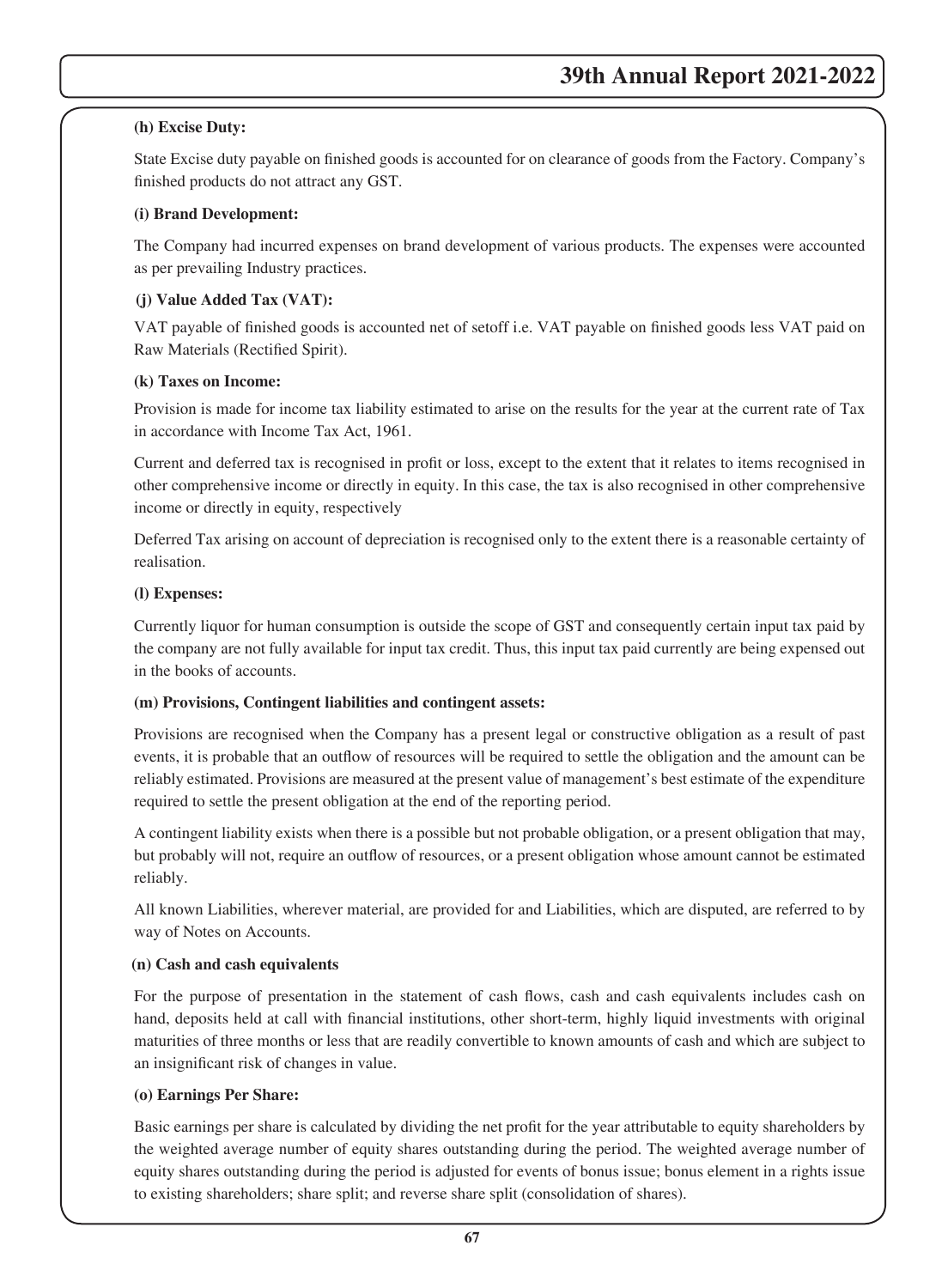**(h) Excise Duty:**

State Excise duty payable on finished goods is accounted for on clearance of goods from the Factory. Company's finished products do not attract any GST.

**(i) Brand Development:**

The Company had incurred expenses on brand development of various products. The expenses were accounted as per prevailing Industry practices.

**(j) Value Added Tax (VAT):**

VAT payable of finished goods is accounted net of setoff i.e. VAT payable on finished goods less VAT paid on Raw Materials (Rectified Spirit).

**(k) Taxes on Income:**

Provision is made for income tax liability estimated to arise on the results for the year at the current rate of Tax in accordance with Income Tax Act, 1961.

Current and deferred tax is recognised in profit or loss, except to the extent that it relates to items recognised in other comprehensive income or directly in equity. In this case, the tax is also recognised in other comprehensive income or directly in equity, respectively

Deferred Tax arising on account of depreciation is recognised only to the extent there is a reasonable certainty of realisation.

**(l) Expenses:**

Currently liquor for human consumption is outside the scope of GST and consequently certain input tax paid by the company are not fully available for input tax credit. Thus, this input tax paid currently are being expensed out in the books of accounts.

**(m) Provisions, Contingent liabilities and contingent assets:**

Provisions are recognised when the Company has a present legal or constructive obligation as a result of past events, it is probable that an outflow of resources will be required to settle the obligation and the amount can be reliably estimated. Provisions are measured at the present value of management's best estimate of the expenditure required to settle the present obligation at the end of the reporting period.

A contingent liability exists when there is a possible but not probable obligation, or a present obligation that may, but probably will not, require an outflow of resources, or a present obligation whose amount cannot be estimated reliably.

All known Liabilities, wherever material, are provided for and Liabilities, which are disputed, are referred to by way of Notes on Accounts.

**(n) Cash and cash equivalents**

For the purpose of presentation in the statement of cash flows, cash and cash equivalents includes cash on hand, deposits held at call with financial institutions, other short-term, highly liquid investments with original maturities of three months or less that are readily convertible to known amounts of cash and which are subject to an insignificant risk of changes in value.

**(o) Earnings Per Share:**

Basic earnings per share is calculated by dividing the net profit for the year attributable to equity shareholders by the weighted average number of equity shares outstanding during the period. The weighted average number of equity shares outstanding during the period is adjusted for events of bonus issue; bonus element in a rights issue to existing shareholders; share split; and reverse share split (consolidation of shares).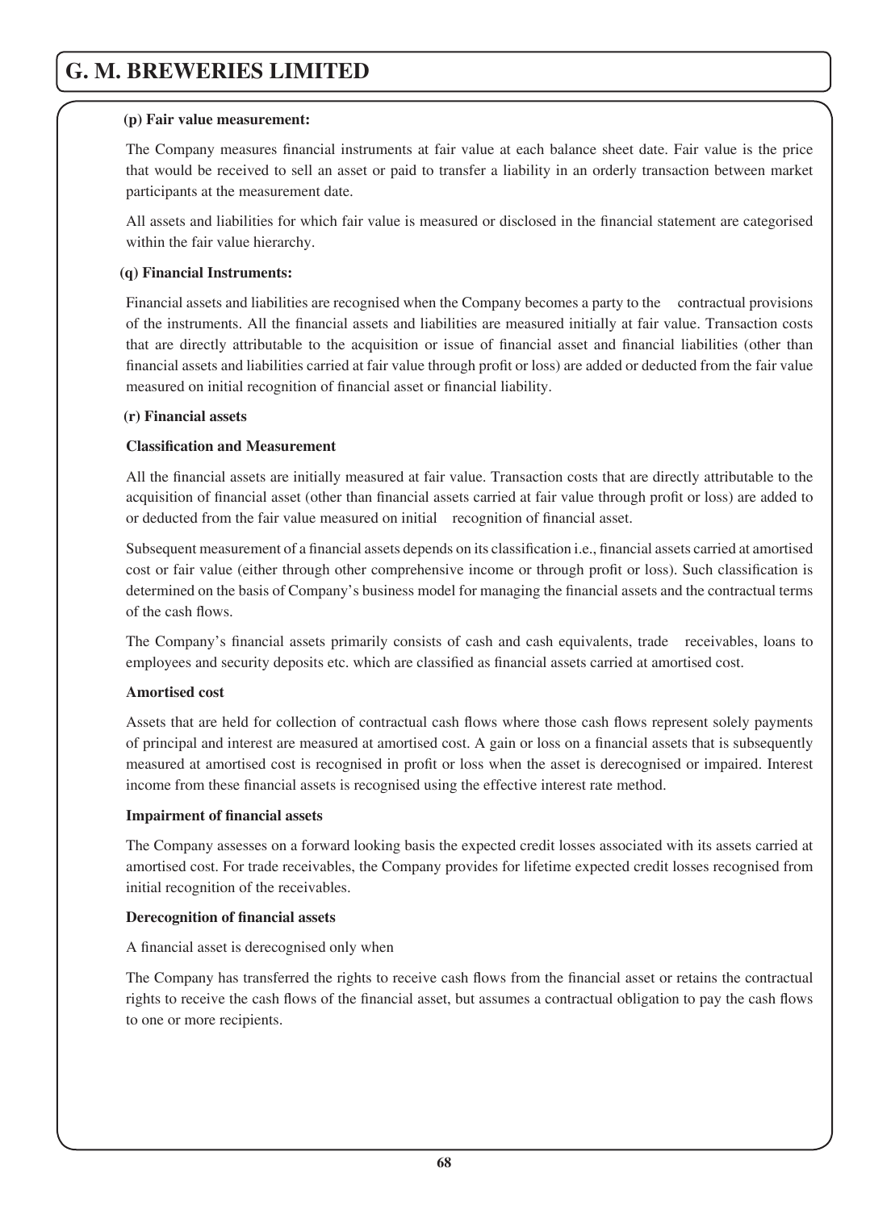**(p) Fair value measurement:**

The Company measures financial instruments at fair value at each balance sheet date. Fair value is the price that would be received to sell an asset or paid to transfer a liability in an orderly transaction between market participants at the measurement date.

All assets and liabilities for which fair value is measured or disclosed in the financial statement are categorised within the fair value hierarchy.

**(q) Financial Instruments:**

Financial assets and liabilities are recognised when the Company becomes a party to the contractual provisions of the instruments. All the financial assets and liabilities are measured initially at fair value. Transaction costs that are directly attributable to the acquisition or issue of financial asset and financial liabilities (other than financial assets and liabilities carried at fair value through profit or loss) are added or deducted from the fair value measured on initial recognition of financial asset or financial liability.

**(r) Financial assets**

**Classification and Measurement**

All the financial assets are initially measured at fair value. Transaction costs that are directly attributable to the acquisition of financial asset (other than financial assets carried at fair value through profit or loss) are added to or deducted from the fair value measured on initial recognition of financial asset.

Subsequent measurement of a financial assets depends on its classification i.e., financial assets carried at amortised cost or fair value (either through other comprehensive income or through profit or loss). Such classification is determined on the basis of Company's business model for managing the financial assets and the contractual terms of the cash flows.

The Company's financial assets primarily consists of cash and cash equivalents, trade receivables, loans to employees and security deposits etc. which are classified as financial assets carried at amortised cost.

**Amortised cost**

Assets that are held for collection of contractual cash flows where those cash flows represent solely payments of principal and interest are measured at amortised cost. A gain or loss on a financial assets that is subsequently measured at amortised cost is recognised in profit or loss when the asset is derecognised or impaired. Interest income from these financial assets is recognised using the effective interest rate method.

**Impairment of financial assets**

The Company assesses on a forward looking basis the expected credit losses associated with its assets carried at amortised cost. For trade receivables, the Company provides for lifetime expected credit losses recognised from initial recognition of the receivables.

**Derecognition of financial assets**

A financial asset is derecognised only when

The Company has transferred the rights to receive cash flows from the financial asset or retains the contractual rights to receive the cash flows of the financial asset, but assumes a contractual obligation to pay the cash flows to one or more recipients.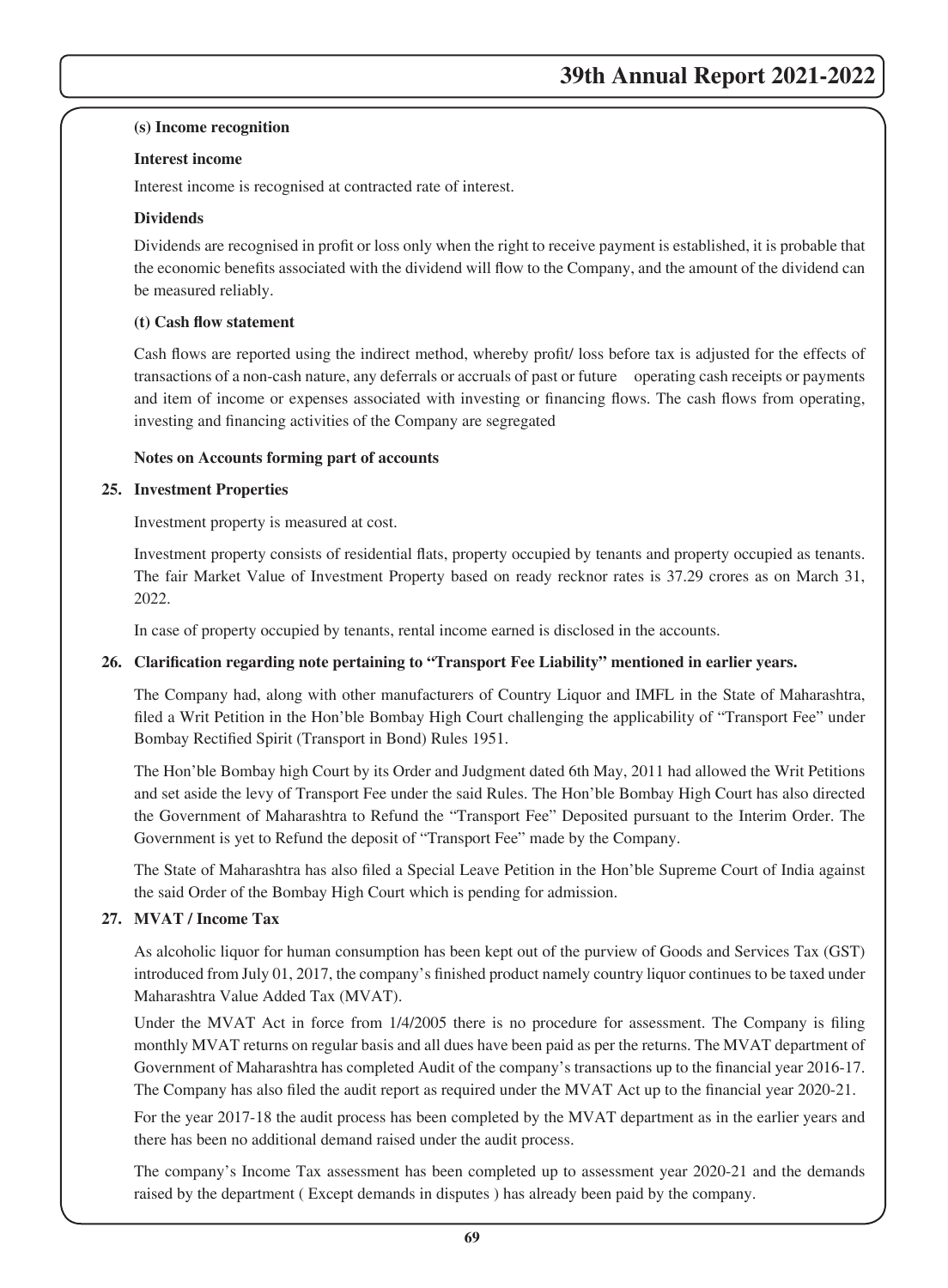**(s) Income recognition**

**Interest income**

Interest income is recognised at contracted rate of interest.

**Dividends**

Dividends are recognised in profit or loss only when the right to receive payment is established, it is probable that the economic benefits associated with the dividend will flow to the Company, and the amount of the dividend can be measured reliably.

**(t) Cash flow statement**

Cash flows are reported using the indirect method, whereby profit/ loss before tax is adjusted for the effects of transactions of a non-cash nature, any deferrals or accruals of past or future operating cash receipts or payments and item of income or expenses associated with investing or financing flows. The cash flows from operating, investing and financing activities of the Company are segregated

**Notes on Accounts forming part of accounts**

**25. Investment Properties**

Investment property is measured at cost.

Investment property consists of residential flats, property occupied by tenants and property occupied as tenants. The fair Market Value of Investment Property based on ready recknor rates is 37.29 crores as on March 31, 2022.

In case of property occupied by tenants, rental income earned is disclosed in the accounts.

**26. Clarification regarding note pertaining to "Transport Fee Liability" mentioned in earlier years.**

The Company had, along with other manufacturers of Country Liquor and IMFL in the State of Maharashtra, filed a Writ Petition in the Hon'ble Bombay High Court challenging the applicability of "Transport Fee" under Bombay Rectified Spirit (Transport in Bond) Rules 1951.

The Hon'ble Bombay high Court by its Order and Judgment dated 6th May, 2011 had allowed the Writ Petitions and set aside the levy of Transport Fee under the said Rules. The Hon'ble Bombay High Court has also directed the Government of Maharashtra to Refund the "Transport Fee" Deposited pursuant to the Interim Order. The Government is yet to Refund the deposit of "Transport Fee" made by the Company.

The State of Maharashtra has also filed a Special Leave Petition in the Hon'ble Supreme Court of India against the said Order of the Bombay High Court which is pending for admission.

**27. MVAT / Income Tax**

As alcoholic liquor for human consumption has been kept out of the purview of Goods and Services Tax (GST) introduced from July 01, 2017, the company's finished product namely country liquor continues to be taxed under Maharashtra Value Added Tax (MVAT).

Under the MVAT Act in force from 1/4/2005 there is no procedure for assessment. The Company is filing monthly MVAT returns on regular basis and all dues have been paid as per the returns. The MVAT department of Government of Maharashtra has completed Audit of the company's transactions up to the financial year 2016-17. The Company has also filed the audit report as required under the MVAT Act up to the financial year 2020-21.

For the year 2017-18 the audit process has been completed by the MVAT department as in the earlier years and there has been no additional demand raised under the audit process.

The company's Income Tax assessment has been completed up to assessment year 2020-21 and the demands raised by the department ( Except demands in disputes ) has already been paid by the company.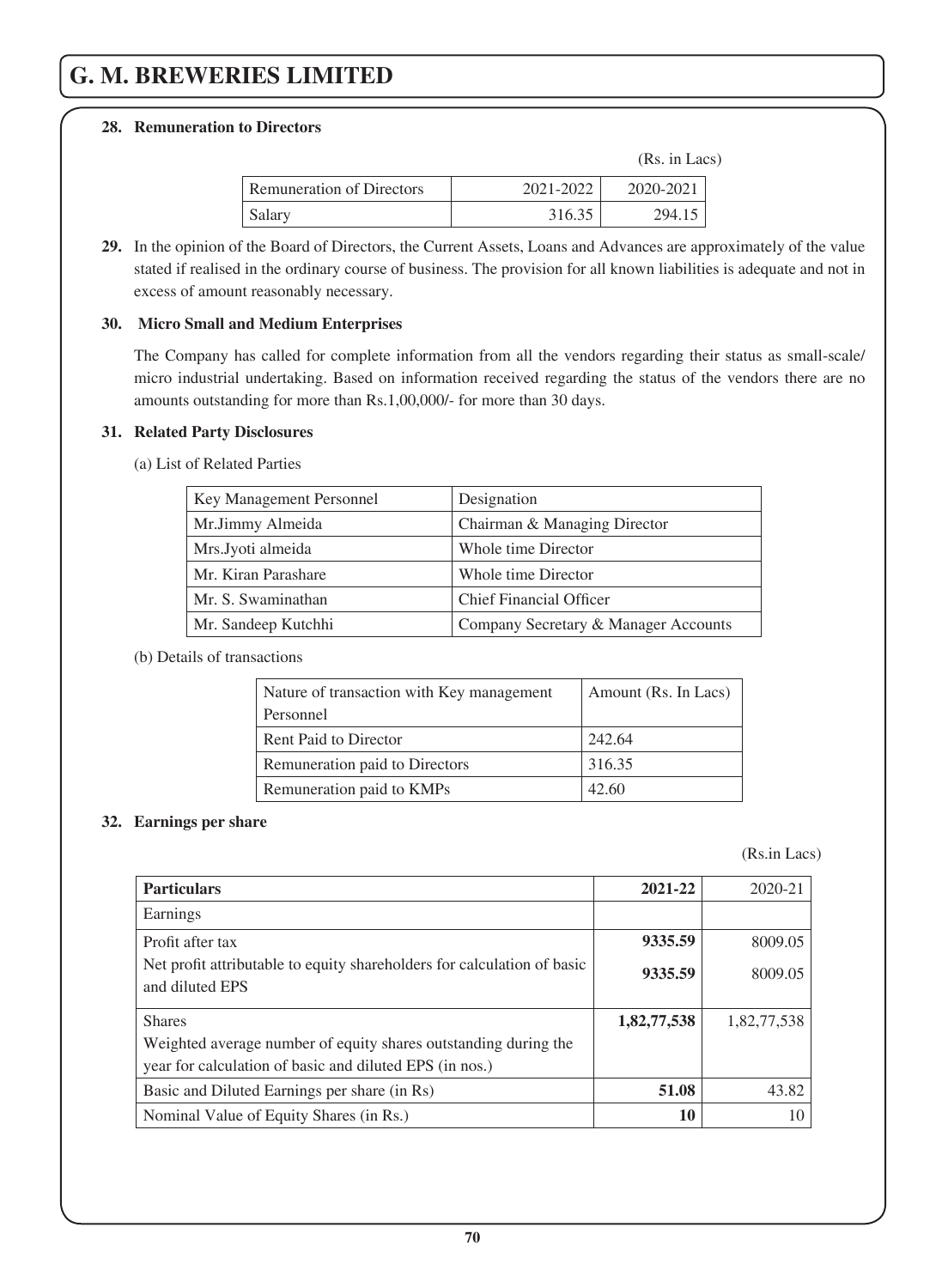**28. Remuneration to Directors**

(Rs. in Lacs)

| Remuneration of Directors | 2021-2022 | 2020-2021 |
|---|---|---|
| Salary | 316.35 | 294.15 |

**29.** In the opinion of the Board of Directors, the Current Assets, Loans and Advances are approximately of the value stated if realised in the ordinary course of business. The provision for all known liabilities is adequate and not in excess of amount reasonably necessary.

**30. Micro Small and Medium Enterprises**

The Company has called for complete information from all the vendors regarding their status as small-scale/ micro industrial undertaking. Based on information received regarding the status of the vendors there are no amounts outstanding for more than Rs.1,00,000/- for more than 30 days.

**31. Related Party Disclosures**

(a) List of Related Parties

| Key Management Personnel | Designation |
|---|---|
| Mr.Jimmy Almeida | Chairman & Managing Director |
| Mrs.Jyoti almeida | Whole time Director |
| Mr. Kiran Parashare | Whole time Director |
| Mr. S. Swaminathan | Chief Financial Officer |
| Mr. Sandeep Kutchhi | Company Secretary & Manager Accounts |

(b) Details of transactions

| Nature of transaction with Key management Personnel | Amount (Rs. In Lacs) |
|---|---|
| Rent Paid to Director | 242.64 |
| Remuneration paid to Directors | 316.35 |
| Remuneration paid to KMPs | 42.60 |

**32. Earnings per share**

(Rs.in Lacs)

| **Particulars** | **2021-22** | 2020-21 |
|---|---|---|
| Earnings | | |
| Profit after tax | **9335.59** | 8009.05 |
| Net profit attributable to equity shareholders for calculation of basic and diluted EPS | **9335.59** | 8009.05 |
| Shares<br>Weighted average number of equity shares outstanding during the year for calculation of basic and diluted EPS (in nos.) | **1,82,77,538** | 1,82,77,538 |
| Basic and Diluted Earnings per share (in Rs) | **51.08** | 43.82 |
| Nominal Value of Equity Shares (in Rs.) | **10** | 10 |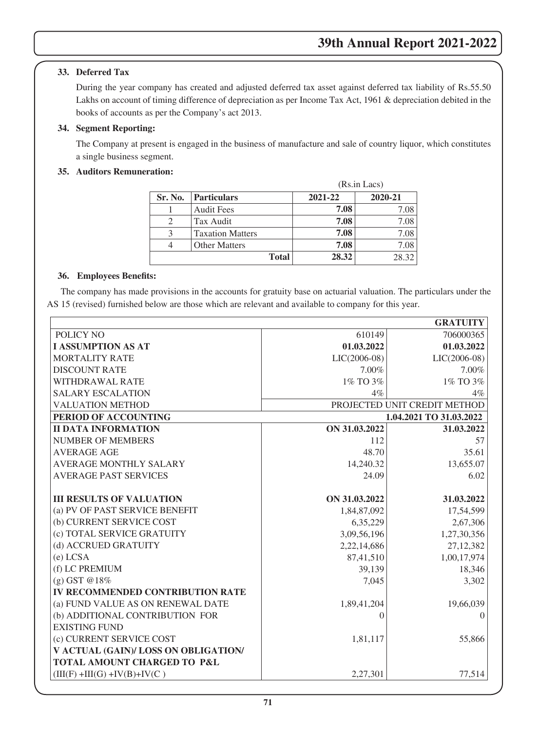### 33. Deferred Tax

During the year company has created and adjusted deferred tax asset against deferred tax liability of Rs.55.50 Lakhs on account of timing difference of depreciation as per Income Tax Act, 1961 & depreciation debited in the books of accounts as per the Company's act 2013.

### 34. Segment Reporting:

The Company at present is engaged in the business of manufacture and sale of country liquor, which constitutes a single business segment.

### 35. Auditors Remuneration:

(Rs.in Lacs)

| Sr. No. | Particulars | 2021-22 | 2020-21 |
|---|---|---|---|
| 1 | Audit Fees | **7.08** | 7.08 |
| 2 | Tax Audit | **7.08** | 7.08 |
| 3 | Taxation Matters | **7.08** | 7.08 |
| 4 | Other Matters | **7.08** | 7.08 |
| | **Total** | **28.32** | 28.32 |

### 36. Employees Benefits:

The company has made provisions in the accounts for gratuity base on actuarial valuation. The particulars under the AS 15 (revised) furnished below are those which are relevant and available to company for this year.

| | | **GRATUITY** |
|---|---|---|
| POLICY NO | 610149 | 706000365 |
| **I ASSUMPTION AS AT** | **01.03.2022** | **01.03.2022** |
| MORTALITY RATE | LIC(2006-08) | LIC(2006-08) |
| DISCOUNT RATE | 7.00% | 7.00% |
| WITHDRAWAL RATE | 1% TO 3% | 1% TO 3% |
| SALARY ESCALATION | 4% | 4% |
| VALUATION METHOD | PROJECTED UNIT CREDIT METHOD | |
| **PERIOD OF ACCOUNTING** | **1.04.2021 TO 31.03.2022** | |
| **II DATA INFORMATION** | **ON 31.03.2022** | **31.03.2022** |
| NUMBER OF MEMBERS | 112 | 57 |
| AVERAGE AGE | 48.70 | 35.61 |
| AVERAGE MONTHLY SALARY | 14,240.32 | 13,655.07 |
| AVERAGE PAST SERVICES | 24.09 | 6.02 |
| **III RESULTS OF VALUATION** | **ON 31.03.2022** | **31.03.2022** |
| (a) PV OF PAST SERVICE BENEFIT | 1,84,87,092 | 17,54,599 |
| (b) CURRENT SERVICE COST | 6,35,229 | 2,67,306 |
| (c) TOTAL SERVICE GRATUITY | 3,09,56,196 | 1,27,30,356 |
| (d) ACCRUED GRATUITY | 2,22,14,686 | 27,12,382 |
| (e) LCSA | 87,41,510 | 1,00,17,974 |
| (f) LC PREMIUM | 39,139 | 18,346 |
| (g) GST @18% | 7,045 | 3,302 |
| **IV RECOMMENDED CONTRIBUTION RATE** | | |
| (a) FUND VALUE AS ON RENEWAL DATE | 1,89,41,204 | 19,66,039 |
| (b) ADDITIONAL CONTRIBUTION FOR EXISTING FUND | 0 | 0 |
| (c) CURRENT SERVICE COST | 1,81,117 | 55,866 |
| **V ACTUAL (GAIN)/ LOSS ON OBLIGATION/ TOTAL AMOUNT CHARGED TO P&L** (III(F) +III(G) +IV(B)+IV(C )) | 2,27,301 | 77,514 |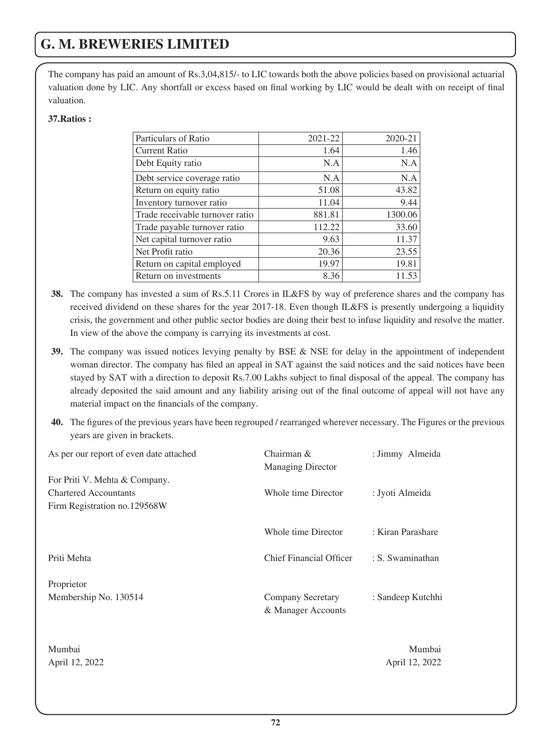The company has paid an amount of Rs.3,04,815/- to LIC towards both the above policies based on provisional actuarial valuation done by LIC. Any shortfall or excess based on final working by LIC would be dealt with on receipt of final valuation.

**37.Ratios :**

| Particulars of Ratio | 2021-22 | 2020-21 |
|---|---|---|
| Current Ratio | 1.64 | 1.46 |
| Debt Equity ratio | N.A | N.A |
| Debt service coverage ratio | N.A | N.A |
| Return on equity ratio | 51.08 | 43.82 |
| Inventory turnover ratio | 11.04 | 9.44 |
| Trade receivable turnover ratio | 881.81 | 1300.06 |
| Trade payable turnover ratio | 112.22 | 33.60 |
| Net capital turnover ratio | 9.63 | 11.37 |
| Net Profit ratio | 20.36 | 23.55 |
| Return on capital employed | 19.97 | 19.81 |
| Return on investments | 8.36 | 11.53 |

**38.** The company has invested a sum of Rs.5.11 Crores in IL&FS by way of preference shares and the company has received dividend on these shares for the year 2017-18. Even though IL&FS is presently undergoing a liquidity crisis, the government and other public sector bodies are doing their best to infuse liquidity and resolve the matter. In view of the above the company is carrying its investments at cost.

**39.** The company was issued notices levying penalty by BSE & NSE for delay in the appointment of independent woman director. The company has filed an appeal in SAT against the said notices and the said notices have been stayed by SAT with a direction to deposit Rs.7.00 Lakhs subject to final disposal of the appeal. The company has already deposited the said amount and any liability arising out of the final outcome of appeal will not have any material impact on the financials of the company.

**40.** The figures of the previous years have been regrouped / rearranged wherever necessary. The Figures or the previous years are given in brackets.

As per our report of even date attached

For Priti V. Mehta & Company.
Chartered Accountants
Firm Registration no.129568W

Priti Mehta

Proprietor
Membership No. 130514

Mumbai
April 12, 2022

Chairman & Managing Director : Jimmy Almeida

Whole time Director : Jyoti Almeida

Whole time Director : Kiran Parashare

Chief Financial Officer : S. Swaminathan

Company Secretary & Manager Accounts : Sandeep Kutchhi

Mumbai
April 12, 2022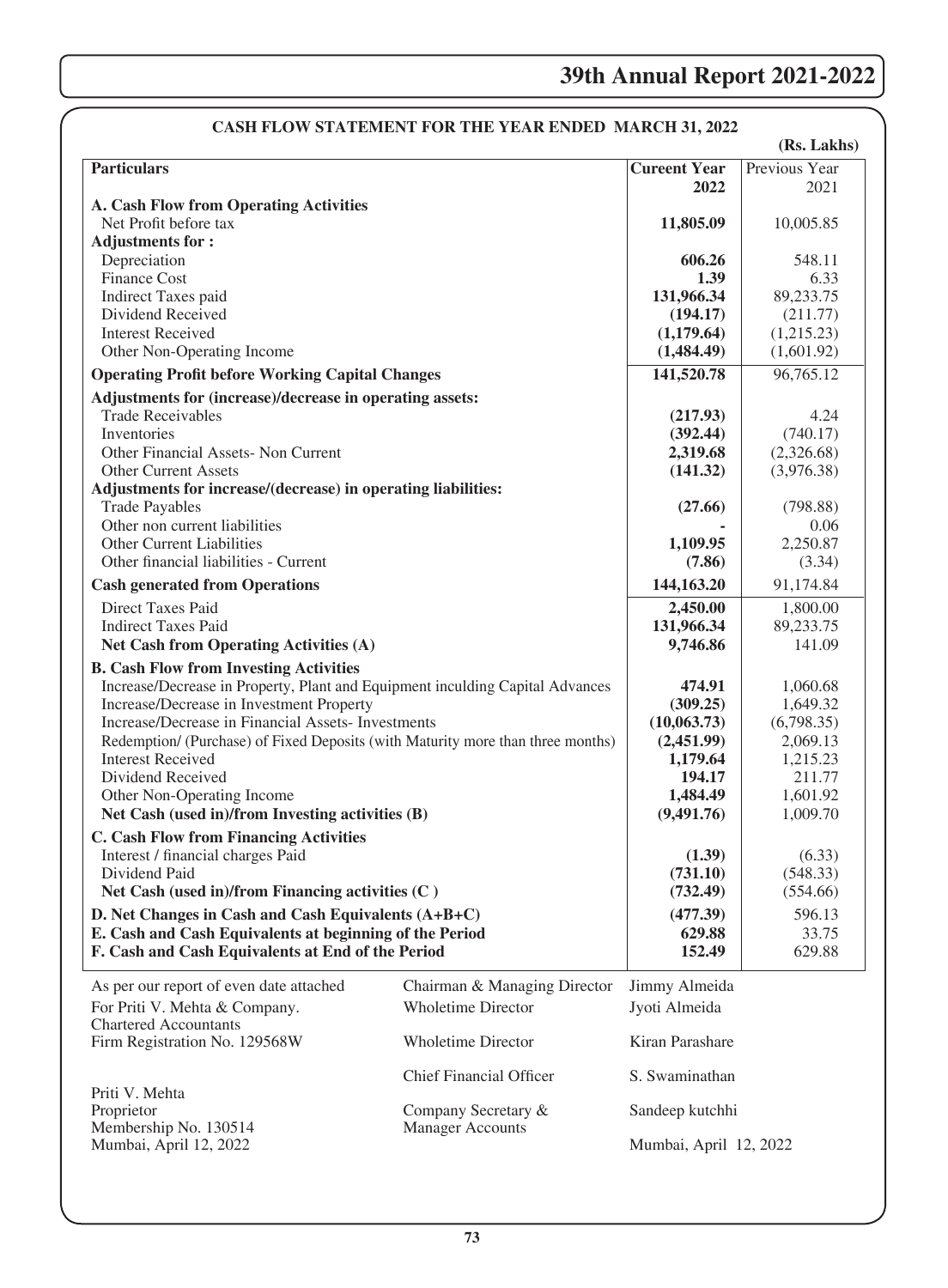## CASH FLOW STATEMENT FOR THE YEAR ENDED MARCH 31, 2022

(Rs. Lakhs)

| Particulars | Cureent Year 2022 | Previous Year 2021 |
|---|---|---|
| **A. Cash Flow from Operating Activities** | | |
| Net Profit before tax | **11,805.09** | 10,005.85 |
| **Adjustments for :** | | |
| Depreciation | **606.26** | 548.11 |
| Finance Cost | **1.39** | 6.33 |
| Indirect Taxes paid | **131,966.34** | 89,233.75 |
| Dividend Received | **(194.17)** | (211.77) |
| Interest Received | **(1,179.64)** | (1,215.23) |
| Other Non-Operating Income | **(1,484.49)** | (1,601.92) |
| **Operating Profit before Working Capital Changes** | **141,520.78** | 96,765.12 |
| **Adjustments for (increase)/decrease in operating assets:** | | |
| Trade Receivables | **(217.93)** | 4.24 |
| Inventories | **(392.44)** | (740.17) |
| Other Financial Assets- Non Current | **2,319.68** | (2,326.68) |
| Other Current Assets | **(141.32)** | (3,976.38) |
| **Adjustments for increase/(decrease) in operating liabilities:** | | |
| Trade Payables | **(27.66)** | (798.88) |
| Other non current liabilities | **-** | 0.06 |
| Other Current Liabilities | **1,109.95** | 2,250.87 |
| Other financial liabilities - Current | **(7.86)** | (3.34) |
| **Cash generated from Operations** | **144,163.20** | 91,174.84 |
| Direct Taxes Paid | **2,450.00** | 1,800.00 |
| Indirect Taxes Paid | **131,966.34** | 89,233.75 |
| **Net Cash from Operating Activities (A)** | **9,746.86** | 141.09 |
| **B. Cash Flow from Investing Activities** | | |
| Increase/Decrease in Property, Plant and Equipment inculding Capital Advances | **474.91** | 1,060.68 |
| Increase/Decrease in Investment Property | **(309.25)** | 1,649.32 |
| Increase/Decrease in Financial Assets- Investments | **(10,063.73)** | (6,798.35) |
| Redemption/ (Purchase) of Fixed Deposits (with Maturity more than three months) | **(2,451.99)** | 2,069.13 |
| Interest Received | **1,179.64** | 1,215.23 |
| Dividend Received | **194.17** | 211.77 |
| Other Non-Operating Income | **1,484.49** | 1,601.92 |
| **Net Cash (used in)/from Investing activities (B)** | **(9,491.76)** | 1,009.70 |
| **C. Cash Flow from Financing Activities** | | |
| Interest / financial charges Paid | **(1.39)** | (6.33) |
| Dividend Paid | **(731.10)** | (548.33) |
| **Net Cash (used in)/from Financing activities (C )** | **(732.49)** | (554.66) |
| **D. Net Changes in Cash and Cash Equivalents (A+B+C)** | **(477.39)** | 596.13 |
| **E. Cash and Cash Equivalents at beginning of the Period** | **629.88** | 33.75 |
| **F. Cash and Cash Equivalents at End of the Period** | **152.49** | 629.88 |

As per our report of even date attached
For Priti V. Mehta & Company.
Chartered Accountants
Firm Registration No. 129568W

Priti V. Mehta
Proprietor
Membership No. 130514
Mumbai, April 12, 2022

| | |
|---|---|
| Chairman & Managing Director | Jimmy Almeida |
| Wholetime Director | Jyoti Almeida |
| Wholetime Director | Kiran Parashare |
| Chief Financial Officer | S. Swaminathan |
| Company Secretary & Manager Accounts | Sandeep kutchhi |

Mumbai, April 12, 2022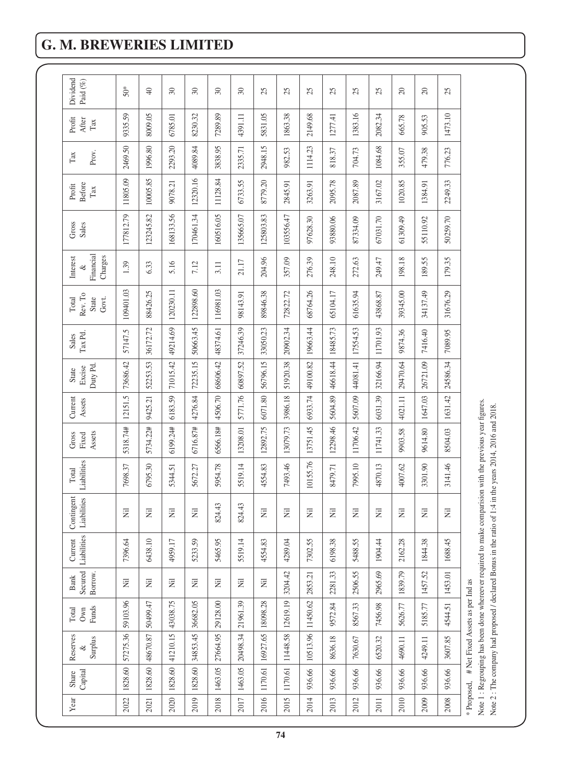| Year | Share Capital | Reserves & Surplus | Total Own Funds | Bank Secured Borrow. | Current Liabilities | Contingent Liabilities | Total Liabilities | Gross Fixed Assets | Current Assets | State Excise Duty Pd. | Sales Tax Pd. | Total Rev. To State Govt. | Interest & Financial Charges | Gross Sales | Profit Before Tax | Tax Prov. | Profit After Tax | Dividend Paid (%) |
|---|---|---|---|---|---|---|---|---|---|---|---|---|---|---|---|---|---|---|
| 2022 | 1828.60 | 57275.36 | 59103.96 | Nil | 7396.64 | Nil | 7698.37 | 5318.74# | 12151.5 | 73686.42 | 57147.5 | 109401.03 | 1.39 | 177812.79 | 11805.09 | 2469.50 | 9335.59 | 50* |
| 2021 | 1828.60 | 48670.87 | 50499.47 | Nil | 6438.10 | Nil | 6795.30 | 5734.22# | 9425.21 | 52253.53 | 36172.72 | 88426.25 | 6.33 | 123245.82 | 10005.85 | 1996.80 | 8009.05 | 40 |
| 2020 | 1828.60 | 41210.15 | 43038.75 | Nil | 4959.17 | Nil | 5344.51 | 6199.24# | 6183.59 | 71015.42 | 49214.69 | 120230.11 | 5.16 | 168133.56 | 9078.21 | 2293.20 | 6785.01 | 30 |
| 2019 | 1828.60 | 34853.45 | 36682.05 | Nil | 5233.59 | Nil | 5672.27 | 6716.87# | 4276.84 | 72235.15 | 50663.45 | 122898.60 | 7.12 | 170461.34 | 12320.16 | 4089.84 | 8230.32 | 30 |
| 2018 | 1463.05 | 27664.95 | 29128.00 | Nil | 5463.95 | 824.43 | 5954.78 | 6566.18# | 4506.70 | 68606.42 | 48374.61 | 116981.03 | 3.11 | 160516.05 | 11128.84 | 3838.95 | 7289.89 | 30 |
| 2017 | 1463.05 | 20498.34 | 21961.39 | Nil | 5519.14 | 824.43 | 5519.14 | 13208.01 | 5771.76 | 60897.52 | 37246.39 | 98143.91 | 21.17 | 135665.07 | 6733.55 | 2335.71 | 4391.11 | 30 |
| 2016 | 1170.61 | 16927.65 | 18098.28 | Nil | 4554.83 | Nil | 4554.83 | 12892.75 | 6071.80 | 56796.15 | 33050.23 | 89846.38 | 204.96 | 125803.83 | 8779.20 | 2948.15 | 5831.05 | 25 |
| 2015 | 1170.61 | 11448.58 | 12619.19 | 3204.42 | 4289.04 | Nil | 7493.46 | 13079.73 | 3986.18 | 51920.38 | 20902.34 | 72822.72 | 357.09 | 103556.47 | 2845.91 | 982.53 | 1863.38 | 25 |
| 2014 | 936.66 | 10513.96 | 11450.62 | 2853.21 | 7302.55 | Nil | 10155.76 | 13751.45 | 6933.74 | 49100.82 | 19663.44 | 68764.26 | 276.39 | 97628.30 | 3263.91 | 1114.23 | 2149.68 | 25 |
| 2013 | 936.66 | 8636.18 | 9572.84 | 2281.33 | 6198.38 | Nil | 8479.71 | 12298.46 | 5604.89 | 46618.44 | 18485.73 | 65104.17 | 248.10 | 93880.06 | 2095.78 | 818.37 | 1277.41 | 25 |
| 2012 | 936.66 | 7630.67 | 8567.33 | 2506.55 | 5488.55 | Nil | 7995.10 | 11706.42 | 5607.09 | 44081.41 | 17554.53 | 61635.94 | 272.63 | 87334.09 | 2087.89 | 704.73 | 1383.16 | 25 |
| 2011 | 936.66 | 6520.32 | 7456.98 | 2965.69 | 1904.44 | Nil | 4870.13 | 11741.33 | 6031.39 | 32166.94 | 11701.93 | 43868.87 | 249.47 | 67031.70 | 3167.02 | 1084.68 | 2082.34 | 25 |
| 2010 | 936.66 | 4690.11 | 5626.77 | 1839.79 | 2162.28 | Nil | 4007.62 | 9903.58 | 4021.11 | 29470.64 | 9874.36 | 39345.00 | 198.18 | 61309.49 | 1020.85 | 355.07 | 665.78 | 20 |
| 2009 | 936.66 | 4249.11 | 5185.77 | 1457.52 | 1844.38 | Nil | 3301.90 | 9614.80 | 1647.03 | 26721.09 | 7416.40 | 34137.49 | 189.55 | 55110.92 | 1384.91 | 479.38 | 905.53 | 20 |
| 2008 | 936.66 | 3607.85 | 4544.51 | 1453.01 | 1688.45 | Nil | 3141.46 | 8504.03 | 1631.42 | 24586.34 | 7089.95 | 31676.29 | 179.35 | 50259.70 | 2249.33 | 776.23 | 1473.10 | 25 |

\* Proposed, # Net Fixed Assets as per Ind as

Note 1 : Regrouping has been done whereever required to make comparision with the previous year figures.

Note 2 : The company had proposed / declared Bonus in the ratio of 1:4 in the years 2014, 2016 and 2018.